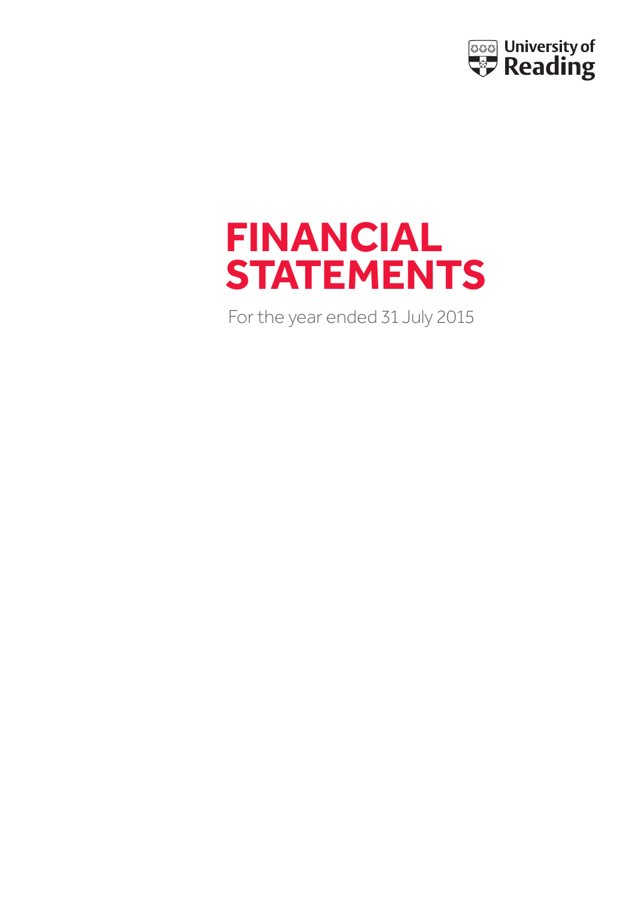University of Reading

# FINANCIAL STATEMENTS

For the year ended 31 July 2015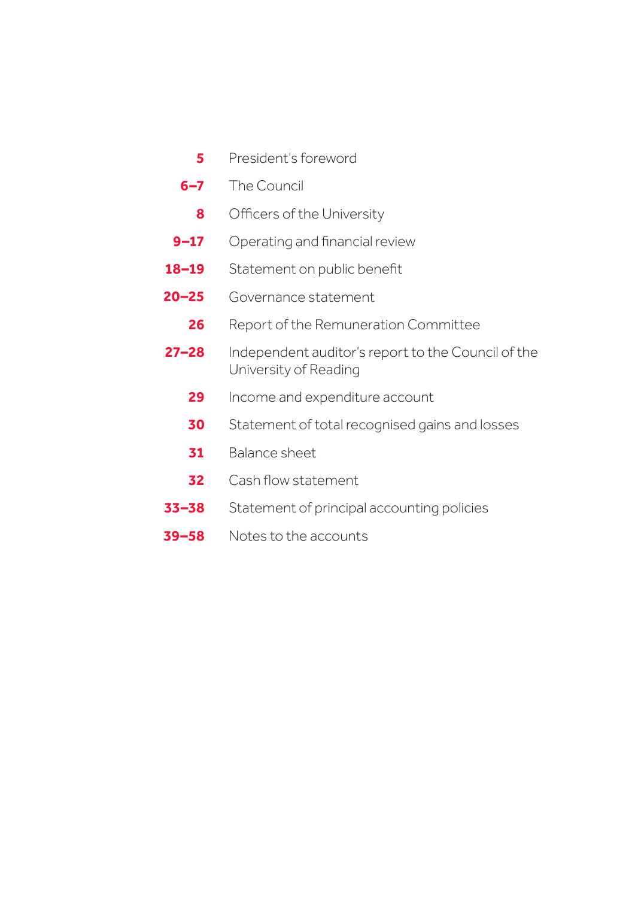| | |
|---|---|
| **5** | President's foreword |
| **6–7** | The Council |
| **8** | Officers of the University |
| **9–17** | Operating and financial review |
| **18–19** | Statement on public benefit |
| **20–25** | Governance statement |
| **26** | Report of the Remuneration Committee |
| **27–28** | Independent auditor's report to the Council of the University of Reading |
| **29** | Income and expenditure account |
| **30** | Statement of total recognised gains and losses |
| **31** | Balance sheet |
| **32** | Cash flow statement |
| **33–38** | Statement of principal accounting policies |
| **39–58** | Notes to the accounts |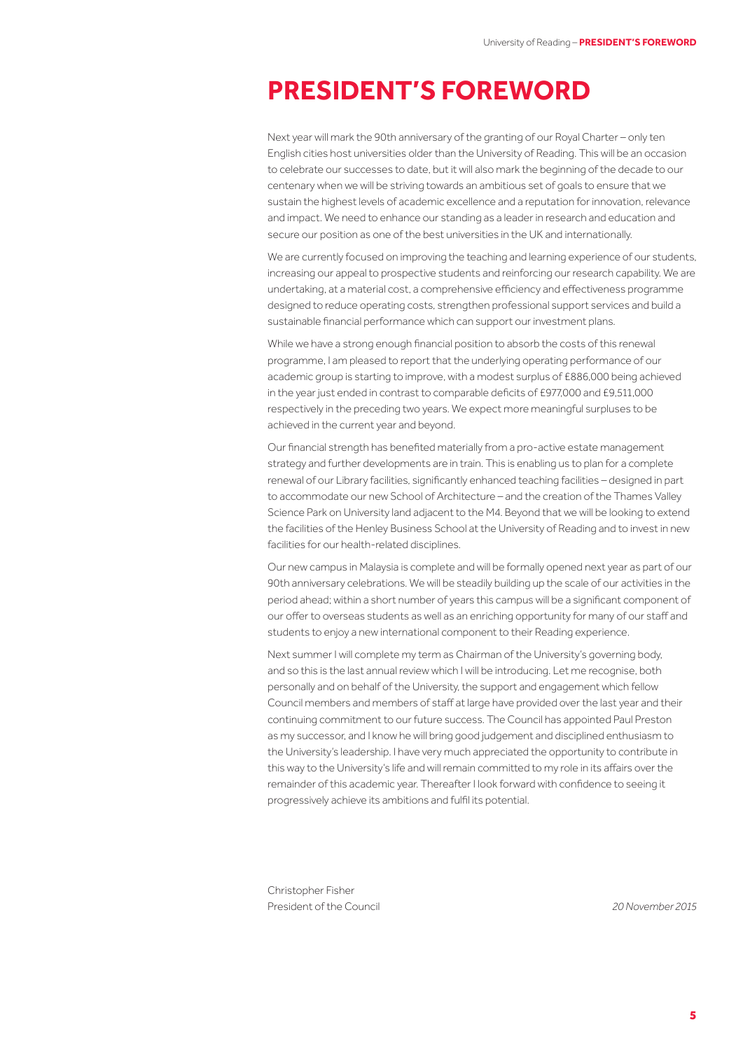# PRESIDENT'S FOREWORD

Next year will mark the 90th anniversary of the granting of our Royal Charter – only ten English cities host universities older than the University of Reading. This will be an occasion to celebrate our successes to date, but it will also mark the beginning of the decade to our centenary when we will be striving towards an ambitious set of goals to ensure that we sustain the highest levels of academic excellence and a reputation for innovation, relevance and impact. We need to enhance our standing as a leader in research and education and secure our position as one of the best universities in the UK and internationally.

We are currently focused on improving the teaching and learning experience of our students, increasing our appeal to prospective students and reinforcing our research capability. We are undertaking, at a material cost, a comprehensive efficiency and effectiveness programme designed to reduce operating costs, strengthen professional support services and build a sustainable financial performance which can support our investment plans.

While we have a strong enough financial position to absorb the costs of this renewal programme, I am pleased to report that the underlying operating performance of our academic group is starting to improve, with a modest surplus of £886,000 being achieved in the year just ended in contrast to comparable deficits of £977,000 and £9,511,000 respectively in the preceding two years. We expect more meaningful surpluses to be achieved in the current year and beyond.

Our financial strength has benefited materially from a pro-active estate management strategy and further developments are in train. This is enabling us to plan for a complete renewal of our Library facilities, significantly enhanced teaching facilities – designed in part to accommodate our new School of Architecture – and the creation of the Thames Valley Science Park on University land adjacent to the M4. Beyond that we will be looking to extend the facilities of the Henley Business School at the University of Reading and to invest in new facilities for our health-related disciplines.

Our new campus in Malaysia is complete and will be formally opened next year as part of our 90th anniversary celebrations. We will be steadily building up the scale of our activities in the period ahead; within a short number of years this campus will be a significant component of our offer to overseas students as well as an enriching opportunity for many of our staff and students to enjoy a new international component to their Reading experience.

Next summer I will complete my term as Chairman of the University's governing body, and so this is the last annual review which I will be introducing. Let me recognise, both personally and on behalf of the University, the support and engagement which fellow Council members and members of staff at large have provided over the last year and their continuing commitment to our future success. The Council has appointed Paul Preston as my successor, and I know he will bring good judgement and disciplined enthusiasm to the University's leadership. I have very much appreciated the opportunity to contribute in this way to the University's life and will remain committed to my role in its affairs over the remainder of this academic year. Thereafter I look forward with confidence to seeing it progressively achieve its ambitions and fulfil its potential.

Christopher Fisher
President of the Council

*20 November 2015*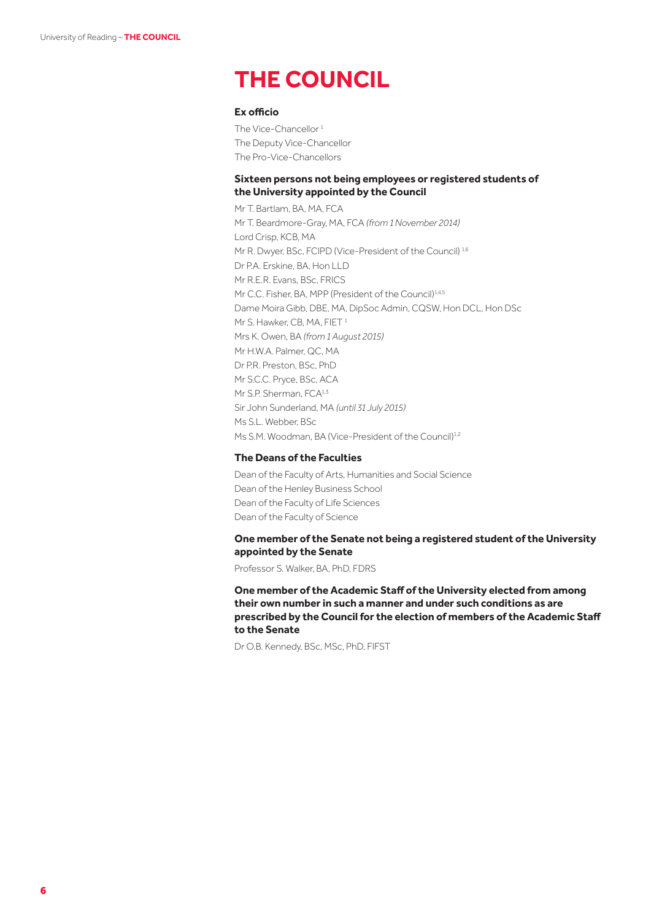# THE COUNCIL

### Ex officio

The Vice-Chancellor [1]
The Deputy Vice-Chancellor
The Pro-Vice-Chancellors

### Sixteen persons not being employees or registered students of the University appointed by the Council

Mr T. Bartlam, BA, MA, FCA
Mr T. Beardmore-Gray, MA, FCA *(from 1 November 2014)*
Lord Crisp, KCB, MA
Mr R. Dwyer, BSc, FCIPD (Vice-President of the Council) [1,6]
Dr P.A. Erskine, BA, Hon LLD
Mr R.E.R. Evans, BSc, FRICS
Mr C.C. Fisher, BA, MPP (President of the Council)[1,4,5]
Dame Moira Gibb, DBE, MA, DipSoc Admin, CQSW, Hon DCL, Hon DSc
Mr S. Hawker, CB, MA, FIET [1]
Mrs K. Owen, BA *(from 1 August 2015)*
Mr H.W.A. Palmer, QC, MA
Dr P.R. Preston, BSc, PhD
Mr S.C.C. Pryce, BSc, ACA
Mr S.P. Sherman, FCA[1,3]
Sir John Sunderland, MA *(until 31 July 2015)*
Ms S.L. Webber, BSc
Ms S.M. Woodman, BA (Vice-President of the Council)[1,2]

### The Deans of the Faculties

Dean of the Faculty of Arts, Humanities and Social Science
Dean of the Henley Business School
Dean of the Faculty of Life Sciences
Dean of the Faculty of Science

### One member of the Senate not being a registered student of the University appointed by the Senate

Professor S. Walker, BA, PhD, FDRS

### One member of the Academic Staff of the University elected from among their own number in such a manner and under such conditions as are prescribed by the Council for the election of members of the Academic Staff to the Senate

Dr O.B. Kennedy, BSc, MSc, PhD, FIFST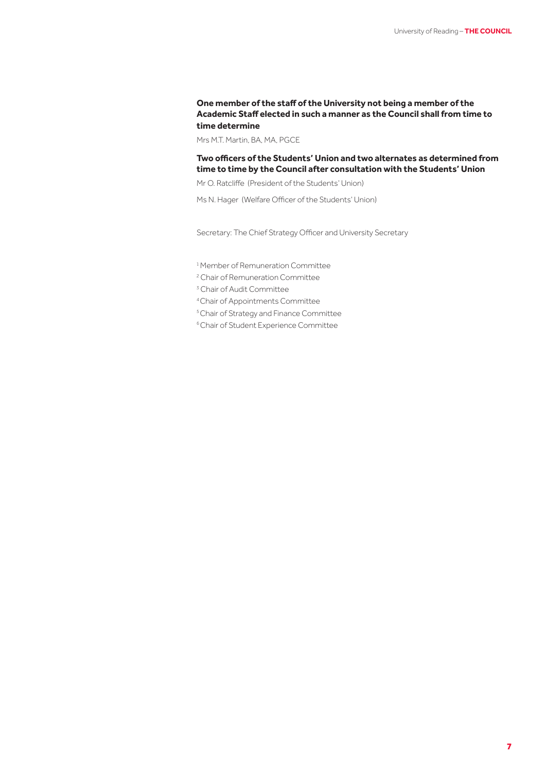**One member of the staff of the University not being a member of the Academic Staff elected in such a manner as the Council shall from time to time determine**

Mrs M.T. Martin, BA, MA, PGCE

**Two officers of the Students' Union and two alternates as determined from time to time by the Council after consultation with the Students' Union**

Mr O. Ratcliffe (President of the Students' Union)

Ms N. Hager (Welfare Officer of the Students' Union)

Secretary: The Chief Strategy Officer and University Secretary

[1] Member of Remuneration Committee

[2] Chair of Remuneration Committee

[3] Chair of Audit Committee

[4] Chair of Appointments Committee

[5] Chair of Strategy and Finance Committee

[6] Chair of Student Experience Committee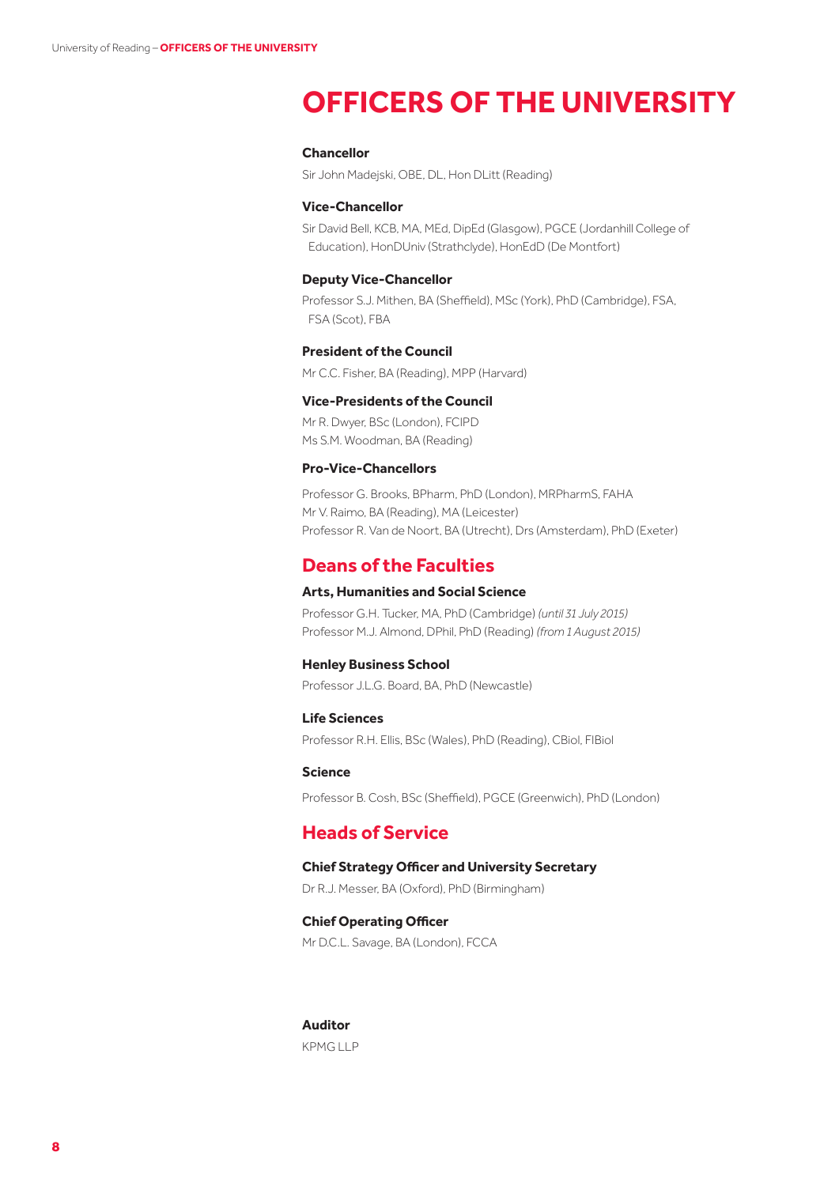# OFFICERS OF THE UNIVERSITY

### Chancellor

Sir John Madejski, OBE, DL, Hon DLitt (Reading)

### Vice-Chancellor

Sir David Bell, KCB, MA, MEd, DipEd (Glasgow), PGCE (Jordanhill College of Education), HonDUniv (Strathclyde), HonEdD (De Montfort)

### Deputy Vice-Chancellor

Professor S.J. Mithen, BA (Sheffield), MSc (York), PhD (Cambridge), FSA, FSA (Scot), FBA

### President of the Council

Mr C.C. Fisher, BA (Reading), MPP (Harvard)

### Vice-Presidents of the Council

Mr R. Dwyer, BSc (London), FCIPD
Ms S.M. Woodman, BA (Reading)

### Pro-Vice-Chancellors

Professor G. Brooks, BPharm, PhD (London), MRPharmS, FAHA
Mr V. Raimo, BA (Reading), MA (Leicester)
Professor R. Van de Noort, BA (Utrecht), Drs (Amsterdam), PhD (Exeter)

## Deans of the Faculties

### Arts, Humanities and Social Science

Professor G.H. Tucker, MA, PhD (Cambridge) *(until 31 July 2015)*
Professor M.J. Almond, DPhil, PhD (Reading) *(from 1 August 2015)*

### Henley Business School

Professor J.L.G. Board, BA, PhD (Newcastle)

### Life Sciences

Professor R.H. Ellis, BSc (Wales), PhD (Reading), CBiol, FIBiol

### Science

Professor B. Cosh, BSc (Sheffield), PGCE (Greenwich), PhD (London)

## Heads of Service

### Chief Strategy Officer and University Secretary

Dr R.J. Messer, BA (Oxford), PhD (Birmingham)

### Chief Operating Officer

Mr D.C.L. Savage, BA (London), FCCA

### Auditor

KPMG LLP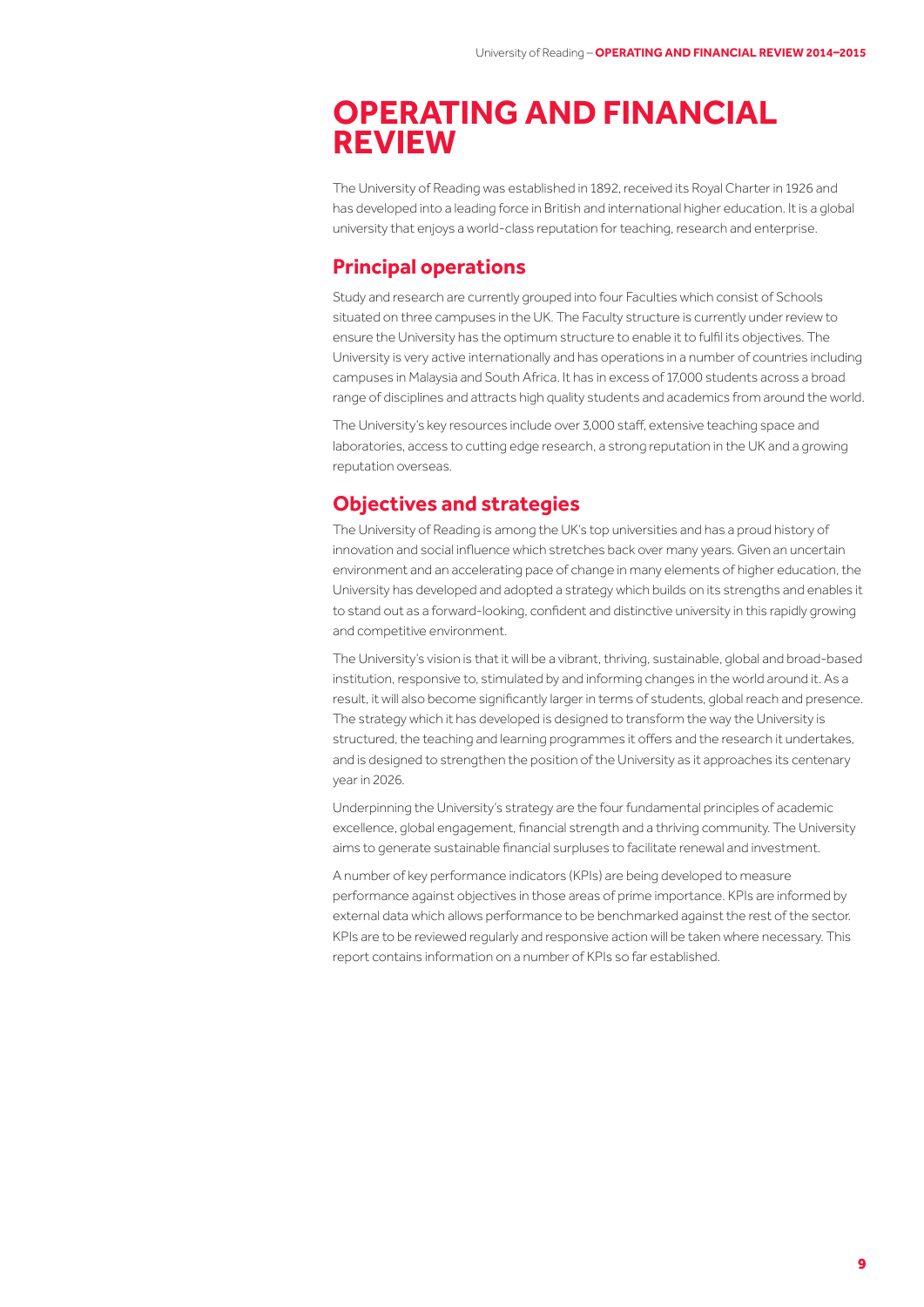# OPERATING AND FINANCIAL REVIEW

The University of Reading was established in 1892, received its Royal Charter in 1926 and has developed into a leading force in British and international higher education. It is a global university that enjoys a world-class reputation for teaching, research and enterprise.

## Principal operations

Study and research are currently grouped into four Faculties which consist of Schools situated on three campuses in the UK. The Faculty structure is currently under review to ensure the University has the optimum structure to enable it to fulfil its objectives. The University is very active internationally and has operations in a number of countries including campuses in Malaysia and South Africa. It has in excess of 17,000 students across a broad range of disciplines and attracts high quality students and academics from around the world.

The University's key resources include over 3,000 staff, extensive teaching space and laboratories, access to cutting edge research, a strong reputation in the UK and a growing reputation overseas.

## Objectives and strategies

The University of Reading is among the UK's top universities and has a proud history of innovation and social influence which stretches back over many years. Given an uncertain environment and an accelerating pace of change in many elements of higher education, the University has developed and adopted a strategy which builds on its strengths and enables it to stand out as a forward-looking, confident and distinctive university in this rapidly growing and competitive environment.

The University's vision is that it will be a vibrant, thriving, sustainable, global and broad-based institution, responsive to, stimulated by and informing changes in the world around it. As a result, it will also become significantly larger in terms of students, global reach and presence. The strategy which it has developed is designed to transform the way the University is structured, the teaching and learning programmes it offers and the research it undertakes, and is designed to strengthen the position of the University as it approaches its centenary year in 2026.

Underpinning the University's strategy are the four fundamental principles of academic excellence, global engagement, financial strength and a thriving community. The University aims to generate sustainable financial surpluses to facilitate renewal and investment.

A number of key performance indicators (KPIs) are being developed to measure performance against objectives in those areas of prime importance. KPIs are informed by external data which allows performance to be benchmarked against the rest of the sector. KPIs are to be reviewed regularly and responsive action will be taken where necessary. This report contains information on a number of KPIs so far established.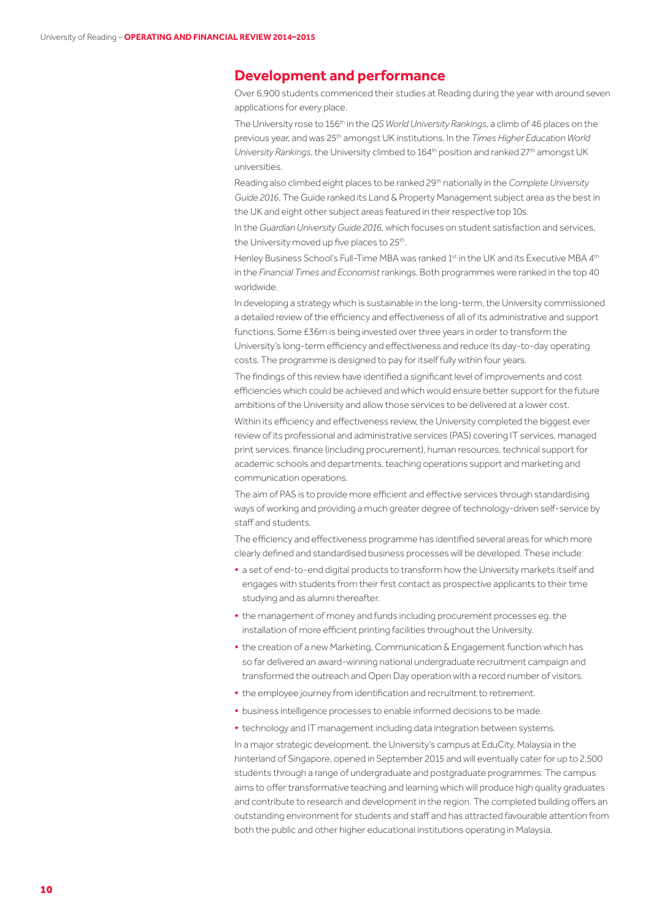## Development and performance

Over 6,900 students commenced their studies at Reading during the year with around seven applications for every place.

The University rose to 156th in the *QS World University Rankings*, a climb of 46 places on the previous year, and was 25th amongst UK institutions. In the *Times Higher Education World University Rankings*, the University climbed to 164th position and ranked 27th amongst UK universities.

Reading also climbed eight places to be ranked 29th nationally in the *Complete University Guide 2016*. The Guide ranked its Land & Property Management subject area as the best in the UK and eight other subject areas featured in their respective top 10s.

In the *Guardian University Guide 2016*, which focuses on student satisfaction and services, the University moved up five places to 25th.

Henley Business School's Full-Time MBA was ranked 1st in the UK and its Executive MBA 4th in the *Financial Times and Economist* rankings. Both programmes were ranked in the top 40 worldwide.

In developing a strategy which is sustainable in the long-term, the University commissioned a detailed review of the efficiency and effectiveness of all of its administrative and support functions. Some £36m is being invested over three years in order to transform the University's long-term efficiency and effectiveness and reduce its day-to-day operating costs. The programme is designed to pay for itself fully within four years.

The findings of this review have identified a significant level of improvements and cost efficiencies which could be achieved and which would ensure better support for the future ambitions of the University and allow those services to be delivered at a lower cost.

Within its efficiency and effectiveness review, the University completed the biggest ever review of its professional and administrative services (PAS) covering IT services, managed print services, finance (including procurement), human resources, technical support for academic schools and departments, teaching operations support and marketing and communication operations.

The aim of PAS is to provide more efficient and effective services through standardising ways of working and providing a much greater degree of technology-driven self-service by staff and students.

The efficiency and effectiveness programme has identified several areas for which more clearly defined and standardised business processes will be developed. These include:

- a set of end-to-end digital products to transform how the University markets itself and engages with students from their first contact as prospective applicants to their time studying and as alumni thereafter.
- the management of money and funds including procurement processes eg. the installation of more efficient printing facilities throughout the University.
- the creation of a new Marketing, Communication & Engagement function which has so far delivered an award-winning national undergraduate recruitment campaign and transformed the outreach and Open Day operation with a record number of visitors.
- the employee journey from identification and recruitment to retirement.
- business intelligence processes to enable informed decisions to be made.
- technology and IT management including data integration between systems.

In a major strategic development, the University's campus at EduCity, Malaysia in the hinterland of Singapore, opened in September 2015 and will eventually cater for up to 2,500 students through a range of undergraduate and postgraduate programmes. The campus aims to offer transformative teaching and learning which will produce high quality graduates and contribute to research and development in the region. The completed building offers an outstanding environment for students and staff and has attracted favourable attention from both the public and other higher educational institutions operating in Malaysia.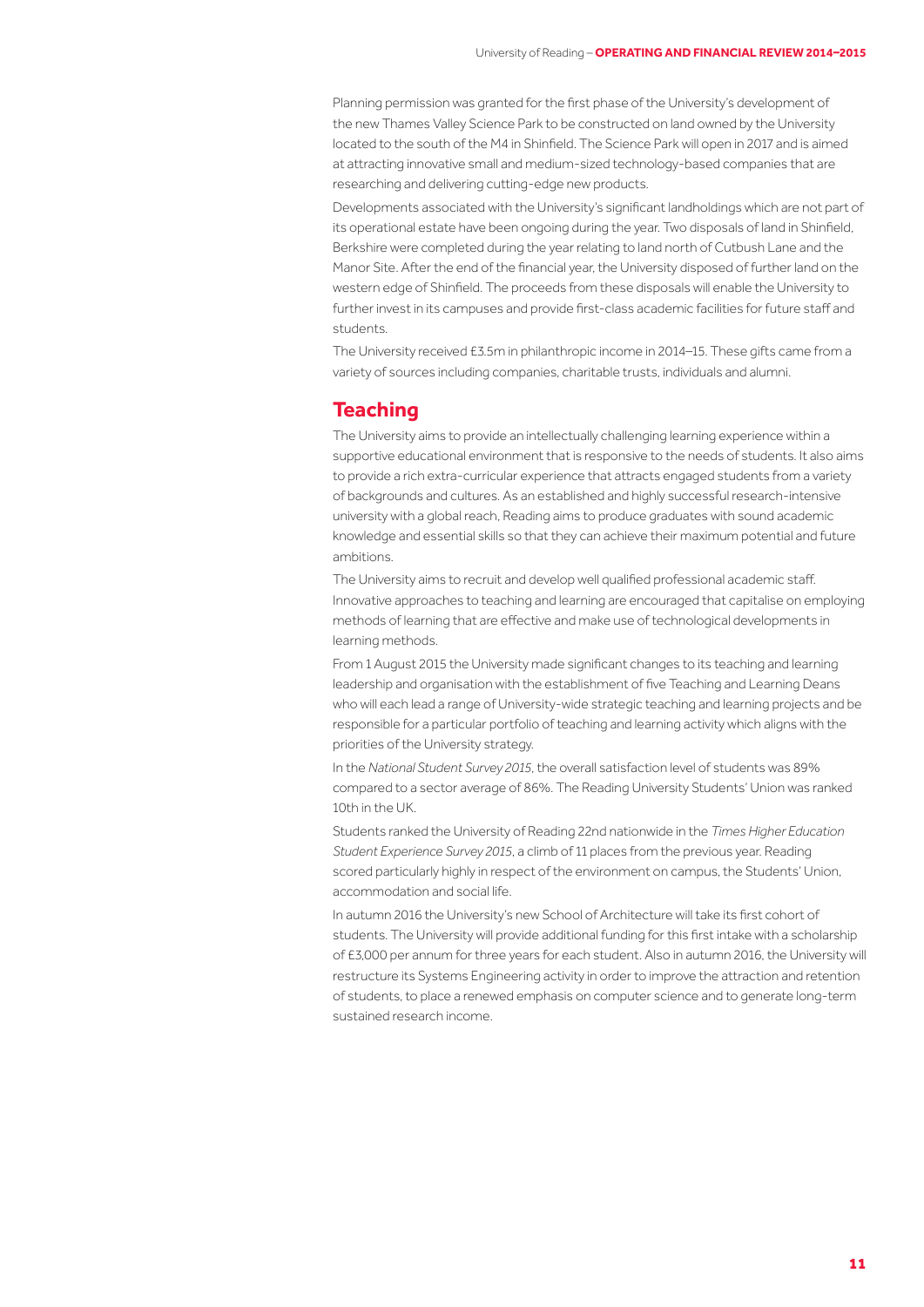Planning permission was granted for the first phase of the University's development of the new Thames Valley Science Park to be constructed on land owned by the University located to the south of the M4 in Shinfield. The Science Park will open in 2017 and is aimed at attracting innovative small and medium-sized technology-based companies that are researching and delivering cutting-edge new products.

Developments associated with the University's significant landholdings which are not part of its operational estate have been ongoing during the year. Two disposals of land in Shinfield, Berkshire were completed during the year relating to land north of Cutbush Lane and the Manor Site. After the end of the financial year, the University disposed of further land on the western edge of Shinfield. The proceeds from these disposals will enable the University to further invest in its campuses and provide first-class academic facilities for future staff and students.

The University received £3.5m in philanthropic income in 2014–15. These gifts came from a variety of sources including companies, charitable trusts, individuals and alumni.

## Teaching

The University aims to provide an intellectually challenging learning experience within a supportive educational environment that is responsive to the needs of students. It also aims to provide a rich extra-curricular experience that attracts engaged students from a variety of backgrounds and cultures. As an established and highly successful research-intensive university with a global reach, Reading aims to produce graduates with sound academic knowledge and essential skills so that they can achieve their maximum potential and future ambitions.

The University aims to recruit and develop well qualified professional academic staff. Innovative approaches to teaching and learning are encouraged that capitalise on employing methods of learning that are effective and make use of technological developments in learning methods.

From 1 August 2015 the University made significant changes to its teaching and learning leadership and organisation with the establishment of five Teaching and Learning Deans who will each lead a range of University-wide strategic teaching and learning projects and be responsible for a particular portfolio of teaching and learning activity which aligns with the priorities of the University strategy.

In the *National Student Survey 2015*, the overall satisfaction level of students was 89% compared to a sector average of 86%. The Reading University Students' Union was ranked 10th in the UK.

Students ranked the University of Reading 22nd nationwide in the *Times Higher Education Student Experience Survey 2015*, a climb of 11 places from the previous year. Reading scored particularly highly in respect of the environment on campus, the Students' Union, accommodation and social life.

In autumn 2016 the University's new School of Architecture will take its first cohort of students. The University will provide additional funding for this first intake with a scholarship of £3,000 per annum for three years for each student. Also in autumn 2016, the University will restructure its Systems Engineering activity in order to improve the attraction and retention of students, to place a renewed emphasis on computer science and to generate long-term sustained research income.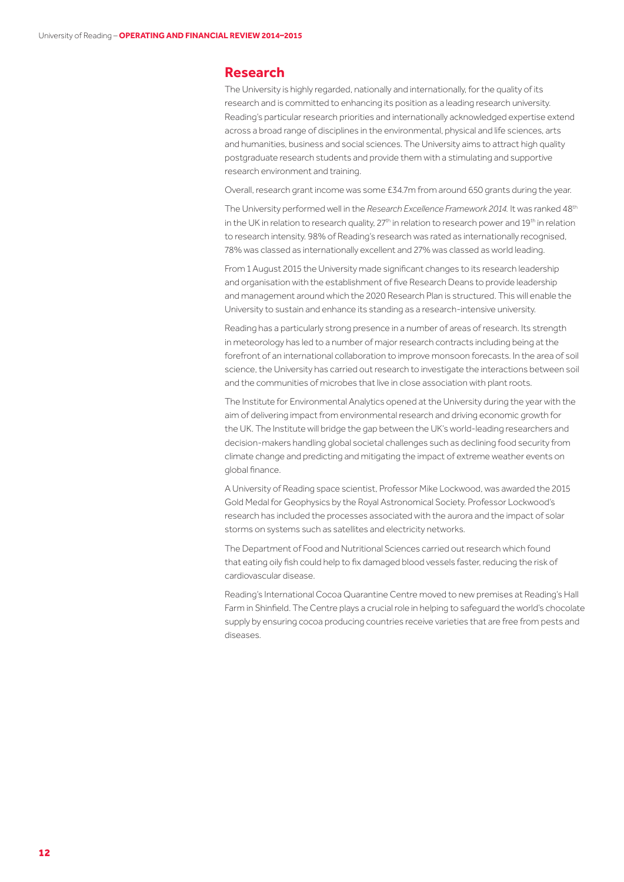## Research

The University is highly regarded, nationally and internationally, for the quality of its research and is committed to enhancing its position as a leading research university. Reading's particular research priorities and internationally acknowledged expertise extend across a broad range of disciplines in the environmental, physical and life sciences, arts and humanities, business and social sciences. The University aims to attract high quality postgraduate research students and provide them with a stimulating and supportive research environment and training.

Overall, research grant income was some £34.7m from around 650 grants during the year.

The University performed well in the *Research Excellence Framework 2014*. It was ranked 48th in the UK in relation to research quality, 27th in relation to research power and 19th in relation to research intensity. 98% of Reading's research was rated as internationally recognised, 78% was classed as internationally excellent and 27% was classed as world leading.

From 1 August 2015 the University made significant changes to its research leadership and organisation with the establishment of five Research Deans to provide leadership and management around which the 2020 Research Plan is structured. This will enable the University to sustain and enhance its standing as a research-intensive university.

Reading has a particularly strong presence in a number of areas of research. Its strength in meteorology has led to a number of major research contracts including being at the forefront of an international collaboration to improve monsoon forecasts. In the area of soil science, the University has carried out research to investigate the interactions between soil and the communities of microbes that live in close association with plant roots.

The Institute for Environmental Analytics opened at the University during the year with the aim of delivering impact from environmental research and driving economic growth for the UK. The Institute will bridge the gap between the UK's world-leading researchers and decision-makers handling global societal challenges such as declining food security from climate change and predicting and mitigating the impact of extreme weather events on global finance.

A University of Reading space scientist, Professor Mike Lockwood, was awarded the 2015 Gold Medal for Geophysics by the Royal Astronomical Society. Professor Lockwood's research has included the processes associated with the aurora and the impact of solar storms on systems such as satellites and electricity networks.

The Department of Food and Nutritional Sciences carried out research which found that eating oily fish could help to fix damaged blood vessels faster, reducing the risk of cardiovascular disease.

Reading's International Cocoa Quarantine Centre moved to new premises at Reading's Hall Farm in Shinfield. The Centre plays a crucial role in helping to safeguard the world's chocolate supply by ensuring cocoa producing countries receive varieties that are free from pests and diseases.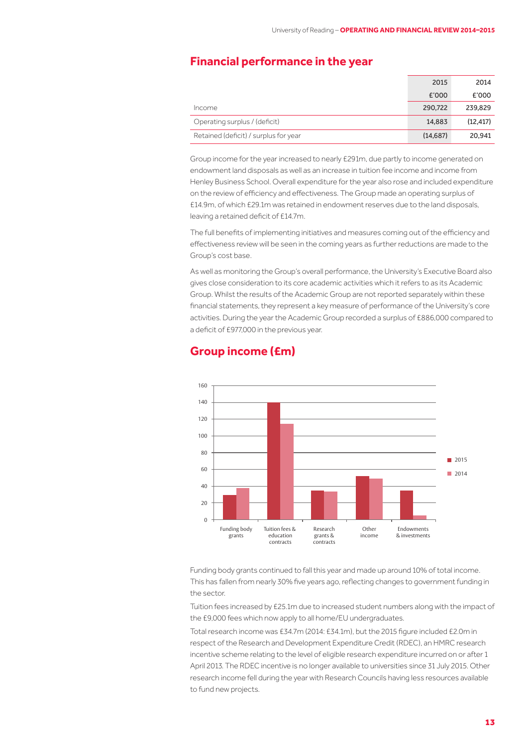## Financial performance in the year

| | 2015 | 2014 |
|---|---|---|
| | £'000 | £'000 |
| Income | 290,722 | 239,829 |
| Operating surplus / (deficit) | 14,883 | (12,417) |
| Retained (deficit) / surplus for year | (14,687) | 20,941 |

Group income for the year increased to nearly £291m, due partly to income generated on endowment land disposals as well as an increase in tuition fee income and income from Henley Business School. Overall expenditure for the year also rose and included expenditure on the review of efficiency and effectiveness. The Group made an operating surplus of £14.9m, of which £29.1m was retained in endowment reserves due to the land disposals, leaving a retained deficit of £14.7m.

The full benefits of implementing initiatives and measures coming out of the efficiency and effectiveness review will be seen in the coming years as further reductions are made to the Group's cost base.

As well as monitoring the Group's overall performance, the University's Executive Board also gives close consideration to its core academic activities which it refers to as its Academic Group. Whilst the results of the Academic Group are not reported separately within these financial statements, they represent a key measure of performance of the University's core activities. During the year the Academic Group recorded a surplus of £886,000 compared to a deficit of £977,000 in the previous year.

## Group income (£m)

Funding body grants continued to fall this year and made up around 10% of total income. This has fallen from nearly 30% five years ago, reflecting changes to government funding in the sector.

Tuition fees increased by £25.1m due to increased student numbers along with the impact of the £9,000 fees which now apply to all home/EU undergraduates.

Total research income was £34.7m (2014: £34.1m), but the 2015 figure included £2.0m in respect of the Research and Development Expenditure Credit (RDEC), an HMRC research incentive scheme relating to the level of eligible research expenditure incurred on or after 1 April 2013. The RDEC incentive is no longer available to universities since 31 July 2015. Other research income fell during the year with Research Councils having less resources available to fund new projects.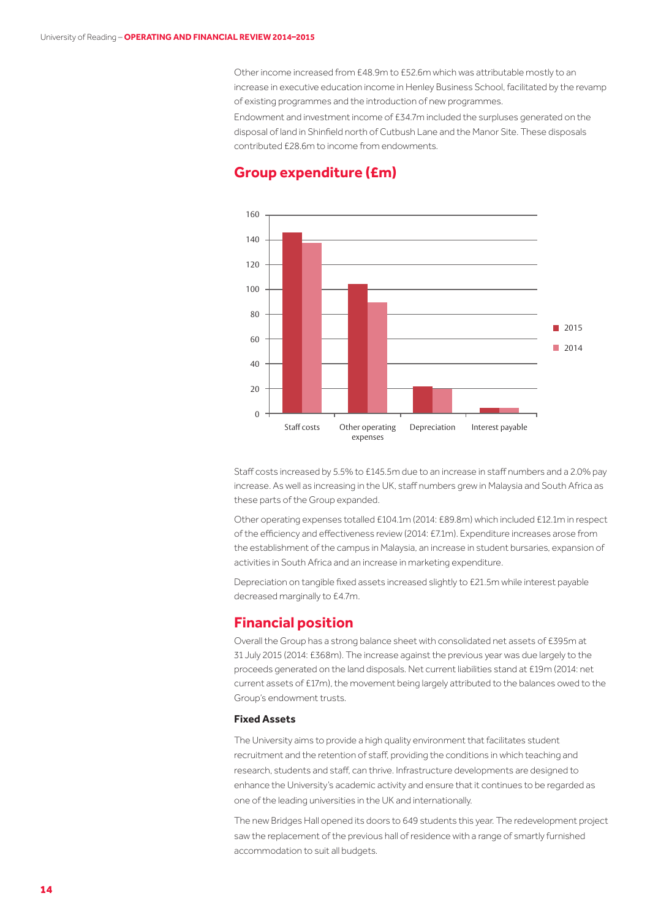Other income increased from £48.9m to £52.6m which was attributable mostly to an increase in executive education income in Henley Business School, facilitated by the revamp of existing programmes and the introduction of new programmes.

Endowment and investment income of £34.7m included the surpluses generated on the disposal of land in Shinfield north of Cutbush Lane and the Manor Site. These disposals contributed £28.6m to income from endowments.

## Group expenditure (£m)

Staff costs increased by 5.5% to £145.5m due to an increase in staff numbers and a 2.0% pay increase. As well as increasing in the UK, staff numbers grew in Malaysia and South Africa as these parts of the Group expanded.

Other operating expenses totalled £104.1m (2014: £89.8m) which included £12.1m in respect of the efficiency and effectiveness review (2014: £7.1m). Expenditure increases arose from the establishment of the campus in Malaysia, an increase in student bursaries, expansion of activities in South Africa and an increase in marketing expenditure.

Depreciation on tangible fixed assets increased slightly to £21.5m while interest payable decreased marginally to £4.7m.

## Financial position

Overall the Group has a strong balance sheet with consolidated net assets of £395m at 31 July 2015 (2014: £368m). The increase against the previous year was due largely to the proceeds generated on the land disposals. Net current liabilities stand at £19m (2014: net current assets of £17m), the movement being largely attributed to the balances owed to the Group's endowment trusts.

### Fixed Assets

The University aims to provide a high quality environment that facilitates student recruitment and the retention of staff, providing the conditions in which teaching and research, students and staff, can thrive. Infrastructure developments are designed to enhance the University's academic activity and ensure that it continues to be regarded as one of the leading universities in the UK and internationally.

The new Bridges Hall opened its doors to 649 students this year. The redevelopment project saw the replacement of the previous hall of residence with a range of smartly furnished accommodation to suit all budgets.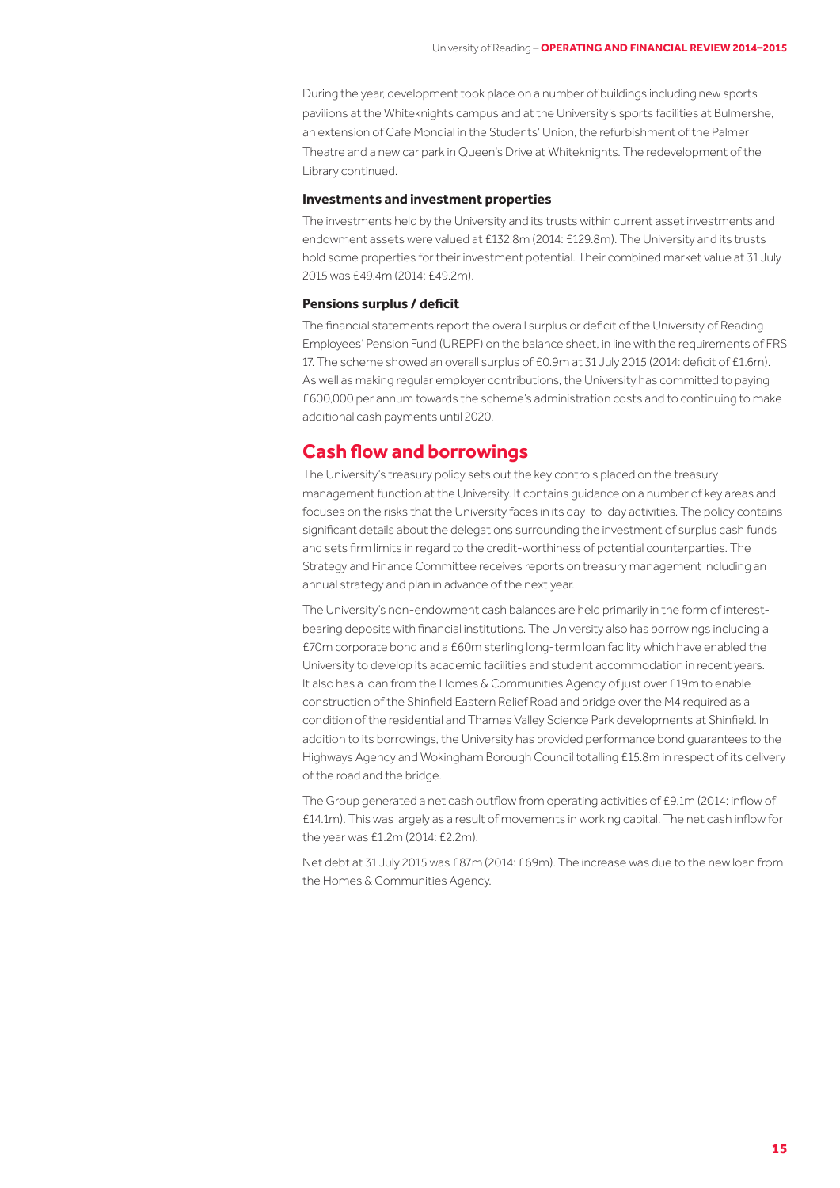During the year, development took place on a number of buildings including new sports pavilions at the Whiteknights campus and at the University's sports facilities at Bulmershe, an extension of Cafe Mondial in the Students' Union, the refurbishment of the Palmer Theatre and a new car park in Queen's Drive at Whiteknights. The redevelopment of the Library continued.

### Investments and investment properties

The investments held by the University and its trusts within current asset investments and endowment assets were valued at £132.8m (2014: £129.8m). The University and its trusts hold some properties for their investment potential. Their combined market value at 31 July 2015 was £49.4m (2014: £49.2m).

### Pensions surplus / deficit

The financial statements report the overall surplus or deficit of the University of Reading Employees' Pension Fund (UREPF) on the balance sheet, in line with the requirements of FRS 17. The scheme showed an overall surplus of £0.9m at 31 July 2015 (2014: deficit of £1.6m). As well as making regular employer contributions, the University has committed to paying £600,000 per annum towards the scheme's administration costs and to continuing to make additional cash payments until 2020.

## Cash flow and borrowings

The University's treasury policy sets out the key controls placed on the treasury management function at the University. It contains guidance on a number of key areas and focuses on the risks that the University faces in its day-to-day activities. The policy contains significant details about the delegations surrounding the investment of surplus cash funds and sets firm limits in regard to the credit-worthiness of potential counterparties. The Strategy and Finance Committee receives reports on treasury management including an annual strategy and plan in advance of the next year.

The University's non-endowment cash balances are held primarily in the form of interest-bearing deposits with financial institutions. The University also has borrowings including a £70m corporate bond and a £60m sterling long-term loan facility which have enabled the University to develop its academic facilities and student accommodation in recent years. It also has a loan from the Homes & Communities Agency of just over £19m to enable construction of the Shinfield Eastern Relief Road and bridge over the M4 required as a condition of the residential and Thames Valley Science Park developments at Shinfield. In addition to its borrowings, the University has provided performance bond guarantees to the Highways Agency and Wokingham Borough Council totalling £15.8m in respect of its delivery of the road and the bridge.

The Group generated a net cash outflow from operating activities of £9.1m (2014: inflow of £14.1m). This was largely as a result of movements in working capital. The net cash inflow for the year was £1.2m (2014: £2.2m).

Net debt at 31 July 2015 was £87m (2014: £69m). The increase was due to the new loan from the Homes & Communities Agency.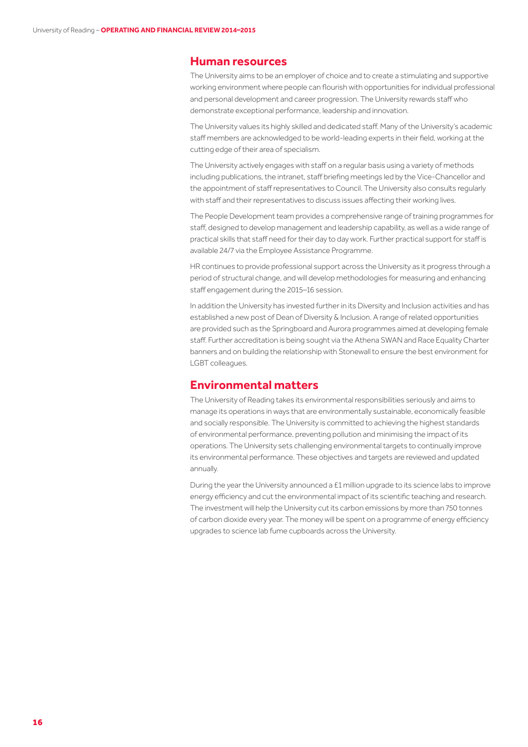## Human resources

The University aims to be an employer of choice and to create a stimulating and supportive working environment where people can flourish with opportunities for individual professional and personal development and career progression. The University rewards staff who demonstrate exceptional performance, leadership and innovation.

The University values its highly skilled and dedicated staff. Many of the University's academic staff members are acknowledged to be world-leading experts in their field, working at the cutting edge of their area of specialism.

The University actively engages with staff on a regular basis using a variety of methods including publications, the intranet, staff briefing meetings led by the Vice-Chancellor and the appointment of staff representatives to Council. The University also consults regularly with staff and their representatives to discuss issues affecting their working lives.

The People Development team provides a comprehensive range of training programmes for staff, designed to develop management and leadership capability, as well as a wide range of practical skills that staff need for their day to day work. Further practical support for staff is available 24/7 via the Employee Assistance Programme.

HR continues to provide professional support across the University as it progress through a period of structural change, and will develop methodologies for measuring and enhancing staff engagement during the 2015–16 session.

In addition the University has invested further in its Diversity and Inclusion activities and has established a new post of Dean of Diversity & Inclusion. A range of related opportunities are provided such as the Springboard and Aurora programmes aimed at developing female staff. Further accreditation is being sought via the Athena SWAN and Race Equality Charter banners and on building the relationship with Stonewall to ensure the best environment for LGBT colleagues.

## Environmental matters

The University of Reading takes its environmental responsibilities seriously and aims to manage its operations in ways that are environmentally sustainable, economically feasible and socially responsible. The University is committed to achieving the highest standards of environmental performance, preventing pollution and minimising the impact of its operations. The University sets challenging environmental targets to continually improve its environmental performance. These objectives and targets are reviewed and updated annually.

During the year the University announced a £1 million upgrade to its science labs to improve energy efficiency and cut the environmental impact of its scientific teaching and research. The investment will help the University cut its carbon emissions by more than 750 tonnes of carbon dioxide every year. The money will be spent on a programme of energy efficiency upgrades to science lab fume cupboards across the University.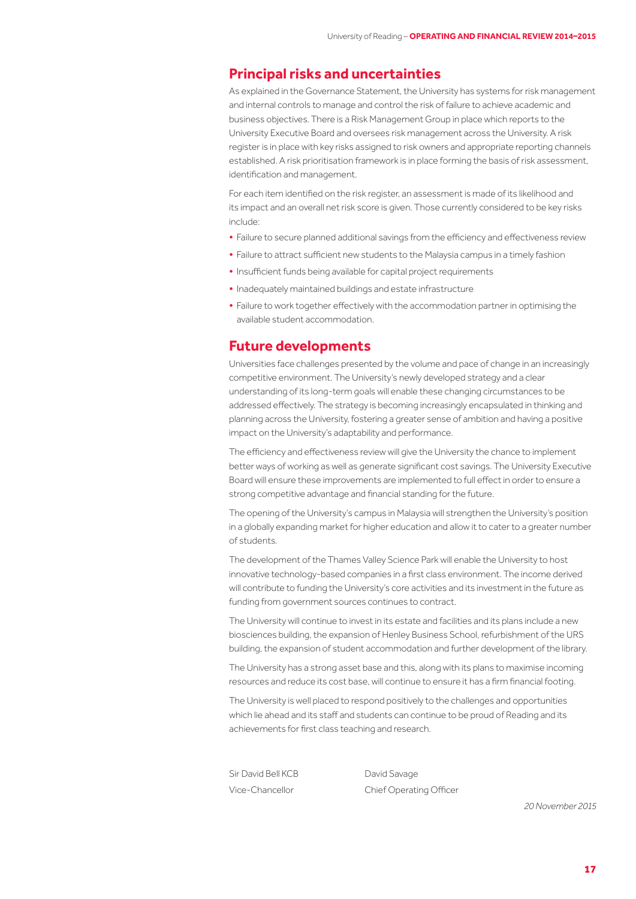## Principal risks and uncertainties

As explained in the Governance Statement, the University has systems for risk management and internal controls to manage and control the risk of failure to achieve academic and business objectives. There is a Risk Management Group in place which reports to the University Executive Board and oversees risk management across the University. A risk register is in place with key risks assigned to risk owners and appropriate reporting channels established. A risk prioritisation framework is in place forming the basis of risk assessment, identification and management.

For each item identified on the risk register, an assessment is made of its likelihood and its impact and an overall net risk score is given. Those currently considered to be key risks include:

- Failure to secure planned additional savings from the efficiency and effectiveness review
- Failure to attract sufficient new students to the Malaysia campus in a timely fashion
- Insufficient funds being available for capital project requirements
- Inadequately maintained buildings and estate infrastructure
- Failure to work together effectively with the accommodation partner in optimising the available student accommodation.

## Future developments

Universities face challenges presented by the volume and pace of change in an increasingly competitive environment. The University's newly developed strategy and a clear understanding of its long-term goals will enable these changing circumstances to be addressed effectively. The strategy is becoming increasingly encapsulated in thinking and planning across the University, fostering a greater sense of ambition and having a positive impact on the University's adaptability and performance.

The efficiency and effectiveness review will give the University the chance to implement better ways of working as well as generate significant cost savings. The University Executive Board will ensure these improvements are implemented to full effect in order to ensure a strong competitive advantage and financial standing for the future.

The opening of the University's campus in Malaysia will strengthen the University's position in a globally expanding market for higher education and allow it to cater to a greater number of students.

The development of the Thames Valley Science Park will enable the University to host innovative technology-based companies in a first class environment. The income derived will contribute to funding the University's core activities and its investment in the future as funding from government sources continues to contract.

The University will continue to invest in its estate and facilities and its plans include a new biosciences building, the expansion of Henley Business School, refurbishment of the URS building, the expansion of student accommodation and further development of the library.

The University has a strong asset base and this, along with its plans to maximise incoming resources and reduce its cost base, will continue to ensure it has a firm financial footing.

The University is well placed to respond positively to the challenges and opportunities which lie ahead and its staff and students can continue to be proud of Reading and its achievements for first class teaching and research.

Sir David Bell KCB
Vice-Chancellor

David Savage
Chief Operating Officer

*20 November 2015*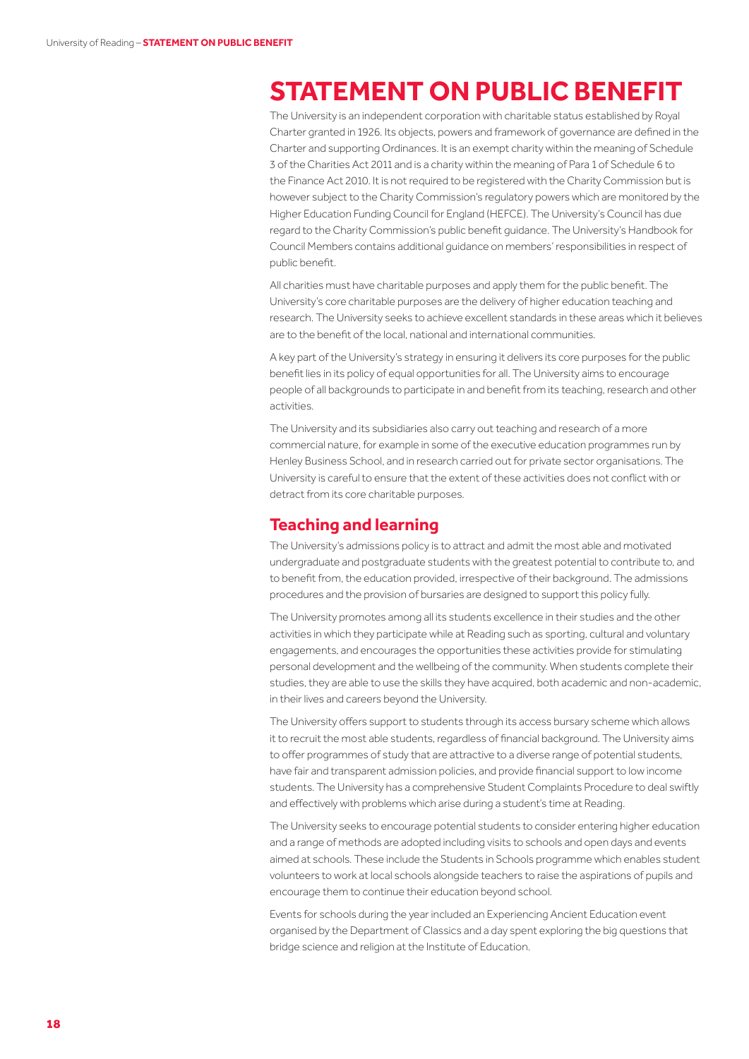# STATEMENT ON PUBLIC BENEFIT

The University is an independent corporation with charitable status established by Royal Charter granted in 1926. Its objects, powers and framework of governance are defined in the Charter and supporting Ordinances. It is an exempt charity within the meaning of Schedule 3 of the Charities Act 2011 and is a charity within the meaning of Para 1 of Schedule 6 to the Finance Act 2010. It is not required to be registered with the Charity Commission but is however subject to the Charity Commission's regulatory powers which are monitored by the Higher Education Funding Council for England (HEFCE). The University's Council has due regard to the Charity Commission's public benefit guidance. The University's Handbook for Council Members contains additional guidance on members' responsibilities in respect of public benefit.

All charities must have charitable purposes and apply them for the public benefit. The University's core charitable purposes are the delivery of higher education teaching and research. The University seeks to achieve excellent standards in these areas which it believes are to the benefit of the local, national and international communities.

A key part of the University's strategy in ensuring it delivers its core purposes for the public benefit lies in its policy of equal opportunities for all. The University aims to encourage people of all backgrounds to participate in and benefit from its teaching, research and other activities.

The University and its subsidiaries also carry out teaching and research of a more commercial nature, for example in some of the executive education programmes run by Henley Business School, and in research carried out for private sector organisations. The University is careful to ensure that the extent of these activities does not conflict with or detract from its core charitable purposes.

## Teaching and learning

The University's admissions policy is to attract and admit the most able and motivated undergraduate and postgraduate students with the greatest potential to contribute to, and to benefit from, the education provided, irrespective of their background. The admissions procedures and the provision of bursaries are designed to support this policy fully.

The University promotes among all its students excellence in their studies and the other activities in which they participate while at Reading such as sporting, cultural and voluntary engagements, and encourages the opportunities these activities provide for stimulating personal development and the wellbeing of the community. When students complete their studies, they are able to use the skills they have acquired, both academic and non-academic, in their lives and careers beyond the University.

The University offers support to students through its access bursary scheme which allows it to recruit the most able students, regardless of financial background. The University aims to offer programmes of study that are attractive to a diverse range of potential students, have fair and transparent admission policies, and provide financial support to low income students. The University has a comprehensive Student Complaints Procedure to deal swiftly and effectively with problems which arise during a student's time at Reading.

The University seeks to encourage potential students to consider entering higher education and a range of methods are adopted including visits to schools and open days and events aimed at schools. These include the Students in Schools programme which enables student volunteers to work at local schools alongside teachers to raise the aspirations of pupils and encourage them to continue their education beyond school.

Events for schools during the year included an Experiencing Ancient Education event organised by the Department of Classics and a day spent exploring the big questions that bridge science and religion at the Institute of Education.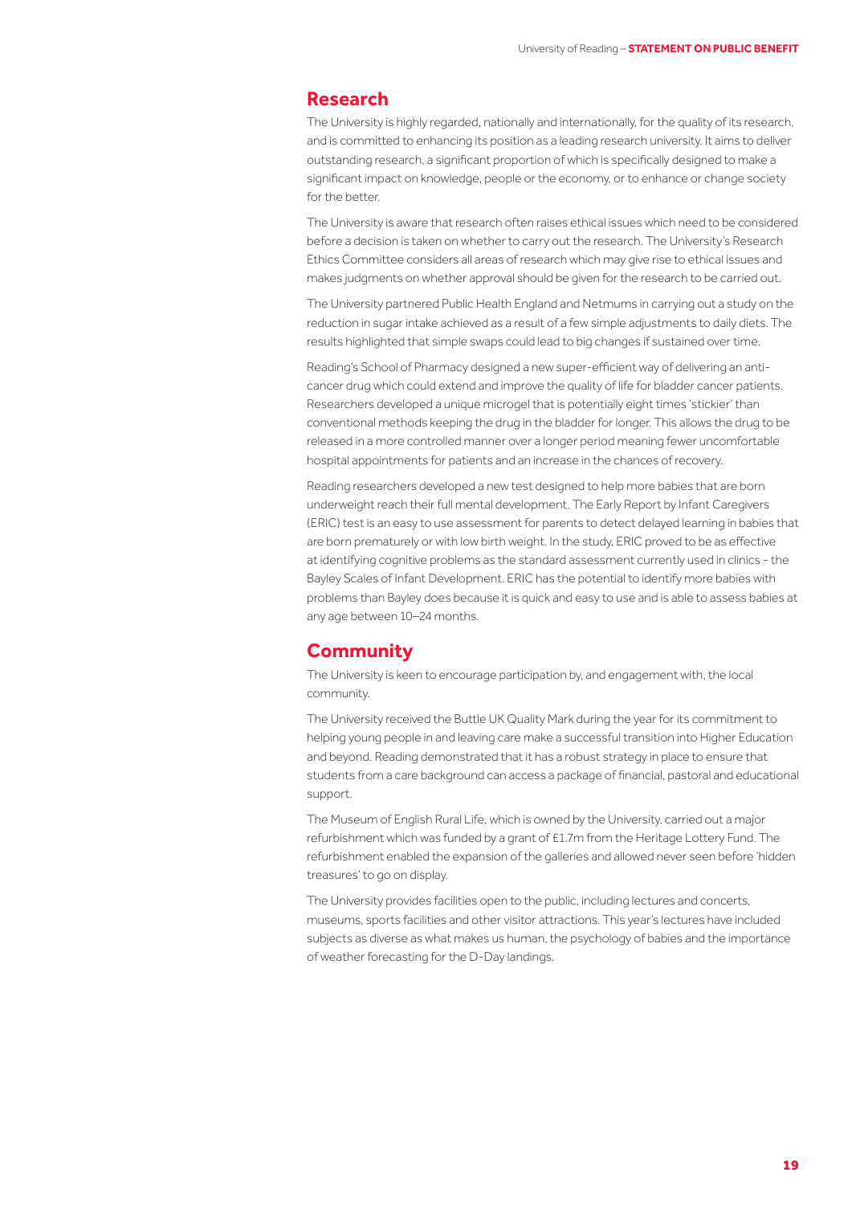## Research

The University is highly regarded, nationally and internationally, for the quality of its research, and is committed to enhancing its position as a leading research university. It aims to deliver outstanding research, a significant proportion of which is specifically designed to make a significant impact on knowledge, people or the economy, or to enhance or change society for the better.

The University is aware that research often raises ethical issues which need to be considered before a decision is taken on whether to carry out the research. The University's Research Ethics Committee considers all areas of research which may give rise to ethical issues and makes judgments on whether approval should be given for the research to be carried out.

The University partnered Public Health England and Netmums in carrying out a study on the reduction in sugar intake achieved as a result of a few simple adjustments to daily diets. The results highlighted that simple swaps could lead to big changes if sustained over time.

Reading's School of Pharmacy designed a new super-efficient way of delivering an anti-cancer drug which could extend and improve the quality of life for bladder cancer patients. Researchers developed a unique microgel that is potentially eight times 'stickier' than conventional methods keeping the drug in the bladder for longer. This allows the drug to be released in a more controlled manner over a longer period meaning fewer uncomfortable hospital appointments for patients and an increase in the chances of recovery.

Reading researchers developed a new test designed to help more babies that are born underweight reach their full mental development. The Early Report by Infant Caregivers (ERIC) test is an easy to use assessment for parents to detect delayed learning in babies that are born prematurely or with low birth weight. In the study, ERIC proved to be as effective at identifying cognitive problems as the standard assessment currently used in clinics - the Bayley Scales of Infant Development. ERIC has the potential to identify more babies with problems than Bayley does because it is quick and easy to use and is able to assess babies at any age between 10–24 months.

## Community

The University is keen to encourage participation by, and engagement with, the local community.

The University received the Buttle UK Quality Mark during the year for its commitment to helping young people in and leaving care make a successful transition into Higher Education and beyond. Reading demonstrated that it has a robust strategy in place to ensure that students from a care background can access a package of financial, pastoral and educational support.

The Museum of English Rural Life, which is owned by the University, carried out a major refurbishment which was funded by a grant of £1.7m from the Heritage Lottery Fund. The refurbishment enabled the expansion of the galleries and allowed never seen before 'hidden treasures' to go on display.

The University provides facilities open to the public, including lectures and concerts, museums, sports facilities and other visitor attractions. This year's lectures have included subjects as diverse as what makes us human, the psychology of babies and the importance of weather forecasting for the D-Day landings.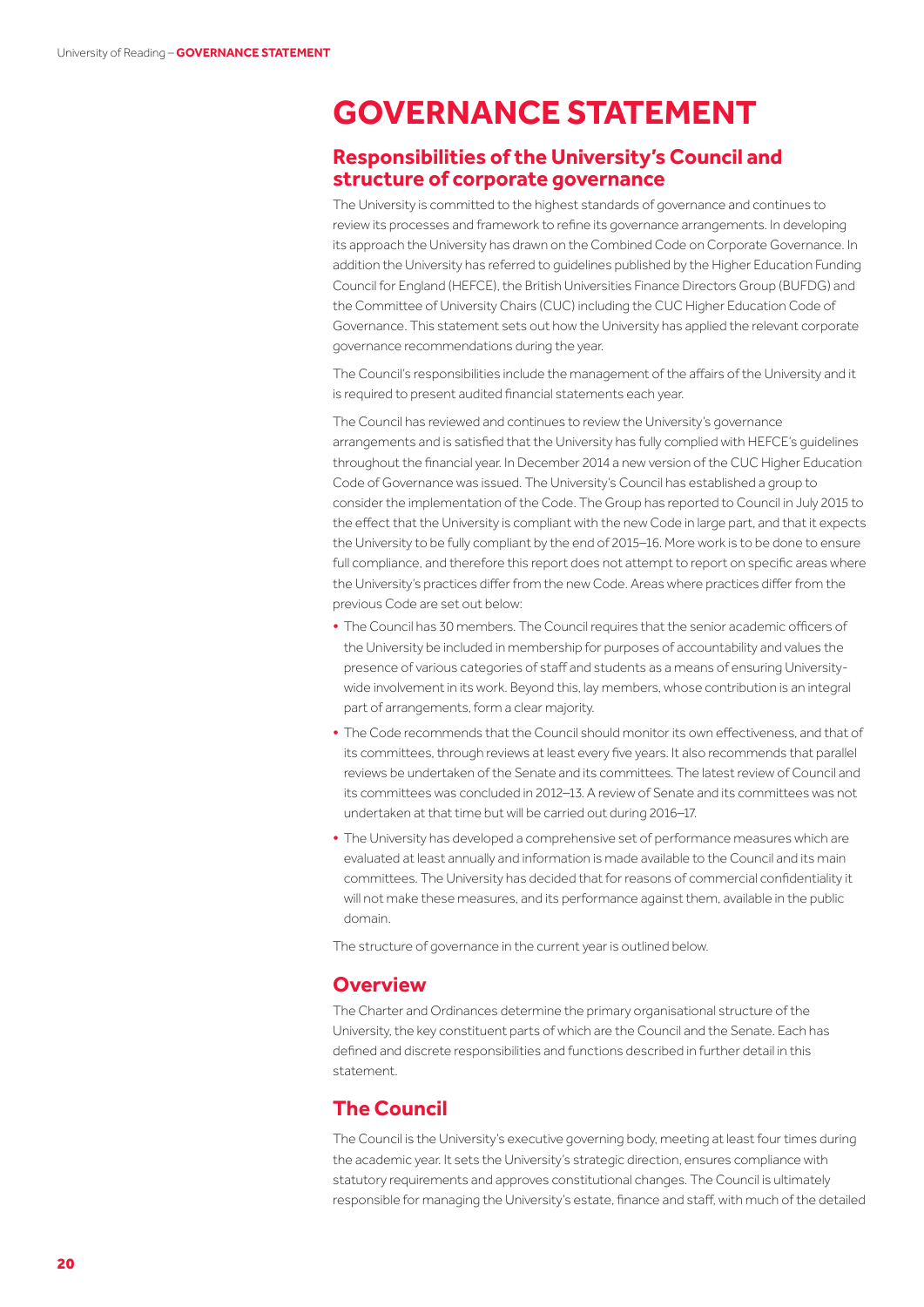# GOVERNANCE STATEMENT

## Responsibilities of the University's Council and structure of corporate governance

The University is committed to the highest standards of governance and continues to review its processes and framework to refine its governance arrangements. In developing its approach the University has drawn on the Combined Code on Corporate Governance. In addition the University has referred to guidelines published by the Higher Education Funding Council for England (HEFCE), the British Universities Finance Directors Group (BUFDG) and the Committee of University Chairs (CUC) including the CUC Higher Education Code of Governance. This statement sets out how the University has applied the relevant corporate governance recommendations during the year.

The Council's responsibilities include the management of the affairs of the University and it is required to present audited financial statements each year.

The Council has reviewed and continues to review the University's governance arrangements and is satisfied that the University has fully complied with HEFCE's guidelines throughout the financial year. In December 2014 a new version of the CUC Higher Education Code of Governance was issued. The University's Council has established a group to consider the implementation of the Code. The Group has reported to Council in July 2015 to the effect that the University is compliant with the new Code in large part, and that it expects the University to be fully compliant by the end of 2015–16. More work is to be done to ensure full compliance, and therefore this report does not attempt to report on specific areas where the University's practices differ from the new Code. Areas where practices differ from the previous Code are set out below:

- The Council has 30 members. The Council requires that the senior academic officers of the University be included in membership for purposes of accountability and values the presence of various categories of staff and students as a means of ensuring University-wide involvement in its work. Beyond this, lay members, whose contribution is an integral part of arrangements, form a clear majority.
- The Code recommends that the Council should monitor its own effectiveness, and that of its committees, through reviews at least every five years. It also recommends that parallel reviews be undertaken of the Senate and its committees. The latest review of Council and its committees was concluded in 2012–13. A review of Senate and its committees was not undertaken at that time but will be carried out during 2016–17.
- The University has developed a comprehensive set of performance measures which are evaluated at least annually and information is made available to the Council and its main committees. The University has decided that for reasons of commercial confidentiality it will not make these measures, and its performance against them, available in the public domain.

The structure of governance in the current year is outlined below.

## Overview

The Charter and Ordinances determine the primary organisational structure of the University, the key constituent parts of which are the Council and the Senate. Each has defined and discrete responsibilities and functions described in further detail in this statement.

## The Council

The Council is the University's executive governing body, meeting at least four times during the academic year. It sets the University's strategic direction, ensures compliance with statutory requirements and approves constitutional changes. The Council is ultimately responsible for managing the University's estate, finance and staff, with much of the detailed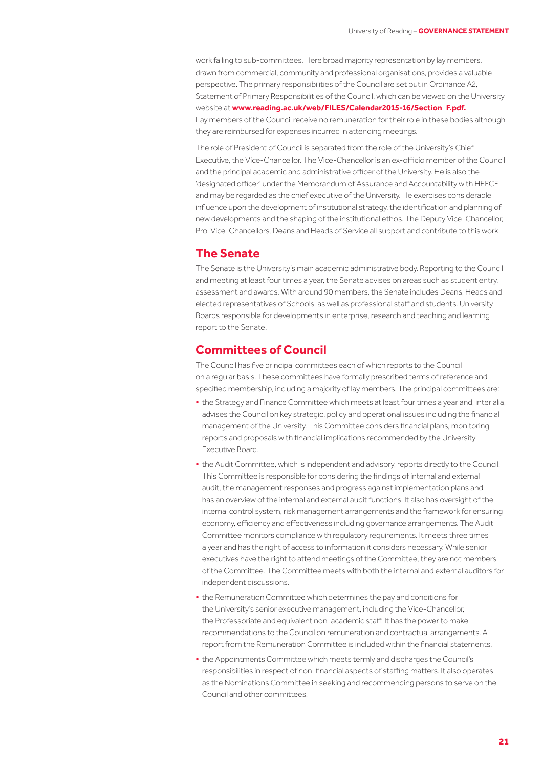work falling to sub-committees. Here broad majority representation by lay members, drawn from commercial, community and professional organisations, provides a valuable perspective. The primary responsibilities of the Council are set out in Ordinance A2, Statement of Primary Responsibilities of the Council, which can be viewed on the University website at **www.reading.ac.uk/web/FILES/Calendar2015-16/Section_F.pdf.** Lay members of the Council receive no remuneration for their role in these bodies although they are reimbursed for expenses incurred in attending meetings.

The role of President of Council is separated from the role of the University's Chief Executive, the Vice-Chancellor. The Vice-Chancellor is an ex-officio member of the Council and the principal academic and administrative officer of the University. He is also the 'designated officer' under the Memorandum of Assurance and Accountability with HEFCE and may be regarded as the chief executive of the University. He exercises considerable influence upon the development of institutional strategy, the identification and planning of new developments and the shaping of the institutional ethos. The Deputy Vice-Chancellor, Pro-Vice-Chancellors, Deans and Heads of Service all support and contribute to this work.

## The Senate

The Senate is the University's main academic administrative body. Reporting to the Council and meeting at least four times a year, the Senate advises on areas such as student entry, assessment and awards. With around 90 members, the Senate includes Deans, Heads and elected representatives of Schools, as well as professional staff and students. University Boards responsible for developments in enterprise, research and teaching and learning report to the Senate.

## Committees of Council

The Council has five principal committees each of which reports to the Council on a regular basis. These committees have formally prescribed terms of reference and specified membership, including a majority of lay members. The principal committees are:

- the Strategy and Finance Committee which meets at least four times a year and, inter alia, advises the Council on key strategic, policy and operational issues including the financial management of the University. This Committee considers financial plans, monitoring reports and proposals with financial implications recommended by the University Executive Board.
- the Audit Committee, which is independent and advisory, reports directly to the Council. This Committee is responsible for considering the findings of internal and external audit, the management responses and progress against implementation plans and has an overview of the internal and external audit functions. It also has oversight of the internal control system, risk management arrangements and the framework for ensuring economy, efficiency and effectiveness including governance arrangements. The Audit Committee monitors compliance with regulatory requirements. It meets three times a year and has the right of access to information it considers necessary. While senior executives have the right to attend meetings of the Committee, they are not members of the Committee. The Committee meets with both the internal and external auditors for independent discussions.
- the Remuneration Committee which determines the pay and conditions for the University's senior executive management, including the Vice-Chancellor, the Professoriate and equivalent non-academic staff. It has the power to make recommendations to the Council on remuneration and contractual arrangements. A report from the Remuneration Committee is included within the financial statements.
- the Appointments Committee which meets termly and discharges the Council's responsibilities in respect of non-financial aspects of staffing matters. It also operates as the Nominations Committee in seeking and recommending persons to serve on the Council and other committees.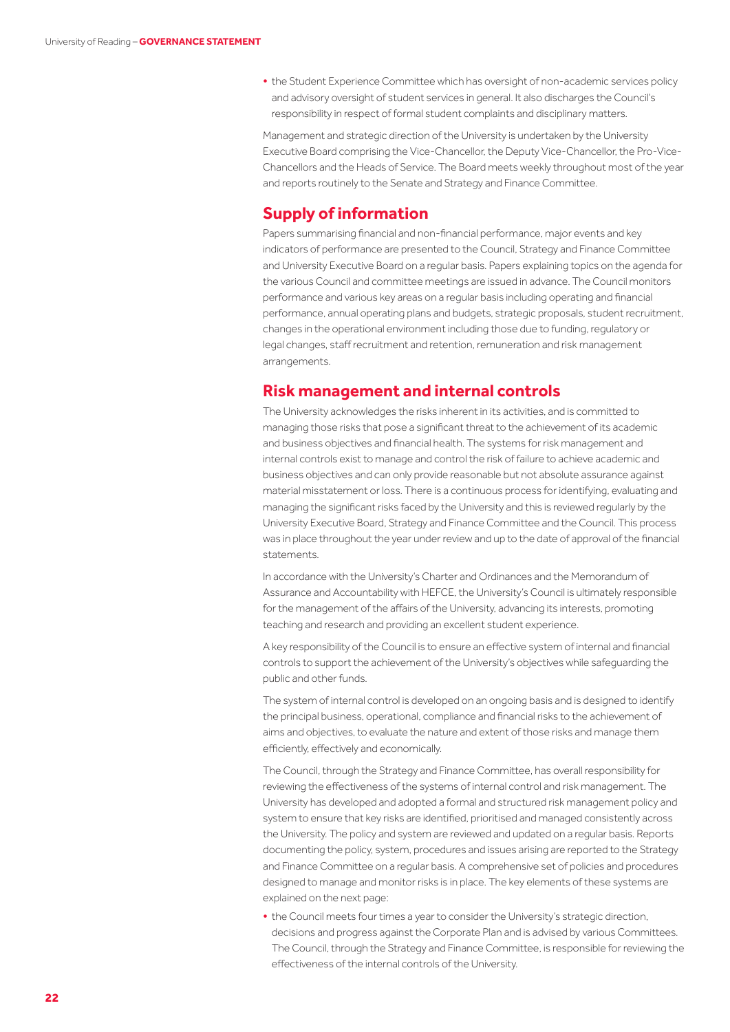- the Student Experience Committee which has oversight of non-academic services policy and advisory oversight of student services in general. It also discharges the Council's responsibility in respect of formal student complaints and disciplinary matters.

Management and strategic direction of the University is undertaken by the University Executive Board comprising the Vice-Chancellor, the Deputy Vice-Chancellor, the Pro-Vice-Chancellors and the Heads of Service. The Board meets weekly throughout most of the year and reports routinely to the Senate and Strategy and Finance Committee.

## Supply of information

Papers summarising financial and non-financial performance, major events and key indicators of performance are presented to the Council, Strategy and Finance Committee and University Executive Board on a regular basis. Papers explaining topics on the agenda for the various Council and committee meetings are issued in advance. The Council monitors performance and various key areas on a regular basis including operating and financial performance, annual operating plans and budgets, strategic proposals, student recruitment, changes in the operational environment including those due to funding, regulatory or legal changes, staff recruitment and retention, remuneration and risk management arrangements.

## Risk management and internal controls

The University acknowledges the risks inherent in its activities, and is committed to managing those risks that pose a significant threat to the achievement of its academic and business objectives and financial health. The systems for risk management and internal controls exist to manage and control the risk of failure to achieve academic and business objectives and can only provide reasonable but not absolute assurance against material misstatement or loss. There is a continuous process for identifying, evaluating and managing the significant risks faced by the University and this is reviewed regularly by the University Executive Board, Strategy and Finance Committee and the Council. This process was in place throughout the year under review and up to the date of approval of the financial statements.

In accordance with the University's Charter and Ordinances and the Memorandum of Assurance and Accountability with HEFCE, the University's Council is ultimately responsible for the management of the affairs of the University, advancing its interests, promoting teaching and research and providing an excellent student experience.

A key responsibility of the Council is to ensure an effective system of internal and financial controls to support the achievement of the University's objectives while safeguarding the public and other funds.

The system of internal control is developed on an ongoing basis and is designed to identify the principal business, operational, compliance and financial risks to the achievement of aims and objectives, to evaluate the nature and extent of those risks and manage them efficiently, effectively and economically.

The Council, through the Strategy and Finance Committee, has overall responsibility for reviewing the effectiveness of the systems of internal control and risk management. The University has developed and adopted a formal and structured risk management policy and system to ensure that key risks are identified, prioritised and managed consistently across the University. The policy and system are reviewed and updated on a regular basis. Reports documenting the policy, system, procedures and issues arising are reported to the Strategy and Finance Committee on a regular basis. A comprehensive set of policies and procedures designed to manage and monitor risks is in place. The key elements of these systems are explained on the next page:

- the Council meets four times a year to consider the University's strategic direction, decisions and progress against the Corporate Plan and is advised by various Committees. The Council, through the Strategy and Finance Committee, is responsible for reviewing the effectiveness of the internal controls of the University.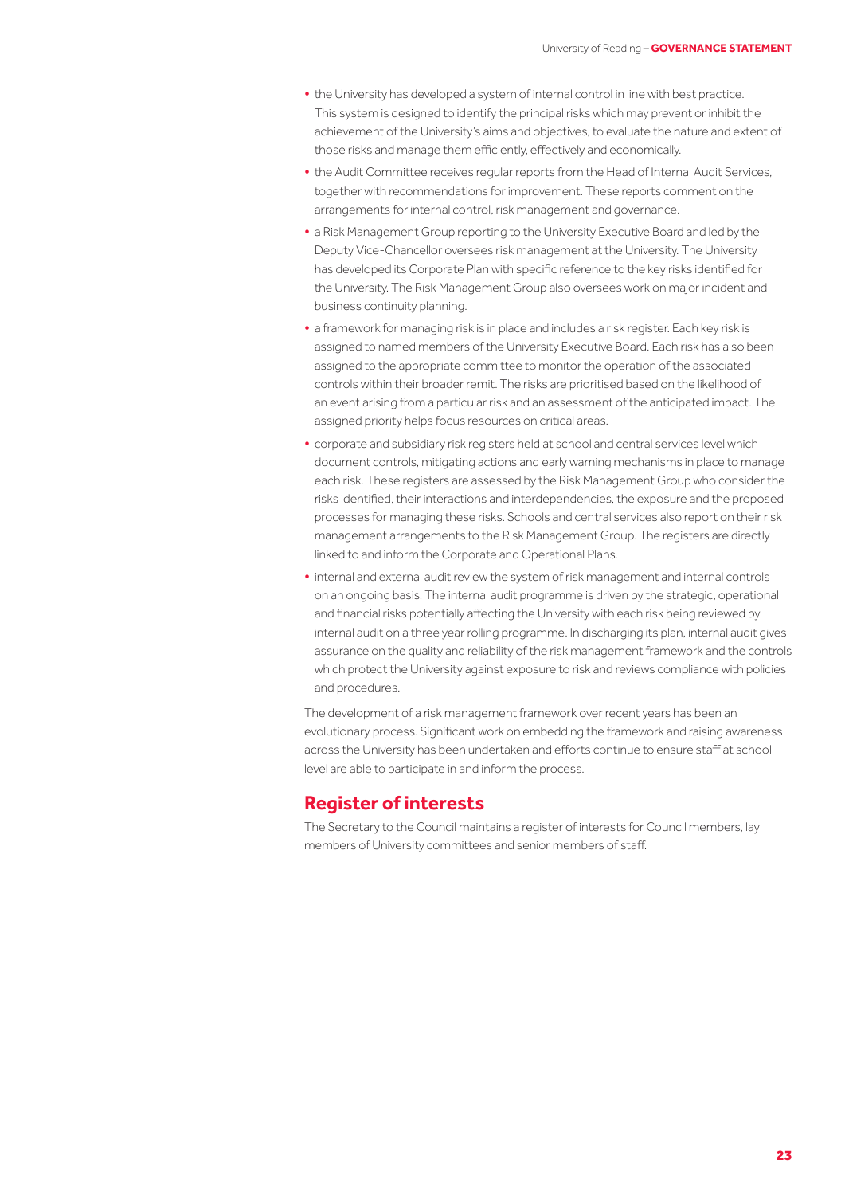- the University has developed a system of internal control in line with best practice. This system is designed to identify the principal risks which may prevent or inhibit the achievement of the University's aims and objectives, to evaluate the nature and extent of those risks and manage them efficiently, effectively and economically.
- the Audit Committee receives regular reports from the Head of Internal Audit Services, together with recommendations for improvement. These reports comment on the arrangements for internal control, risk management and governance.
- a Risk Management Group reporting to the University Executive Board and led by the Deputy Vice-Chancellor oversees risk management at the University. The University has developed its Corporate Plan with specific reference to the key risks identified for the University. The Risk Management Group also oversees work on major incident and business continuity planning.
- a framework for managing risk is in place and includes a risk register. Each key risk is assigned to named members of the University Executive Board. Each risk has also been assigned to the appropriate committee to monitor the operation of the associated controls within their broader remit. The risks are prioritised based on the likelihood of an event arising from a particular risk and an assessment of the anticipated impact. The assigned priority helps focus resources on critical areas.
- corporate and subsidiary risk registers held at school and central services level which document controls, mitigating actions and early warning mechanisms in place to manage each risk. These registers are assessed by the Risk Management Group who consider the risks identified, their interactions and interdependencies, the exposure and the proposed processes for managing these risks. Schools and central services also report on their risk management arrangements to the Risk Management Group. The registers are directly linked to and inform the Corporate and Operational Plans.
- internal and external audit review the system of risk management and internal controls on an ongoing basis. The internal audit programme is driven by the strategic, operational and financial risks potentially affecting the University with each risk being reviewed by internal audit on a three year rolling programme. In discharging its plan, internal audit gives assurance on the quality and reliability of the risk management framework and the controls which protect the University against exposure to risk and reviews compliance with policies and procedures.

The development of a risk management framework over recent years has been an evolutionary process. Significant work on embedding the framework and raising awareness across the University has been undertaken and efforts continue to ensure staff at school level are able to participate in and inform the process.

## Register of interests

The Secretary to the Council maintains a register of interests for Council members, lay members of University committees and senior members of staff.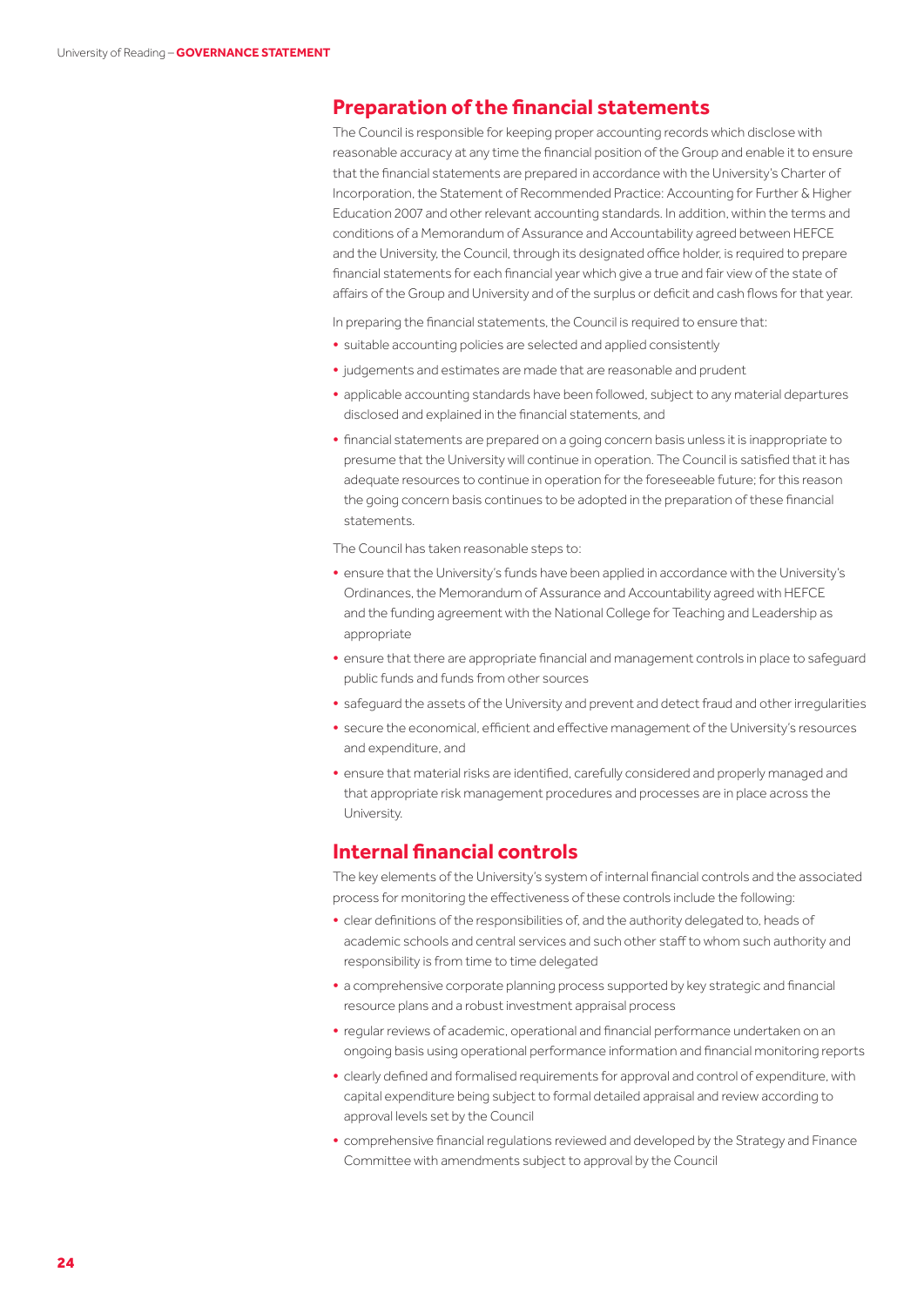## Preparation of the financial statements

The Council is responsible for keeping proper accounting records which disclose with reasonable accuracy at any time the financial position of the Group and enable it to ensure that the financial statements are prepared in accordance with the University's Charter of Incorporation, the Statement of Recommended Practice: Accounting for Further & Higher Education 2007 and other relevant accounting standards. In addition, within the terms and conditions of a Memorandum of Assurance and Accountability agreed between HEFCE and the University, the Council, through its designated office holder, is required to prepare financial statements for each financial year which give a true and fair view of the state of affairs of the Group and University and of the surplus or deficit and cash flows for that year.

In preparing the financial statements, the Council is required to ensure that:

- suitable accounting policies are selected and applied consistently
- judgements and estimates are made that are reasonable and prudent
- applicable accounting standards have been followed, subject to any material departures disclosed and explained in the financial statements, and
- financial statements are prepared on a going concern basis unless it is inappropriate to presume that the University will continue in operation. The Council is satisfied that it has adequate resources to continue in operation for the foreseeable future; for this reason the going concern basis continues to be adopted in the preparation of these financial statements.

The Council has taken reasonable steps to:

- ensure that the University's funds have been applied in accordance with the University's Ordinances, the Memorandum of Assurance and Accountability agreed with HEFCE and the funding agreement with the National College for Teaching and Leadership as appropriate
- ensure that there are appropriate financial and management controls in place to safeguard public funds and funds from other sources
- safeguard the assets of the University and prevent and detect fraud and other irregularities
- secure the economical, efficient and effective management of the University's resources and expenditure, and
- ensure that material risks are identified, carefully considered and properly managed and that appropriate risk management procedures and processes are in place across the University.

## Internal financial controls

The key elements of the University's system of internal financial controls and the associated process for monitoring the effectiveness of these controls include the following:

- clear definitions of the responsibilities of, and the authority delegated to, heads of academic schools and central services and such other staff to whom such authority and responsibility is from time to time delegated
- a comprehensive corporate planning process supported by key strategic and financial resource plans and a robust investment appraisal process
- regular reviews of academic, operational and financial performance undertaken on an ongoing basis using operational performance information and financial monitoring reports
- clearly defined and formalised requirements for approval and control of expenditure, with capital expenditure being subject to formal detailed appraisal and review according to approval levels set by the Council
- comprehensive financial regulations reviewed and developed by the Strategy and Finance Committee with amendments subject to approval by the Council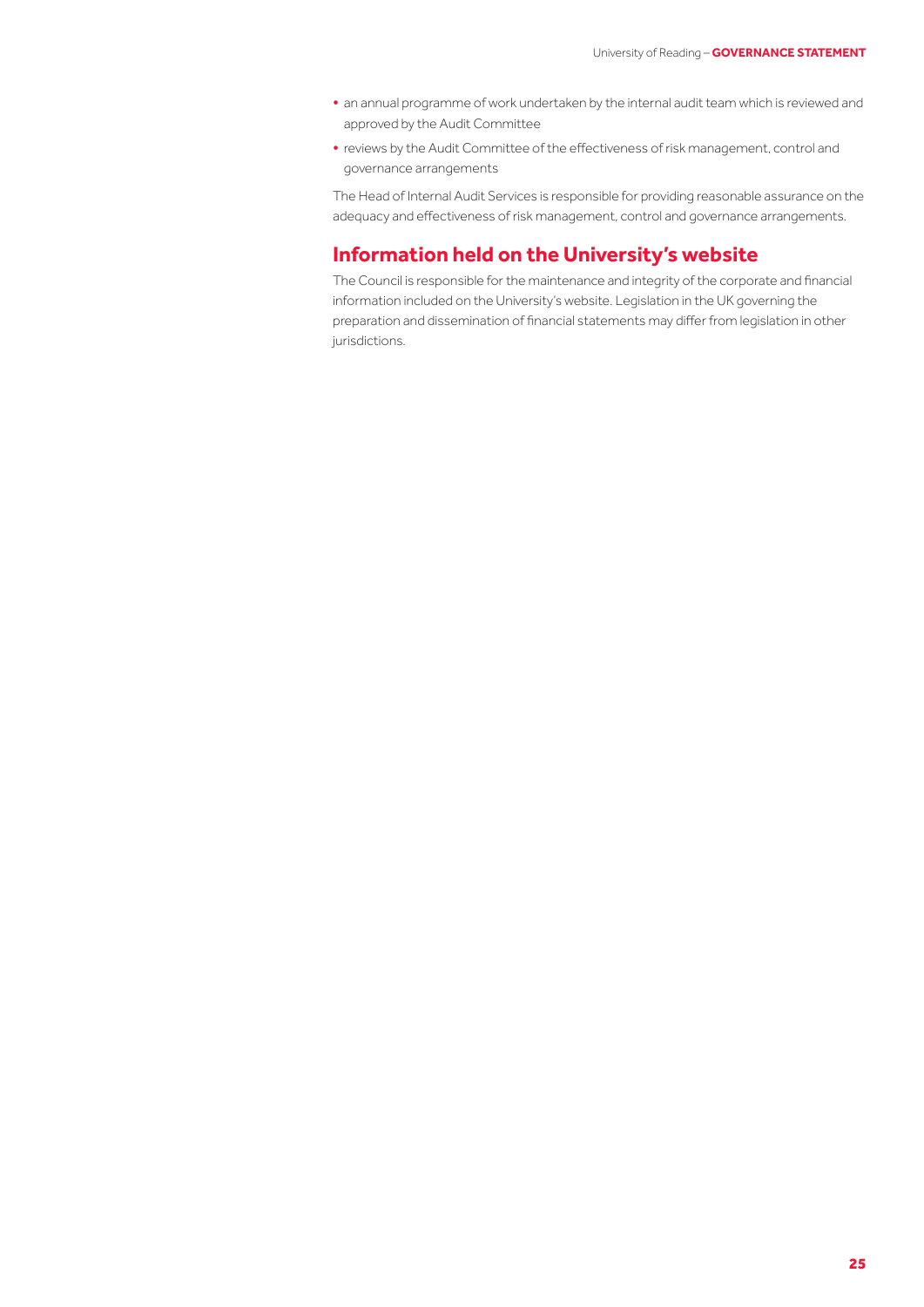- an annual programme of work undertaken by the internal audit team which is reviewed and approved by the Audit Committee
- reviews by the Audit Committee of the effectiveness of risk management, control and governance arrangements

The Head of Internal Audit Services is responsible for providing reasonable assurance on the adequacy and effectiveness of risk management, control and governance arrangements.

## Information held on the University's website

The Council is responsible for the maintenance and integrity of the corporate and financial information included on the University's website. Legislation in the UK governing the preparation and dissemination of financial statements may differ from legislation in other jurisdictions.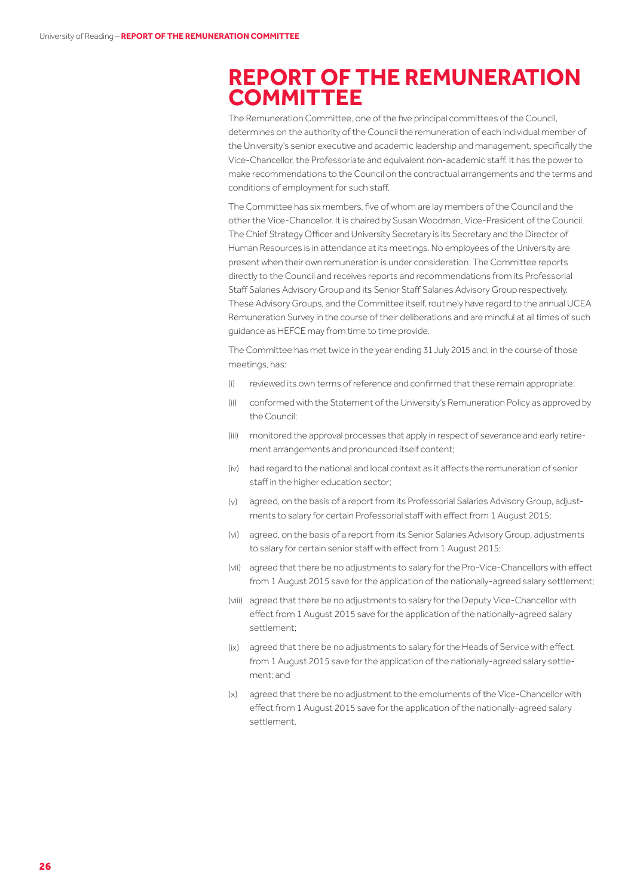# REPORT OF THE REMUNERATION COMMITTEE

The Remuneration Committee, one of the five principal committees of the Council, determines on the authority of the Council the remuneration of each individual member of the University's senior executive and academic leadership and management, specifically the Vice-Chancellor, the Professoriate and equivalent non-academic staff. It has the power to make recommendations to the Council on the contractual arrangements and the terms and conditions of employment for such staff.

The Committee has six members, five of whom are lay members of the Council and the other the Vice-Chancellor. It is chaired by Susan Woodman, Vice-President of the Council. The Chief Strategy Officer and University Secretary is its Secretary and the Director of Human Resources is in attendance at its meetings. No employees of the University are present when their own remuneration is under consideration. The Committee reports directly to the Council and receives reports and recommendations from its Professorial Staff Salaries Advisory Group and its Senior Staff Salaries Advisory Group respectively. These Advisory Groups, and the Committee itself, routinely have regard to the annual UCEA Remuneration Survey in the course of their deliberations and are mindful at all times of such guidance as HEFCE may from time to time provide.

The Committee has met twice in the year ending 31 July 2015 and, in the course of those meetings, has:

(i) reviewed its own terms of reference and confirmed that these remain appropriate;

(ii) conformed with the Statement of the University's Remuneration Policy as approved by the Council;

(iii) monitored the approval processes that apply in respect of severance and early retirement arrangements and pronounced itself content;

(iv) had regard to the national and local context as it affects the remuneration of senior staff in the higher education sector;

(v) agreed, on the basis of a report from its Professorial Salaries Advisory Group, adjustments to salary for certain Professorial staff with effect from 1 August 2015;

(vi) agreed, on the basis of a report from its Senior Salaries Advisory Group, adjustments to salary for certain senior staff with effect from 1 August 2015;

(vii) agreed that there be no adjustments to salary for the Pro-Vice-Chancellors with effect from 1 August 2015 save for the application of the nationally-agreed salary settlement;

(viii) agreed that there be no adjustments to salary for the Deputy Vice-Chancellor with effect from 1 August 2015 save for the application of the nationally-agreed salary settlement;

(ix) agreed that there be no adjustments to salary for the Heads of Service with effect from 1 August 2015 save for the application of the nationally-agreed salary settlement; and

(x) agreed that there be no adjustment to the emoluments of the Vice-Chancellor with effect from 1 August 2015 save for the application of the nationally-agreed salary settlement.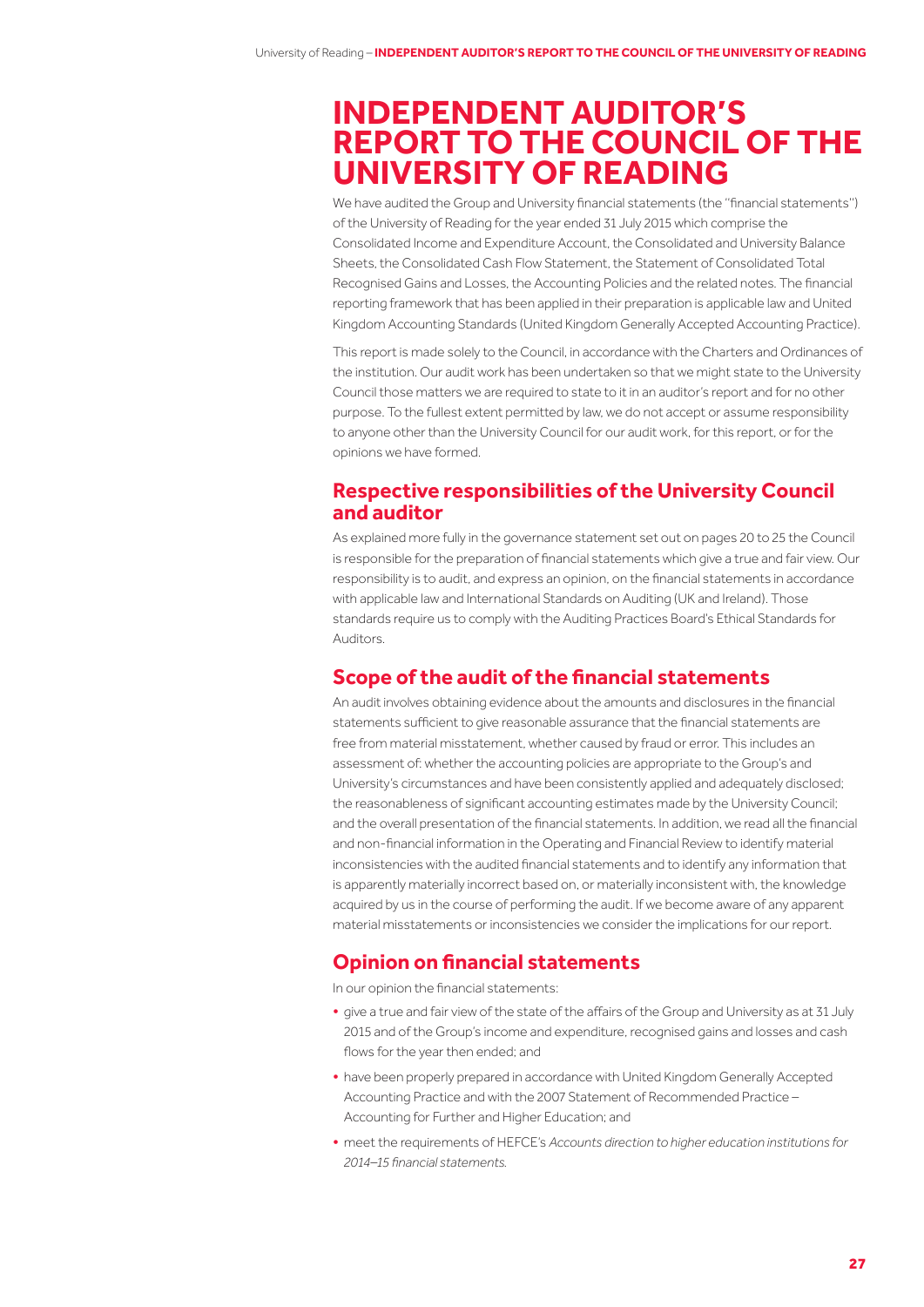# INDEPENDENT AUDITOR'S REPORT TO THE COUNCIL OF THE UNIVERSITY OF READING

We have audited the Group and University financial statements (the "financial statements") of the University of Reading for the year ended 31 July 2015 which comprise the Consolidated Income and Expenditure Account, the Consolidated and University Balance Sheets, the Consolidated Cash Flow Statement, the Statement of Consolidated Total Recognised Gains and Losses, the Accounting Policies and the related notes. The financial reporting framework that has been applied in their preparation is applicable law and United Kingdom Accounting Standards (United Kingdom Generally Accepted Accounting Practice).

This report is made solely to the Council, in accordance with the Charters and Ordinances of the institution. Our audit work has been undertaken so that we might state to the University Council those matters we are required to state to it in an auditor's report and for no other purpose. To the fullest extent permitted by law, we do not accept or assume responsibility to anyone other than the University Council for our audit work, for this report, or for the opinions we have formed.

## Respective responsibilities of the University Council and auditor

As explained more fully in the governance statement set out on pages 20 to 25 the Council is responsible for the preparation of financial statements which give a true and fair view. Our responsibility is to audit, and express an opinion, on the financial statements in accordance with applicable law and International Standards on Auditing (UK and Ireland). Those standards require us to comply with the Auditing Practices Board's Ethical Standards for Auditors.

## Scope of the audit of the financial statements

An audit involves obtaining evidence about the amounts and disclosures in the financial statements sufficient to give reasonable assurance that the financial statements are free from material misstatement, whether caused by fraud or error. This includes an assessment of: whether the accounting policies are appropriate to the Group's and University's circumstances and have been consistently applied and adequately disclosed; the reasonableness of significant accounting estimates made by the University Council; and the overall presentation of the financial statements. In addition, we read all the financial and non-financial information in the Operating and Financial Review to identify material inconsistencies with the audited financial statements and to identify any information that is apparently materially incorrect based on, or materially inconsistent with, the knowledge acquired by us in the course of performing the audit. If we become aware of any apparent material misstatements or inconsistencies we consider the implications for our report.

## Opinion on financial statements

In our opinion the financial statements:

- give a true and fair view of the state of the affairs of the Group and University as at 31 July 2015 and of the Group's income and expenditure, recognised gains and losses and cash flows for the year then ended; and
- have been properly prepared in accordance with United Kingdom Generally Accepted Accounting Practice and with the 2007 Statement of Recommended Practice – Accounting for Further and Higher Education; and
- meet the requirements of HEFCE's *Accounts direction to higher education institutions for 2014–15 financial statements.*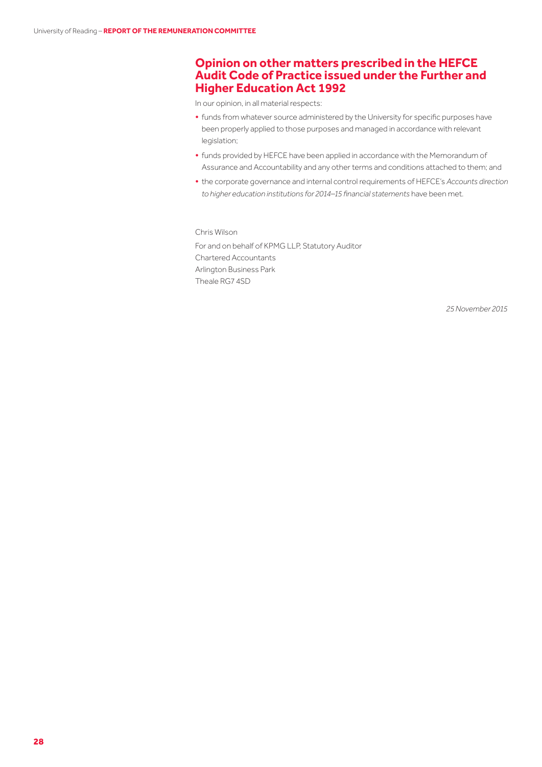## Opinion on other matters prescribed in the HEFCE Audit Code of Practice issued under the Further and Higher Education Act 1992

In our opinion, in all material respects:

- funds from whatever source administered by the University for specific purposes have been properly applied to those purposes and managed in accordance with relevant legislation;
- funds provided by HEFCE have been applied in accordance with the Memorandum of Assurance and Accountability and any other terms and conditions attached to them; and
- the corporate governance and internal control requirements of HEFCE's *Accounts direction to higher education institutions for 2014–15 financial statements* have been met.

Chris Wilson

For and on behalf of KPMG LLP, Statutory Auditor
Chartered Accountants
Arlington Business Park
Theale RG7 4SD

*25 November 2015*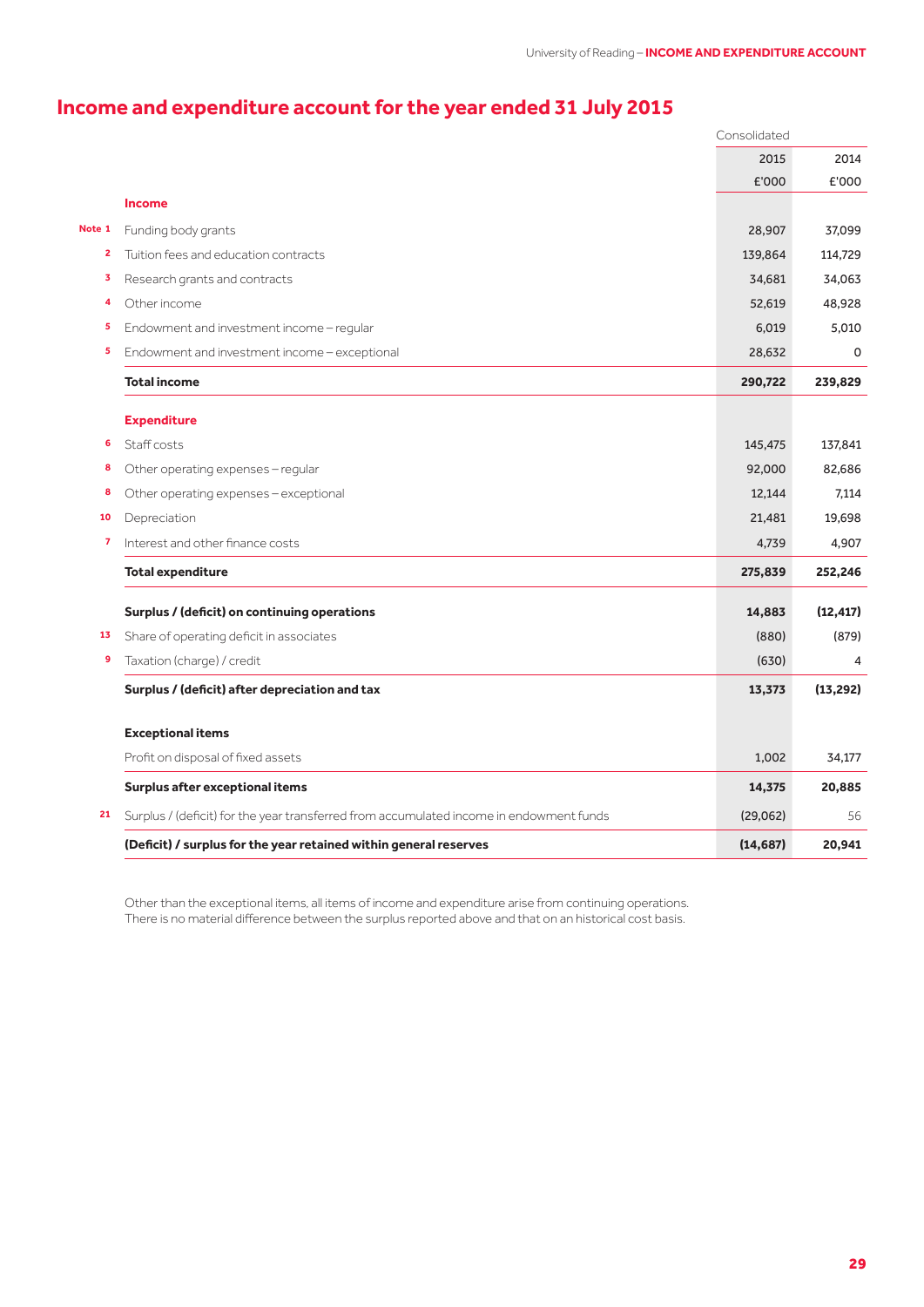# Income and expenditure account for the year ended 31 July 2015

| Note | | Consolidated 2015 £'000 | 2014 £'000 |
|---|---|---|---|
| | **Income** | | |
| 1 | Funding body grants | 28,907 | 37,099 |
| 2 | Tuition fees and education contracts | 139,864 | 114,729 |
| 3 | Research grants and contracts | 34,681 | 34,063 |
| 4 | Other income | 52,619 | 48,928 |
| 5 | Endowment and investment income – regular | 6,019 | 5,010 |
| 5 | Endowment and investment income – exceptional | 28,632 | 0 |
| | **Total income** | **290,722** | **239,829** |
| | **Expenditure** | | |
| 6 | Staff costs | 145,475 | 137,841 |
| 8 | Other operating expenses – regular | 92,000 | 82,686 |
| 8 | Other operating expenses – exceptional | 12,144 | 7,114 |
| 10 | Depreciation | 21,481 | 19,698 |
| 7 | Interest and other finance costs | 4,739 | 4,907 |
| | **Total expenditure** | **275,839** | **252,246** |
| | **Surplus / (deficit) on continuing operations** | **14,883** | **(12,417)** |
| 13 | Share of operating deficit in associates | (880) | (879) |
| 9 | Taxation (charge) / credit | (630) | 4 |
| | **Surplus / (deficit) after depreciation and tax** | **13,373** | **(13,292)** |
| | **Exceptional items** | | |
| | Profit on disposal of fixed assets | 1,002 | 34,177 |
| | **Surplus after exceptional items** | **14,375** | **20,885** |
| 21 | Surplus / (deficit) for the year transferred from accumulated income in endowment funds | (29,062) | 56 |
| | **(Deficit) / surplus for the year retained within general reserves** | **(14,687)** | **20,941** |

Other than the exceptional items, all items of income and expenditure arise from continuing operations.
There is no material difference between the surplus reported above and that on an historical cost basis.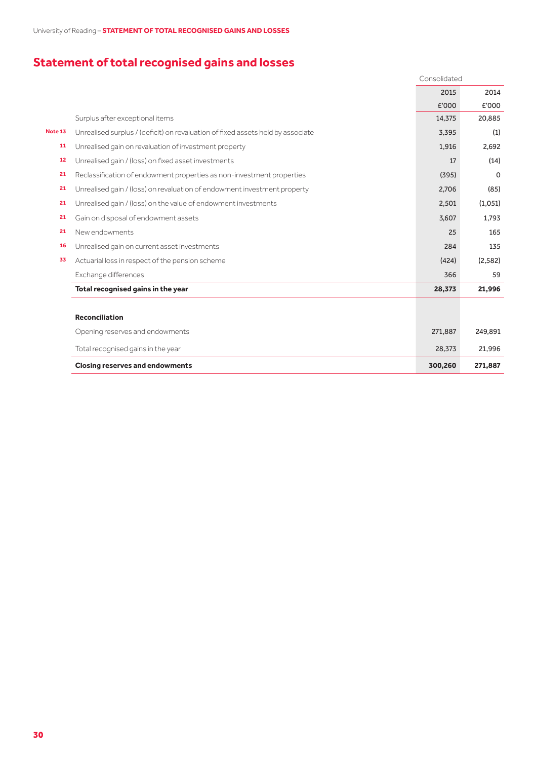# Statement of total recognised gains and losses

| Note | | Consolidated 2015 £'000 | 2014 £'000 |
|---|---|---|---|
| | Surplus after exceptional items | 14,375 | 20,885 |
| Note 13 | Unrealised surplus / (deficit) on revaluation of fixed assets held by associate | 3,395 | (1) |
| 11 | Unrealised gain on revaluation of investment property | 1,916 | 2,692 |
| 12 | Unrealised gain / (loss) on fixed asset investments | 17 | (14) |
| 21 | Reclassification of endowment properties as non-investment properties | (395) | 0 |
| 21 | Unrealised gain / (loss) on revaluation of endowment investment property | 2,706 | (85) |
| 21 | Unrealised gain / (loss) on the value of endowment investments | 2,501 | (1,051) |
| 21 | Gain on disposal of endowment assets | 3,607 | 1,793 |
| 21 | New endowments | 25 | 165 |
| 16 | Unrealised gain on current asset investments | 284 | 135 |
| 33 | Actuarial loss in respect of the pension scheme | (424) | (2,582) |
| | Exchange differences | 366 | 59 |
| | **Total recognised gains in the year** | **28,373** | **21,996** |
| | | | |
| | **Reconciliation** | | |
| | Opening reserves and endowments | 271,887 | 249,891 |
| | Total recognised gains in the year | 28,373 | 21,996 |
| | **Closing reserves and endowments** | **300,260** | **271,887** |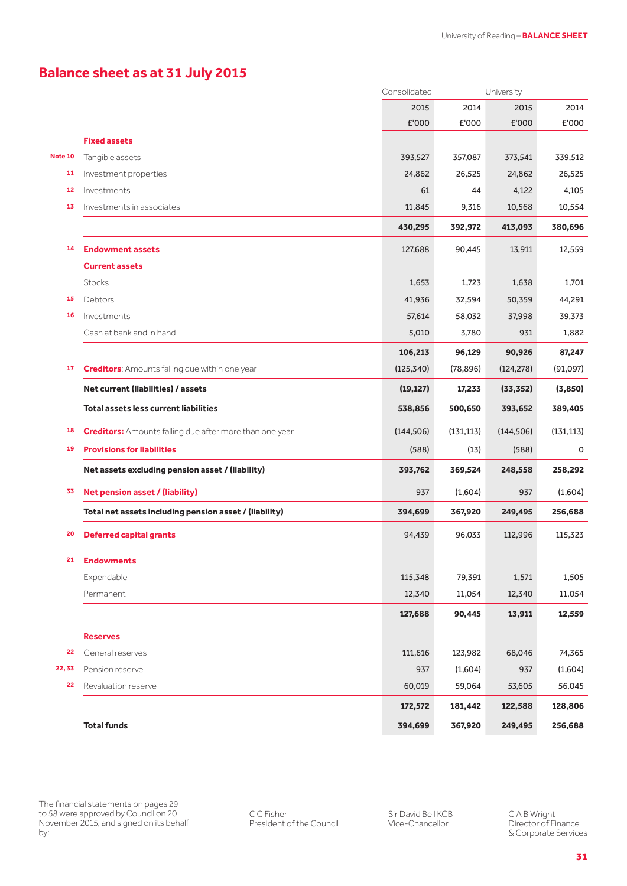# Balance sheet as at 31 July 2015

| Note | | Consolidated 2015 £'000 | Consolidated 2014 £'000 | University 2015 £'000 | University 2014 £'000 |
|---|---|---|---|---|---|
| | **Fixed assets** | | | | |
| 10 | Tangible assets | 393,527 | 357,087 | 373,541 | 339,512 |
| 11 | Investment properties | 24,862 | 26,525 | 24,862 | 26,525 |
| 12 | Investments | 61 | 44 | 4,122 | 4,105 |
| 13 | Investments in associates | 11,845 | 9,316 | 10,568 | 10,554 |
| | | **430,295** | **392,972** | **413,093** | **380,696** |
| 14 | **Endowment assets** | 127,688 | 90,445 | 13,911 | 12,559 |
| | **Current assets** | | | | |
| | Stocks | 1,653 | 1,723 | 1,638 | 1,701 |
| 15 | Debtors | 41,936 | 32,594 | 50,359 | 44,291 |
| 16 | Investments | 57,614 | 58,032 | 37,998 | 39,373 |
| | Cash at bank and in hand | 5,010 | 3,780 | 931 | 1,882 |
| | | **106,213** | **96,129** | **90,926** | **87,247** |
| 17 | **Creditors**: Amounts falling due within one year | (125,340) | (78,896) | (124,278) | (91,097) |
| | **Net current (liabilities) / assets** | **(19,127)** | **17,233** | **(33,352)** | **(3,850)** |
| | **Total assets less current liabilities** | **538,856** | **500,650** | **393,652** | **389,405** |
| 18 | **Creditors:** Amounts falling due after more than one year | (144,506) | (131,113) | (144,506) | (131,113) |
| 19 | **Provisions for liabilities** | (588) | (13) | (588) | 0 |
| | **Net assets excluding pension asset / (liability)** | **393,762** | **369,524** | **248,558** | **258,292** |
| 33 | **Net pension asset / (liability)** | 937 | (1,604) | 937 | (1,604) |
| | **Total net assets including pension asset / (liability)** | **394,699** | **367,920** | **249,495** | **256,688** |
| 20 | **Deferred capital grants** | 94,439 | 96,033 | 112,996 | 115,323 |
| 21 | **Endowments** | | | | |
| | Expendable | 115,348 | 79,391 | 1,571 | 1,505 |
| | Permanent | 12,340 | 11,054 | 12,340 | 11,054 |
| | | **127,688** | **90,445** | **13,911** | **12,559** |
| | **Reserves** | | | | |
| 22 | General reserves | 111,616 | 123,982 | 68,046 | 74,365 |
| 22, 33 | Pension reserve | 937 | (1,604) | 937 | (1,604) |
| 22 | Revaluation reserve | 60,019 | 59,064 | 53,605 | 56,045 |
| | | **172,572** | **181,442** | **122,588** | **128,806** |
| | **Total funds** | **394,699** | **367,920** | **249,495** | **256,688** |

The financial statements on pages 29 to 58 were approved by Council on 20 November 2015, and signed on its behalf by:

C C Fisher
President of the Council

Sir David Bell KCB
Vice-Chancellor

C A B Wright
Director of Finance & Corporate Services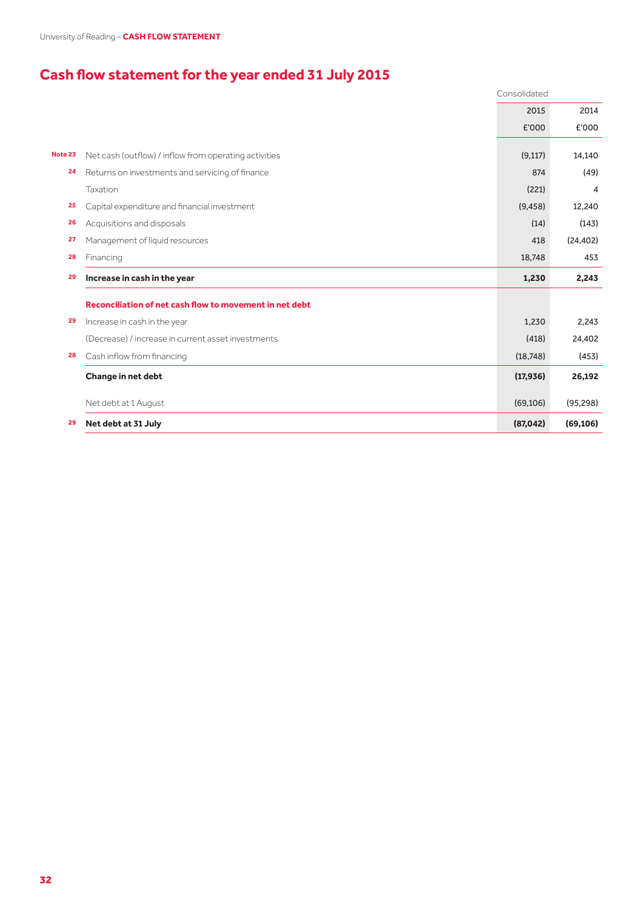# Cash flow statement for the year ended 31 July 2015

| Note | | Consolidated 2015 £'000 | 2014 £'000 |
|---|---|---|---|
| 23 | Net cash (outflow) / inflow from operating activities | (9,117) | 14,140 |
| 24 | Returns on investments and servicing of finance | 874 | (49) |
| | Taxation | (221) | 4 |
| 25 | Capital expenditure and financial investment | (9,458) | 12,240 |
| 26 | Acquisitions and disposals | (14) | (143) |
| 27 | Management of liquid resources | 418 | (24,402) |
| 28 | Financing | 18,748 | 453 |
| 29 | **Increase in cash in the year** | **1,230** | **2,243** |
| | **Reconciliation of net cash flow to movement in net debt** | | |
| 29 | Increase in cash in the year | 1,230 | 2,243 |
| | (Decrease) / increase in current asset investments | (418) | 24,402 |
| 28 | Cash inflow from financing | (18,748) | (453) |
| | **Change in net debt** | **(17,936)** | **26,192** |
| | Net debt at 1 August | (69,106) | (95,298) |
| 29 | **Net debt at 31 July** | **(87,042)** | **(69,106)** |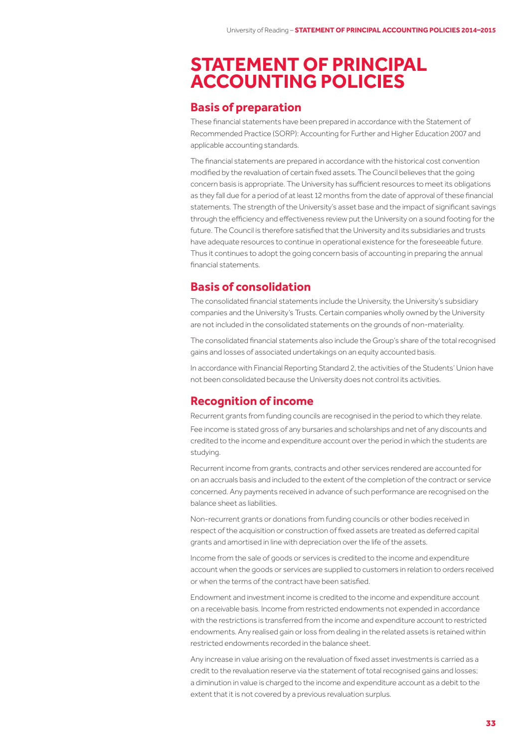# STATEMENT OF PRINCIPAL ACCOUNTING POLICIES

## Basis of preparation

These financial statements have been prepared in accordance with the Statement of Recommended Practice (SORP): Accounting for Further and Higher Education 2007 and applicable accounting standards.

The financial statements are prepared in accordance with the historical cost convention modified by the revaluation of certain fixed assets. The Council believes that the going concern basis is appropriate. The University has sufficient resources to meet its obligations as they fall due for a period of at least 12 months from the date of approval of these financial statements. The strength of the University's asset base and the impact of significant savings through the efficiency and effectiveness review put the University on a sound footing for the future. The Council is therefore satisfied that the University and its subsidiaries and trusts have adequate resources to continue in operational existence for the foreseeable future. Thus it continues to adopt the going concern basis of accounting in preparing the annual financial statements.

## Basis of consolidation

The consolidated financial statements include the University, the University's subsidiary companies and the University's Trusts. Certain companies wholly owned by the University are not included in the consolidated statements on the grounds of non-materiality.

The consolidated financial statements also include the Group's share of the total recognised gains and losses of associated undertakings on an equity accounted basis.

In accordance with Financial Reporting Standard 2, the activities of the Students' Union have not been consolidated because the University does not control its activities.

## Recognition of income

Recurrent grants from funding councils are recognised in the period to which they relate.

Fee income is stated gross of any bursaries and scholarships and net of any discounts and credited to the income and expenditure account over the period in which the students are studying.

Recurrent income from grants, contracts and other services rendered are accounted for on an accruals basis and included to the extent of the completion of the contract or service concerned. Any payments received in advance of such performance are recognised on the balance sheet as liabilities.

Non-recurrent grants or donations from funding councils or other bodies received in respect of the acquisition or construction of fixed assets are treated as deferred capital grants and amortised in line with depreciation over the life of the assets.

Income from the sale of goods or services is credited to the income and expenditure account when the goods or services are supplied to customers in relation to orders received or when the terms of the contract have been satisfied.

Endowment and investment income is credited to the income and expenditure account on a receivable basis. Income from restricted endowments not expended in accordance with the restrictions is transferred from the income and expenditure account to restricted endowments. Any realised gain or loss from dealing in the related assets is retained within restricted endowments recorded in the balance sheet.

Any increase in value arising on the revaluation of fixed asset investments is carried as a credit to the revaluation reserve via the statement of total recognised gains and losses; a diminution in value is charged to the income and expenditure account as a debit to the extent that it is not covered by a previous revaluation surplus.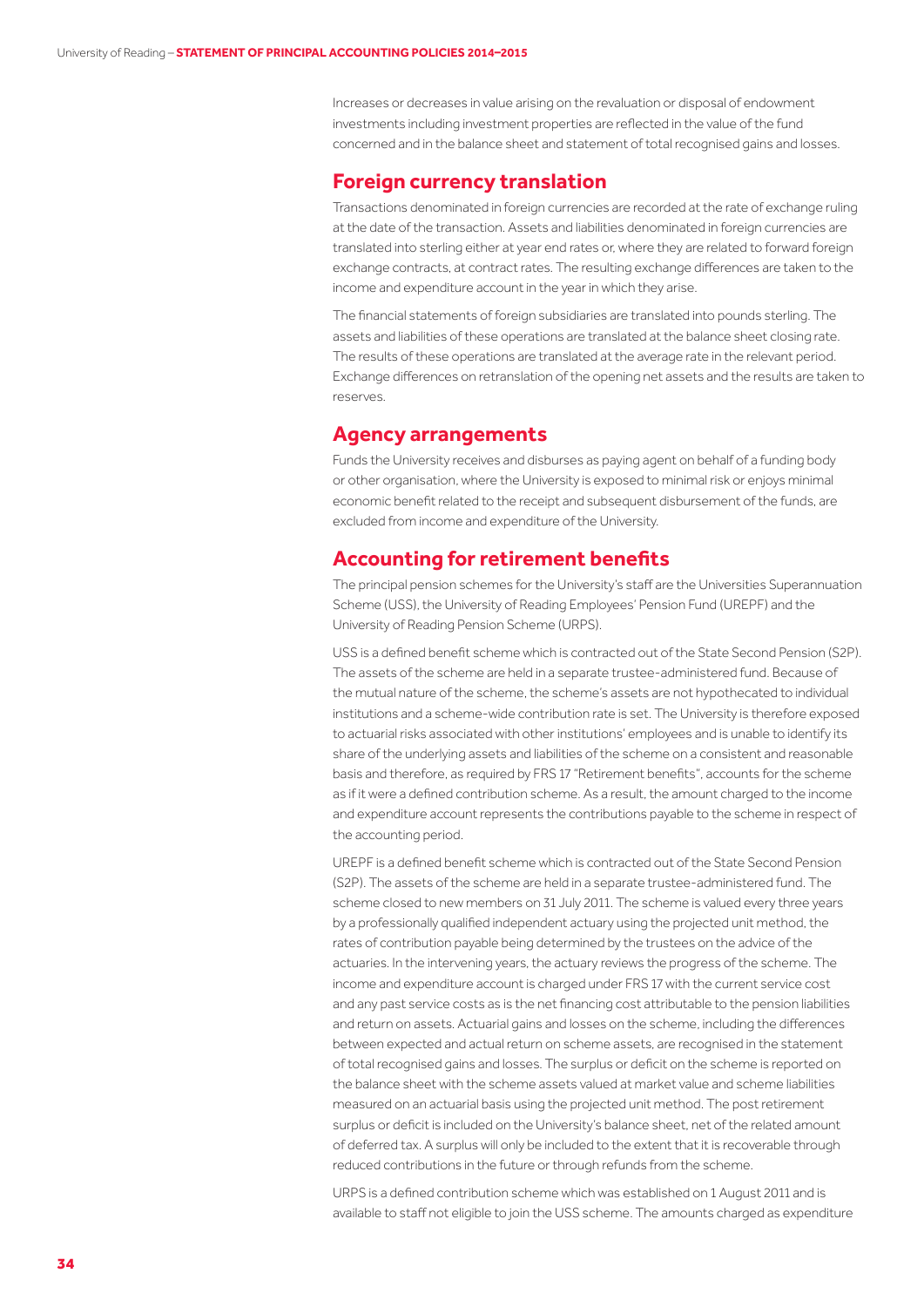Increases or decreases in value arising on the revaluation or disposal of endowment investments including investment properties are reflected in the value of the fund concerned and in the balance sheet and statement of total recognised gains and losses.

## Foreign currency translation

Transactions denominated in foreign currencies are recorded at the rate of exchange ruling at the date of the transaction. Assets and liabilities denominated in foreign currencies are translated into sterling either at year end rates or, where they are related to forward foreign exchange contracts, at contract rates. The resulting exchange differences are taken to the income and expenditure account in the year in which they arise.

The financial statements of foreign subsidiaries are translated into pounds sterling. The assets and liabilities of these operations are translated at the balance sheet closing rate. The results of these operations are translated at the average rate in the relevant period. Exchange differences on retranslation of the opening net assets and the results are taken to reserves.

## Agency arrangements

Funds the University receives and disburses as paying agent on behalf of a funding body or other organisation, where the University is exposed to minimal risk or enjoys minimal economic benefit related to the receipt and subsequent disbursement of the funds, are excluded from income and expenditure of the University.

## Accounting for retirement benefits

The principal pension schemes for the University's staff are the Universities Superannuation Scheme (USS), the University of Reading Employees' Pension Fund (UREPF) and the University of Reading Pension Scheme (URPS).

USS is a defined benefit scheme which is contracted out of the State Second Pension (S2P). The assets of the scheme are held in a separate trustee-administered fund. Because of the mutual nature of the scheme, the scheme's assets are not hypothecated to individual institutions and a scheme-wide contribution rate is set. The University is therefore exposed to actuarial risks associated with other institutions' employees and is unable to identify its share of the underlying assets and liabilities of the scheme on a consistent and reasonable basis and therefore, as required by FRS 17 "Retirement benefits", accounts for the scheme as if it were a defined contribution scheme. As a result, the amount charged to the income and expenditure account represents the contributions payable to the scheme in respect of the accounting period.

UREPF is a defined benefit scheme which is contracted out of the State Second Pension (S2P). The assets of the scheme are held in a separate trustee-administered fund. The scheme closed to new members on 31 July 2011. The scheme is valued every three years by a professionally qualified independent actuary using the projected unit method, the rates of contribution payable being determined by the trustees on the advice of the actuaries. In the intervening years, the actuary reviews the progress of the scheme. The income and expenditure account is charged under FRS 17 with the current service cost and any past service costs as is the net financing cost attributable to the pension liabilities and return on assets. Actuarial gains and losses on the scheme, including the differences between expected and actual return on scheme assets, are recognised in the statement of total recognised gains and losses. The surplus or deficit on the scheme is reported on the balance sheet with the scheme assets valued at market value and scheme liabilities measured on an actuarial basis using the projected unit method. The post retirement surplus or deficit is included on the University's balance sheet, net of the related amount of deferred tax. A surplus will only be included to the extent that it is recoverable through reduced contributions in the future or through refunds from the scheme.

URPS is a defined contribution scheme which was established on 1 August 2011 and is available to staff not eligible to join the USS scheme. The amounts charged as expenditure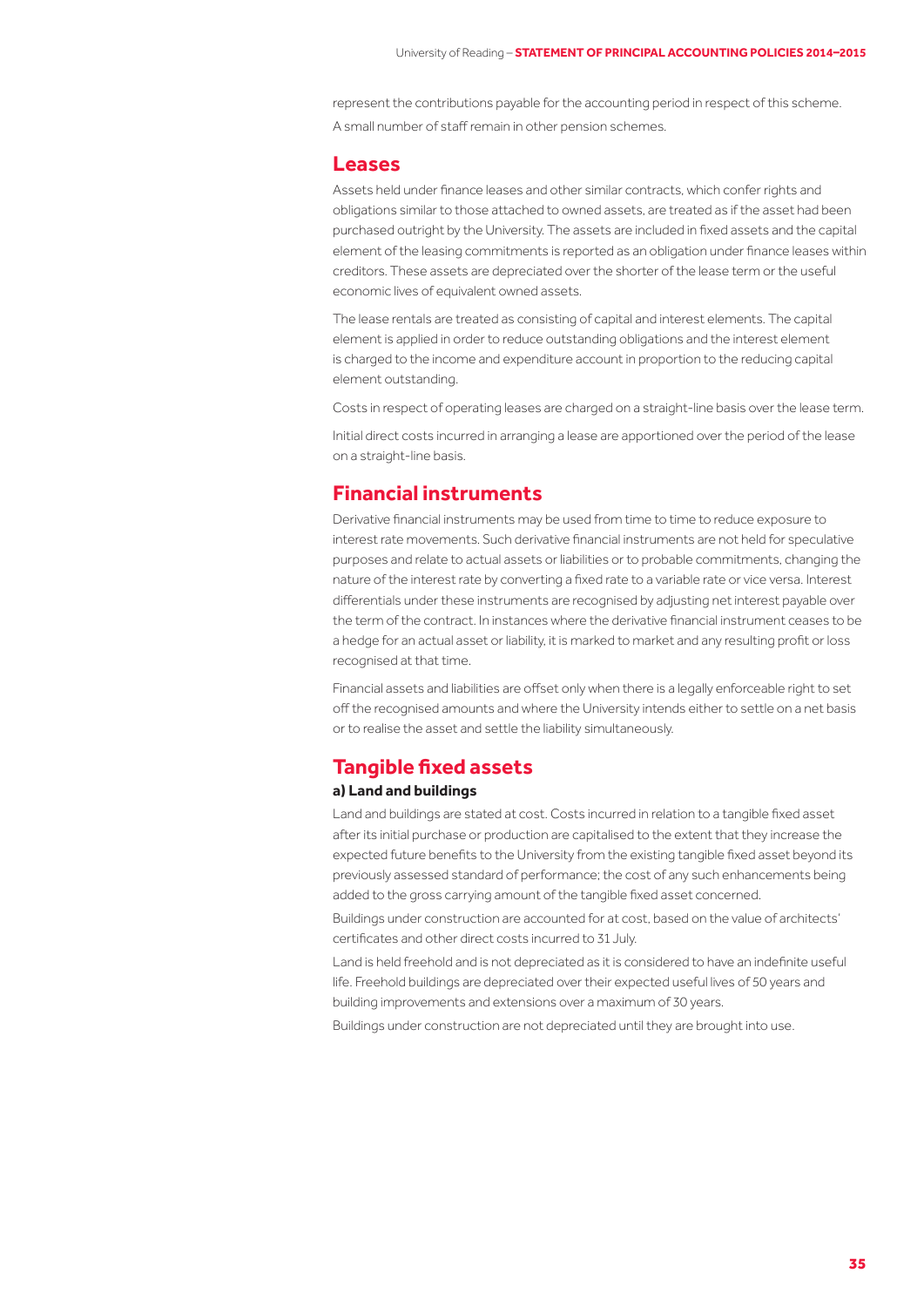represent the contributions payable for the accounting period in respect of this scheme. A small number of staff remain in other pension schemes.

## Leases

Assets held under finance leases and other similar contracts, which confer rights and obligations similar to those attached to owned assets, are treated as if the asset had been purchased outright by the University. The assets are included in fixed assets and the capital element of the leasing commitments is reported as an obligation under finance leases within creditors. These assets are depreciated over the shorter of the lease term or the useful economic lives of equivalent owned assets.

The lease rentals are treated as consisting of capital and interest elements. The capital element is applied in order to reduce outstanding obligations and the interest element is charged to the income and expenditure account in proportion to the reducing capital element outstanding.

Costs in respect of operating leases are charged on a straight-line basis over the lease term.

Initial direct costs incurred in arranging a lease are apportioned over the period of the lease on a straight-line basis.

## Financial instruments

Derivative financial instruments may be used from time to time to reduce exposure to interest rate movements. Such derivative financial instruments are not held for speculative purposes and relate to actual assets or liabilities or to probable commitments, changing the nature of the interest rate by converting a fixed rate to a variable rate or vice versa. Interest differentials under these instruments are recognised by adjusting net interest payable over the term of the contract. In instances where the derivative financial instrument ceases to be a hedge for an actual asset or liability, it is marked to market and any resulting profit or loss recognised at that time.

Financial assets and liabilities are offset only when there is a legally enforceable right to set off the recognised amounts and where the University intends either to settle on a net basis or to realise the asset and settle the liability simultaneously.

## Tangible fixed assets

### a) Land and buildings

Land and buildings are stated at cost. Costs incurred in relation to a tangible fixed asset after its initial purchase or production are capitalised to the extent that they increase the expected future benefits to the University from the existing tangible fixed asset beyond its previously assessed standard of performance; the cost of any such enhancements being added to the gross carrying amount of the tangible fixed asset concerned.

Buildings under construction are accounted for at cost, based on the value of architects' certificates and other direct costs incurred to 31 July.

Land is held freehold and is not depreciated as it is considered to have an indefinite useful life. Freehold buildings are depreciated over their expected useful lives of 50 years and building improvements and extensions over a maximum of 30 years.

Buildings under construction are not depreciated until they are brought into use.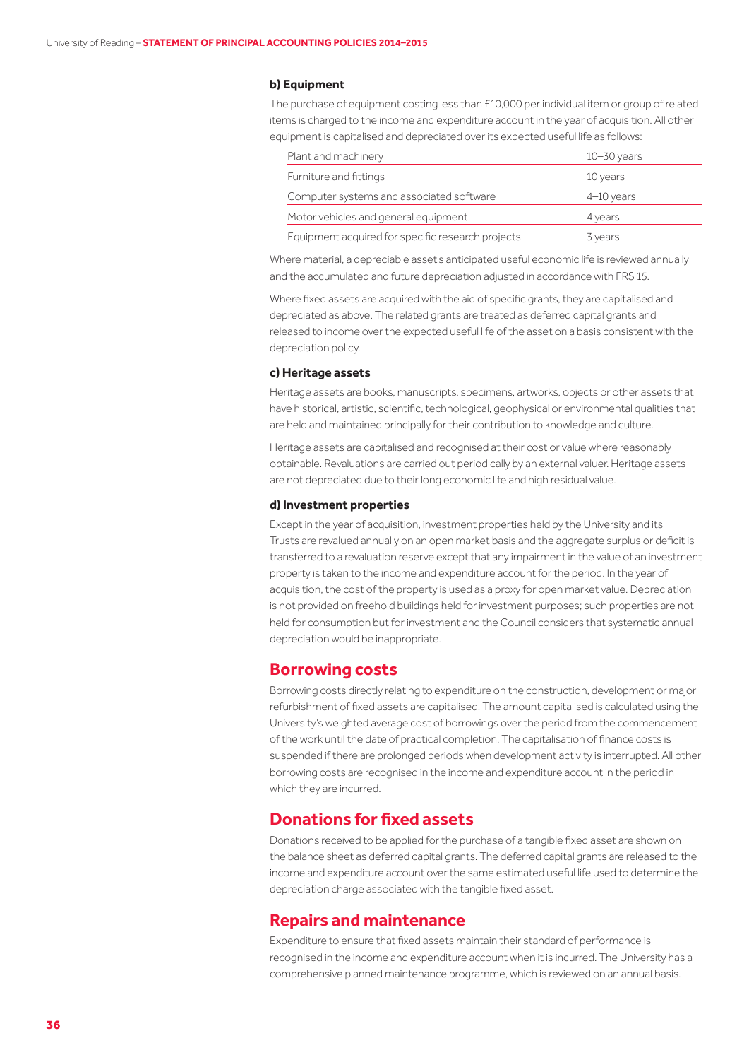### b) Equipment

The purchase of equipment costing less than £10,000 per individual item or group of related items is charged to the income and expenditure account in the year of acquisition. All other equipment is capitalised and depreciated over its expected useful life as follows:

| | |
|---|---|
| Plant and machinery | 10–30 years |
| Furniture and fittings | 10 years |
| Computer systems and associated software | 4–10 years |
| Motor vehicles and general equipment | 4 years |
| Equipment acquired for specific research projects | 3 years |

Where material, a depreciable asset's anticipated useful economic life is reviewed annually and the accumulated and future depreciation adjusted in accordance with FRS 15.

Where fixed assets are acquired with the aid of specific grants, they are capitalised and depreciated as above. The related grants are treated as deferred capital grants and released to income over the expected useful life of the asset on a basis consistent with the depreciation policy.

### c) Heritage assets

Heritage assets are books, manuscripts, specimens, artworks, objects or other assets that have historical, artistic, scientific, technological, geophysical or environmental qualities that are held and maintained principally for their contribution to knowledge and culture.

Heritage assets are capitalised and recognised at their cost or value where reasonably obtainable. Revaluations are carried out periodically by an external valuer. Heritage assets are not depreciated due to their long economic life and high residual value.

### d) Investment properties

Except in the year of acquisition, investment properties held by the University and its Trusts are revalued annually on an open market basis and the aggregate surplus or deficit is transferred to a revaluation reserve except that any impairment in the value of an investment property is taken to the income and expenditure account for the period. In the year of acquisition, the cost of the property is used as a proxy for open market value. Depreciation is not provided on freehold buildings held for investment purposes; such properties are not held for consumption but for investment and the Council considers that systematic annual depreciation would be inappropriate.

## Borrowing costs

Borrowing costs directly relating to expenditure on the construction, development or major refurbishment of fixed assets are capitalised. The amount capitalised is calculated using the University's weighted average cost of borrowings over the period from the commencement of the work until the date of practical completion. The capitalisation of finance costs is suspended if there are prolonged periods when development activity is interrupted. All other borrowing costs are recognised in the income and expenditure account in the period in which they are incurred.

## Donations for fixed assets

Donations received to be applied for the purchase of a tangible fixed asset are shown on the balance sheet as deferred capital grants. The deferred capital grants are released to the income and expenditure account over the same estimated useful life used to determine the depreciation charge associated with the tangible fixed asset.

## Repairs and maintenance

Expenditure to ensure that fixed assets maintain their standard of performance is recognised in the income and expenditure account when it is incurred. The University has a comprehensive planned maintenance programme, which is reviewed on an annual basis.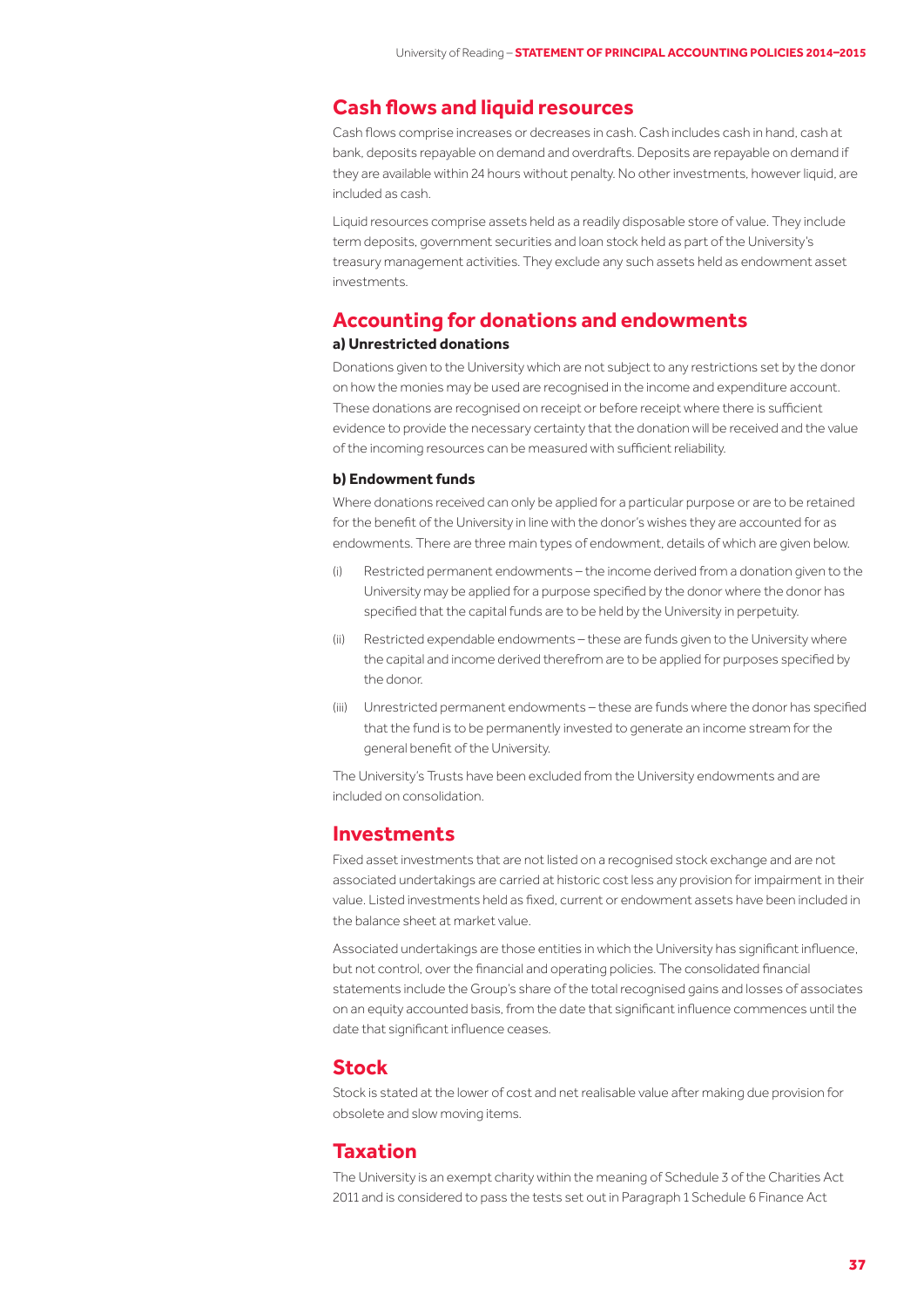## Cash flows and liquid resources

Cash flows comprise increases or decreases in cash. Cash includes cash in hand, cash at bank, deposits repayable on demand and overdrafts. Deposits are repayable on demand if they are available within 24 hours without penalty. No other investments, however liquid, are included as cash.

Liquid resources comprise assets held as a readily disposable store of value. They include term deposits, government securities and loan stock held as part of the University's treasury management activities. They exclude any such assets held as endowment asset investments.

## Accounting for donations and endowments

### a) Unrestricted donations

Donations given to the University which are not subject to any restrictions set by the donor on how the monies may be used are recognised in the income and expenditure account. These donations are recognised on receipt or before receipt where there is sufficient evidence to provide the necessary certainty that the donation will be received and the value of the incoming resources can be measured with sufficient reliability.

### b) Endowment funds

Where donations received can only be applied for a particular purpose or are to be retained for the benefit of the University in line with the donor's wishes they are accounted for as endowments. There are three main types of endowment, details of which are given below.

(i) Restricted permanent endowments – the income derived from a donation given to the University may be applied for a purpose specified by the donor where the donor has specified that the capital funds are to be held by the University in perpetuity.

(ii) Restricted expendable endowments – these are funds given to the University where the capital and income derived therefrom are to be applied for purposes specified by the donor.

(iii) Unrestricted permanent endowments – these are funds where the donor has specified that the fund is to be permanently invested to generate an income stream for the general benefit of the University.

The University's Trusts have been excluded from the University endowments and are included on consolidation.

## Investments

Fixed asset investments that are not listed on a recognised stock exchange and are not associated undertakings are carried at historic cost less any provision for impairment in their value. Listed investments held as fixed, current or endowment assets have been included in the balance sheet at market value.

Associated undertakings are those entities in which the University has significant influence, but not control, over the financial and operating policies. The consolidated financial statements include the Group's share of the total recognised gains and losses of associates on an equity accounted basis, from the date that significant influence commences until the date that significant influence ceases.

## Stock

Stock is stated at the lower of cost and net realisable value after making due provision for obsolete and slow moving items.

## Taxation

The University is an exempt charity within the meaning of Schedule 3 of the Charities Act 2011 and is considered to pass the tests set out in Paragraph 1 Schedule 6 Finance Act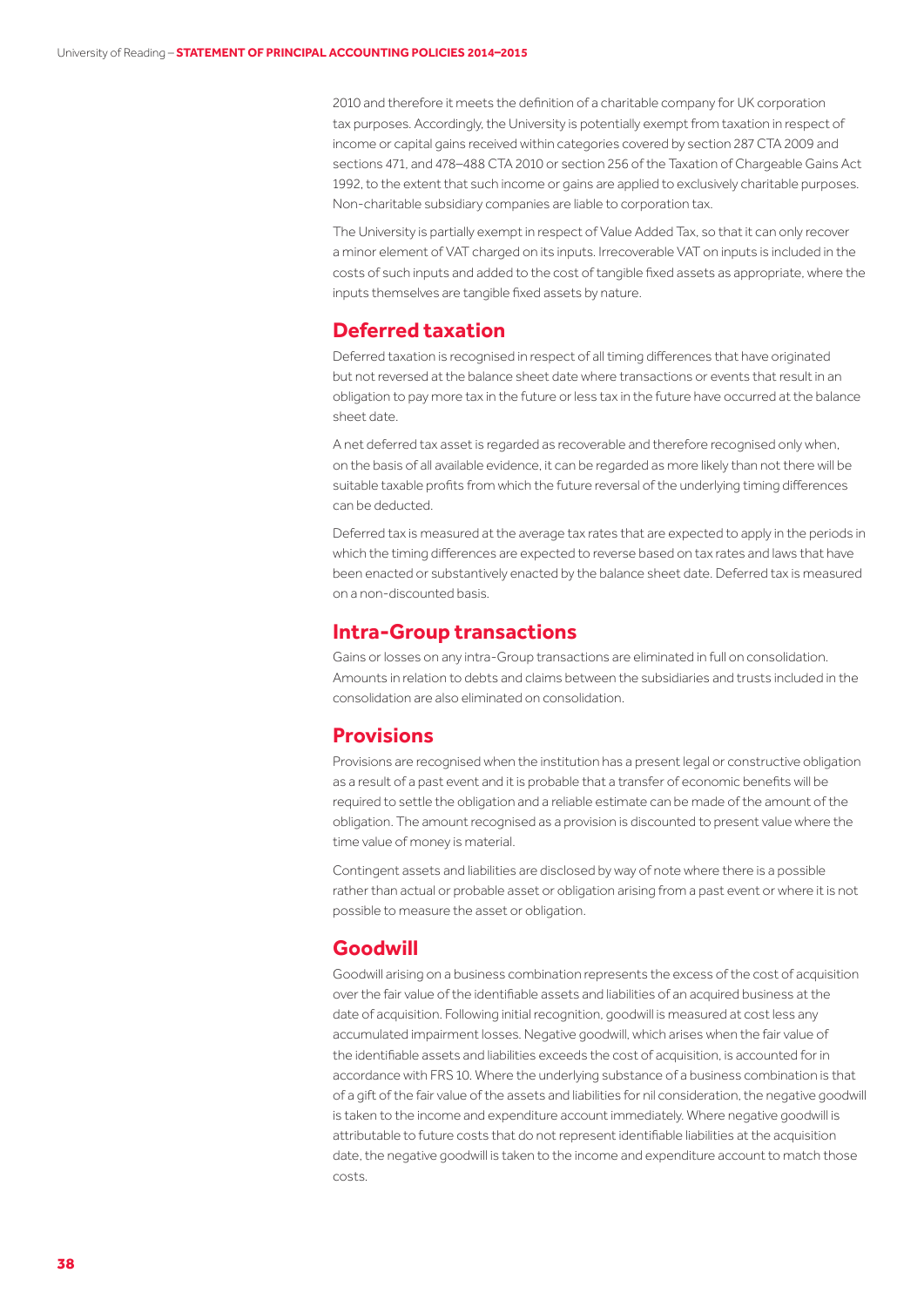2010 and therefore it meets the definition of a charitable company for UK corporation tax purposes. Accordingly, the University is potentially exempt from taxation in respect of income or capital gains received within categories covered by section 287 CTA 2009 and sections 471, and 478–488 CTA 2010 or section 256 of the Taxation of Chargeable Gains Act 1992, to the extent that such income or gains are applied to exclusively charitable purposes. Non-charitable subsidiary companies are liable to corporation tax.

The University is partially exempt in respect of Value Added Tax, so that it can only recover a minor element of VAT charged on its inputs. Irrecoverable VAT on inputs is included in the costs of such inputs and added to the cost of tangible fixed assets as appropriate, where the inputs themselves are tangible fixed assets by nature.

## Deferred taxation

Deferred taxation is recognised in respect of all timing differences that have originated but not reversed at the balance sheet date where transactions or events that result in an obligation to pay more tax in the future or less tax in the future have occurred at the balance sheet date.

A net deferred tax asset is regarded as recoverable and therefore recognised only when, on the basis of all available evidence, it can be regarded as more likely than not there will be suitable taxable profits from which the future reversal of the underlying timing differences can be deducted.

Deferred tax is measured at the average tax rates that are expected to apply in the periods in which the timing differences are expected to reverse based on tax rates and laws that have been enacted or substantively enacted by the balance sheet date. Deferred tax is measured on a non-discounted basis.

## Intra-Group transactions

Gains or losses on any intra-Group transactions are eliminated in full on consolidation. Amounts in relation to debts and claims between the subsidiaries and trusts included in the consolidation are also eliminated on consolidation.

## Provisions

Provisions are recognised when the institution has a present legal or constructive obligation as a result of a past event and it is probable that a transfer of economic benefits will be required to settle the obligation and a reliable estimate can be made of the amount of the obligation. The amount recognised as a provision is discounted to present value where the time value of money is material.

Contingent assets and liabilities are disclosed by way of note where there is a possible rather than actual or probable asset or obligation arising from a past event or where it is not possible to measure the asset or obligation.

## Goodwill

Goodwill arising on a business combination represents the excess of the cost of acquisition over the fair value of the identifiable assets and liabilities of an acquired business at the date of acquisition. Following initial recognition, goodwill is measured at cost less any accumulated impairment losses. Negative goodwill, which arises when the fair value of the identifiable assets and liabilities exceeds the cost of acquisition, is accounted for in accordance with FRS 10. Where the underlying substance of a business combination is that of a gift of the fair value of the assets and liabilities for nil consideration, the negative goodwill is taken to the income and expenditure account immediately. Where negative goodwill is attributable to future costs that do not represent identifiable liabilities at the acquisition date, the negative goodwill is taken to the income and expenditure account to match those costs.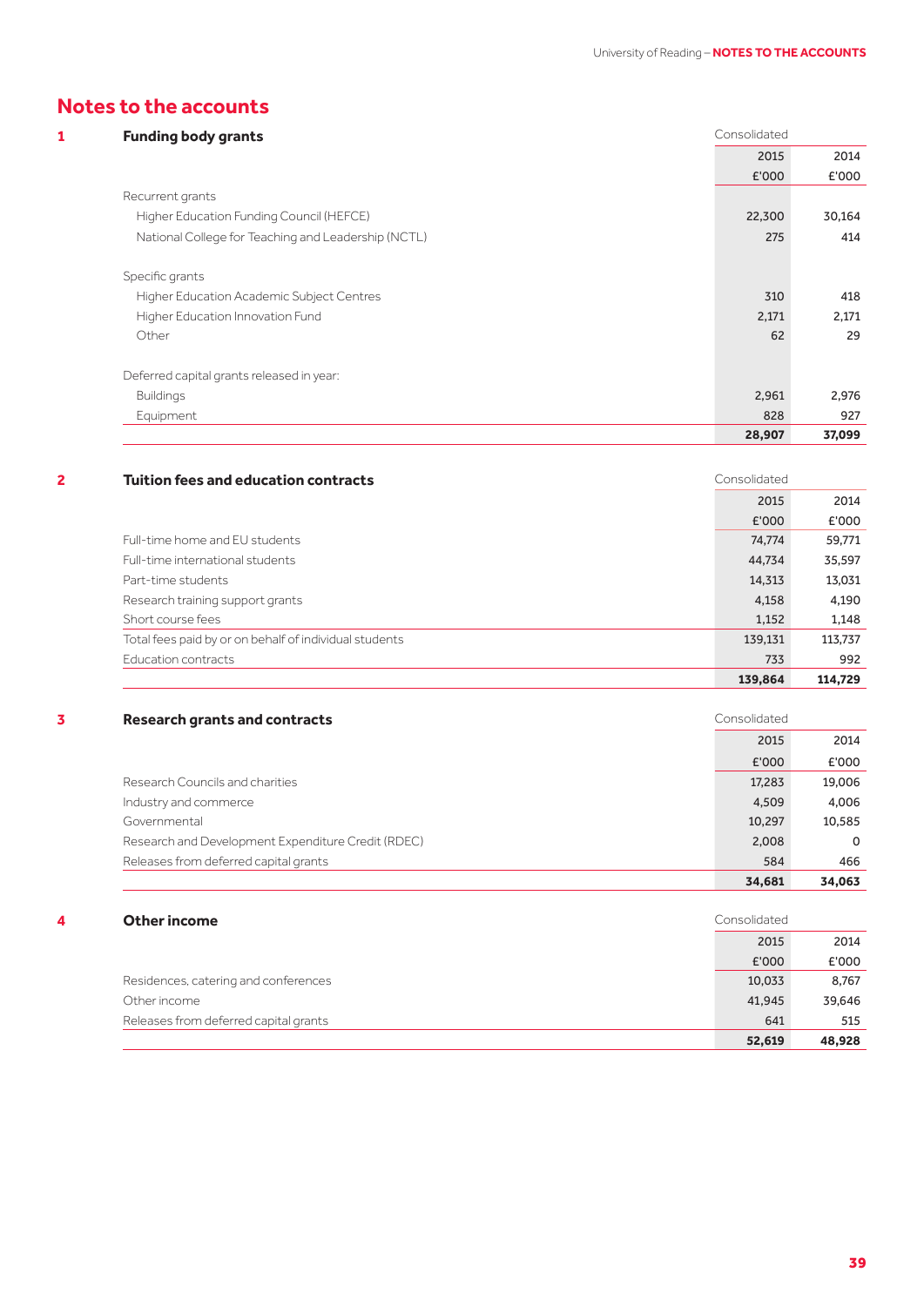# Notes to the accounts

## 1 Funding body grants

| | Consolidated | |
|---|---|---|
| | 2015 | 2014 |
| | £'000 | £'000 |
| Recurrent grants | | |
| Higher Education Funding Council (HEFCE) | 22,300 | 30,164 |
| National College for Teaching and Leadership (NCTL) | 275 | 414 |
| Specific grants | | |
| Higher Education Academic Subject Centres | 310 | 418 |
| Higher Education Innovation Fund | 2,171 | 2,171 |
| Other | 62 | 29 |
| Deferred capital grants released in year: | | |
| Buildings | 2,961 | 2,976 |
| Equipment | 828 | 927 |
| | **28,907** | **37,099** |

## 2 Tuition fees and education contracts

| | Consolidated | |
|---|---|---|
| | 2015 | 2014 |
| | £'000 | £'000 |
| Full-time home and EU students | 74,774 | 59,771 |
| Full-time international students | 44,734 | 35,597 |
| Part-time students | 14,313 | 13,031 |
| Research training support grants | 4,158 | 4,190 |
| Short course fees | 1,152 | 1,148 |
| Total fees paid by or on behalf of individual students | 139,131 | 113,737 |
| Education contracts | 733 | 992 |
| | **139,864** | **114,729** |

## 3 Research grants and contracts

| | Consolidated | |
|---|---|---|
| | 2015 | 2014 |
| | £'000 | £'000 |
| Research Councils and charities | 17,283 | 19,006 |
| Industry and commerce | 4,509 | 4,006 |
| Governmental | 10,297 | 10,585 |
| Research and Development Expenditure Credit (RDEC) | 2,008 | 0 |
| Releases from deferred capital grants | 584 | 466 |
| | **34,681** | **34,063** |

## 4 Other income

| | Consolidated | |
|---|---|---|
| | 2015 | 2014 |
| | £'000 | £'000 |
| Residences, catering and conferences | 10,033 | 8,767 |
| Other income | 41,945 | 39,646 |
| Releases from deferred capital grants | 641 | 515 |
| | **52,619** | **48,928** |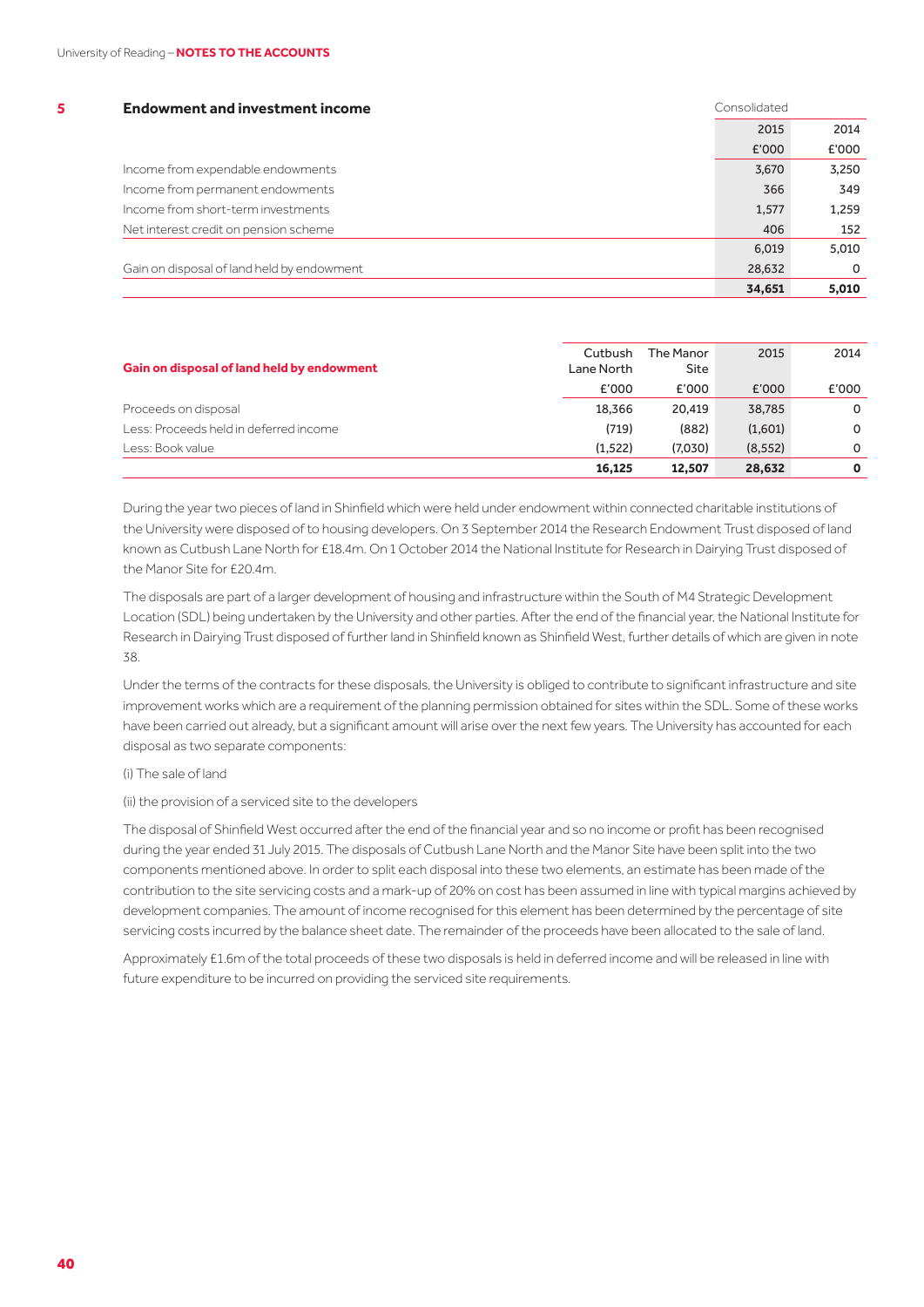## 5 Endowment and investment income

| | Consolidated 2015 £'000 | Consolidated 2014 £'000 |
|---|---|---|
| Income from expendable endowments | 3,670 | 3,250 |
| Income from permanent endowments | 366 | 349 |
| Income from short-term investments | 1,577 | 1,259 |
| Net interest credit on pension scheme | 406 | 152 |
| | 6,019 | 5,010 |
| Gain on disposal of land held by endowment | 28,632 | 0 |
| | **34,651** | **5,010** |

| **Gain on disposal of land held by endowment** | Cutbush Lane North £'000 | The Manor Site £'000 | 2015 £'000 | 2014 £'000 |
|---|---|---|---|---|
| Proceeds on disposal | 18,366 | 20,419 | 38,785 | 0 |
| Less: Proceeds held in deferred income | (719) | (882) | (1,601) | 0 |
| Less: Book value | (1,522) | (7,030) | (8,552) | 0 |
| | **16,125** | **12,507** | **28,632** | **0** |

During the year two pieces of land in Shinfield which were held under endowment within connected charitable institutions of the University were disposed of to housing developers. On 3 September 2014 the Research Endowment Trust disposed of land known as Cutbush Lane North for £18.4m. On 1 October 2014 the National Institute for Research in Dairying Trust disposed of the Manor Site for £20.4m.

The disposals are part of a larger development of housing and infrastructure within the South of M4 Strategic Development Location (SDL) being undertaken by the University and other parties. After the end of the financial year, the National Institute for Research in Dairying Trust disposed of further land in Shinfield known as Shinfield West, further details of which are given in note 38.

Under the terms of the contracts for these disposals, the University is obliged to contribute to significant infrastructure and site improvement works which are a requirement of the planning permission obtained for sites within the SDL. Some of these works have been carried out already, but a significant amount will arise over the next few years. The University has accounted for each disposal as two separate components:

(i) The sale of land

(ii) the provision of a serviced site to the developers

The disposal of Shinfield West occurred after the end of the financial year and so no income or profit has been recognised during the year ended 31 July 2015. The disposals of Cutbush Lane North and the Manor Site have been split into the two components mentioned above. In order to split each disposal into these two elements, an estimate has been made of the contribution to the site servicing costs and a mark-up of 20% on cost has been assumed in line with typical margins achieved by development companies. The amount of income recognised for this element has been determined by the percentage of site servicing costs incurred by the balance sheet date. The remainder of the proceeds have been allocated to the sale of land.

Approximately £1.6m of the total proceeds of these two disposals is held in deferred income and will be released in line with future expenditure to be incurred on providing the serviced site requirements.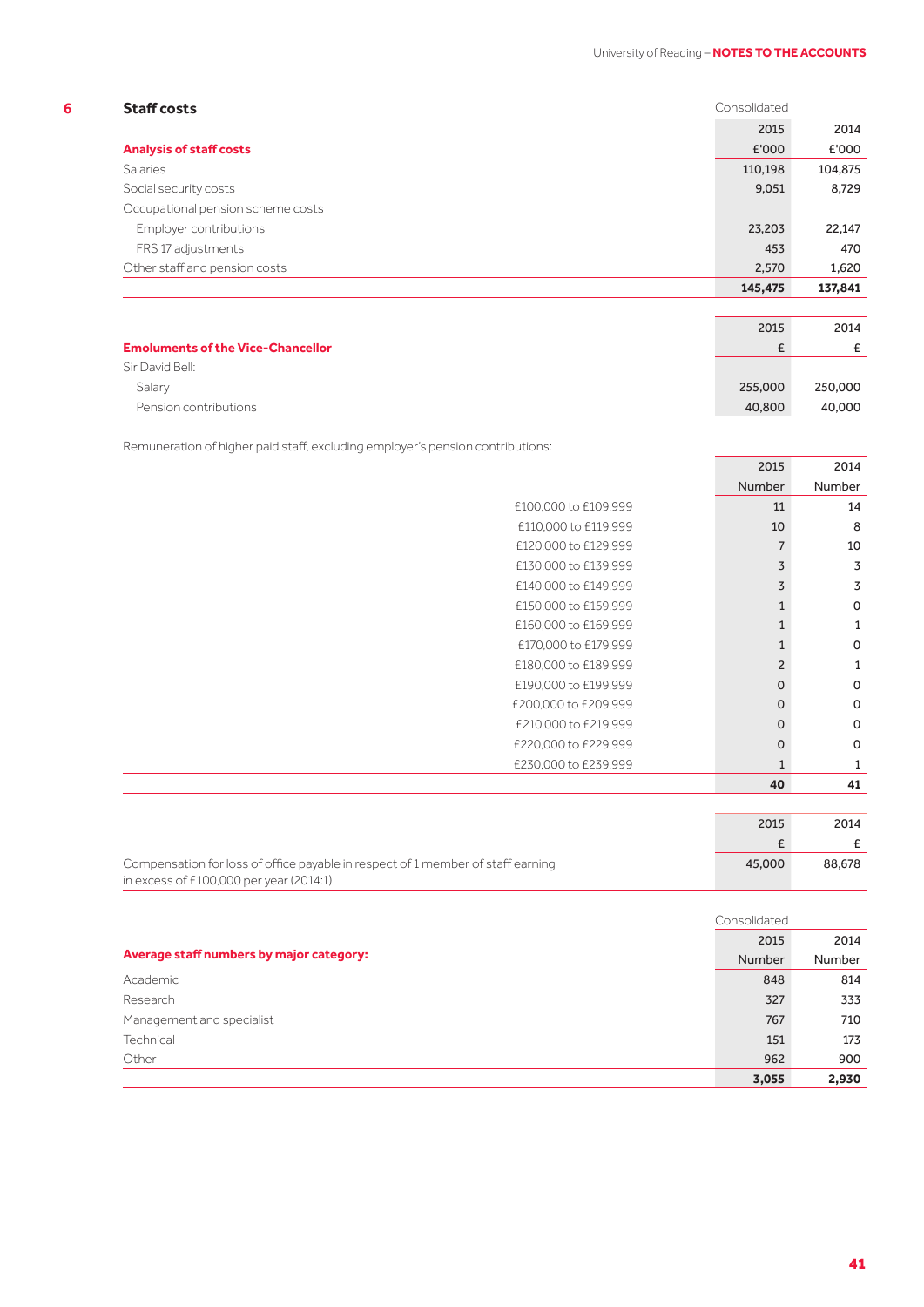## 6 Staff costs

| Analysis of staff costs | Consolidated 2015 £'000 | 2014 £'000 |
|---|---|---|
| Salaries | 110,198 | 104,875 |
| Social security costs | 9,051 | 8,729 |
| Occupational pension scheme costs | | |
| Employer contributions | 23,203 | 22,147 |
| FRS 17 adjustments | 453 | 470 |
| Other staff and pension costs | 2,570 | 1,620 |
| | **145,475** | **137,841** |

| Emoluments of the Vice-Chancellor | 2015 £ | 2014 £ |
|---|---|---|
| Sir David Bell: | | |
| Salary | 255,000 | 250,000 |
| Pension contributions | 40,800 | 40,000 |

Remuneration of higher paid staff, excluding employer's pension contributions:

| | 2015 Number | 2014 Number |
|---|---|---|
| £100,000 to £109,999 | 11 | 14 |
| £110,000 to £119,999 | 10 | 8 |
| £120,000 to £129,999 | 7 | 10 |
| £130,000 to £139,999 | 3 | 3 |
| £140,000 to £149,999 | 3 | 3 |
| £150,000 to £159,999 | 1 | 0 |
| £160,000 to £169,999 | 1 | 1 |
| £170,000 to £179,999 | 1 | 0 |
| £180,000 to £189,999 | 2 | 1 |
| £190,000 to £199,999 | 0 | 0 |
| £200,000 to £209,999 | 0 | 0 |
| £210,000 to £219,999 | 0 | 0 |
| £220,000 to £229,999 | 0 | 0 |
| £230,000 to £239,999 | 1 | 1 |
| | **40** | **41** |

| | 2015 £ | 2014 £ |
|---|---|---|
| Compensation for loss of office payable in respect of 1 member of staff earning in excess of £100,000 per year (2014:1) | 45,000 | 88,678 |

| Average staff numbers by major category: | Consolidated 2015 Number | 2014 Number |
|---|---|---|
| Academic | 848 | 814 |
| Research | 327 | 333 |
| Management and specialist | 767 | 710 |
| Technical | 151 | 173 |
| Other | 962 | 900 |
| | **3,055** | **2,930** |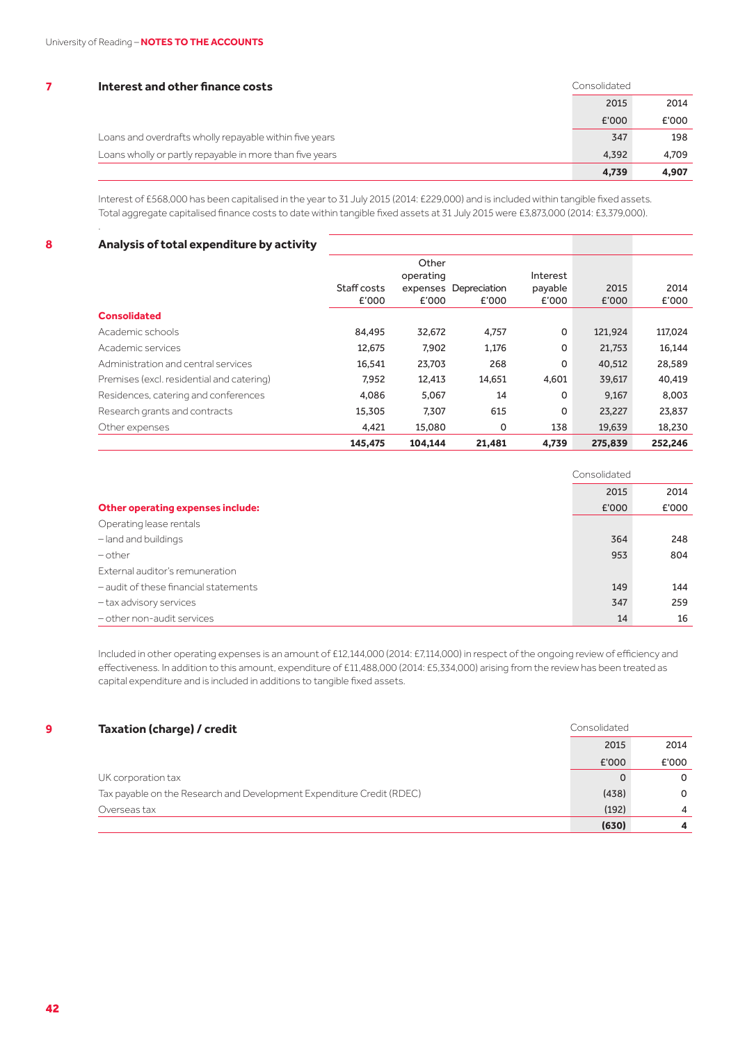## 7 Interest and other finance costs

| | Consolidated 2015 £'000 | Consolidated 2014 £'000 |
|---|---|---|
| Loans and overdrafts wholly repayable within five years | 347 | 198 |
| Loans wholly or partly repayable in more than five years | 4,392 | 4,709 |
| | **4,739** | **4,907** |

Interest of £568,000 has been capitalised in the year to 31 July 2015 (2014: £229,000) and is included within tangible fixed assets. Total aggregate capitalised finance costs to date within tangible fixed assets at 31 July 2015 were £3,873,000 (2014: £3,379,000).

## 8 Analysis of total expenditure by activity

| | Staff costs £'000 | Other operating expenses £'000 | Depreciation £'000 | Interest payable £'000 | 2015 £'000 | 2014 £'000 |
|---|---|---|---|---|---|---|
| **Consolidated** | | | | | | |
| Academic schools | 84,495 | 32,672 | 4,757 | 0 | 121,924 | 117,024 |
| Academic services | 12,675 | 7,902 | 1,176 | 0 | 21,753 | 16,144 |
| Administration and central services | 16,541 | 23,703 | 268 | 0 | 40,512 | 28,589 |
| Premises (excl. residential and catering) | 7,952 | 12,413 | 14,651 | 4,601 | 39,617 | 40,419 |
| Residences, catering and conferences | 4,086 | 5,067 | 14 | 0 | 9,167 | 8,003 |
| Research grants and contracts | 15,305 | 7,307 | 615 | 0 | 23,227 | 23,837 |
| Other expenses | 4,421 | 15,080 | 0 | 138 | 19,639 | 18,230 |
| | **145,475** | **104,144** | **21,481** | **4,739** | **275,839** | **252,246** |

| **Other operating expenses include:** | Consolidated 2015 £'000 | Consolidated 2014 £'000 |
|---|---|---|
| Operating lease rentals | | |
| – land and buildings | 364 | 248 |
| – other | 953 | 804 |
| External auditor's remuneration | | |
| – audit of these financial statements | 149 | 144 |
| – tax advisory services | 347 | 259 |
| – other non-audit services | 14 | 16 |

Included in other operating expenses is an amount of £12,144,000 (2014: £7,114,000) in respect of the ongoing review of efficiency and effectiveness. In addition to this amount, expenditure of £11,488,000 (2014: £5,334,000) arising from the review has been treated as capital expenditure and is included in additions to tangible fixed assets.

## 9 Taxation (charge) / credit

| | Consolidated 2015 £'000 | Consolidated 2014 £'000 |
|---|---|---|
| UK corporation tax | 0 | 0 |
| Tax payable on the Research and Development Expenditure Credit (RDEC) | (438) | 0 |
| Overseas tax | (192) | 4 |
| | **(630)** | **4** |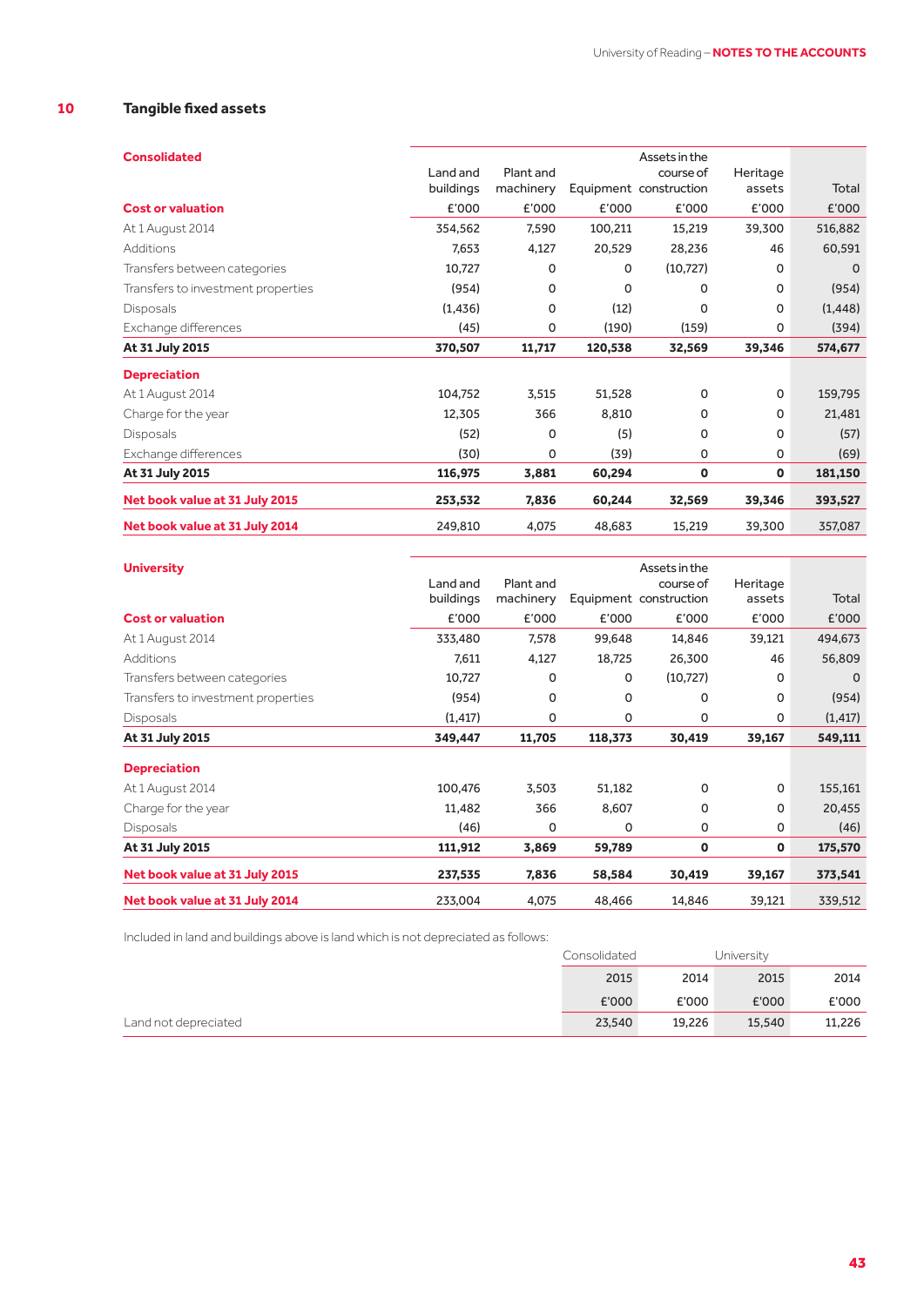## 10 Tangible fixed assets

| Consolidated | Land and buildings | Plant and machinery | Equipment | Assets in the course of construction | Heritage assets | Total |
|---|---|---|---|---|---|---|
| **Cost or valuation** | £'000 | £'000 | £'000 | £'000 | £'000 | £'000 |
| At 1 August 2014 | 354,562 | 7,590 | 100,211 | 15,219 | 39,300 | 516,882 |
| Additions | 7,653 | 4,127 | 20,529 | 28,236 | 46 | 60,591 |
| Transfers between categories | 10,727 | 0 | 0 | (10,727) | 0 | 0 |
| Transfers to investment properties | (954) | 0 | 0 | 0 | 0 | (954) |
| Disposals | (1,436) | 0 | (12) | 0 | 0 | (1,448) |
| Exchange differences | (45) | 0 | (190) | (159) | 0 | (394) |
| **At 31 July 2015** | **370,507** | **11,717** | **120,538** | **32,569** | **39,346** | **574,677** |
| **Depreciation** | | | | | | |
| At 1 August 2014 | 104,752 | 3,515 | 51,528 | 0 | 0 | 159,795 |
| Charge for the year | 12,305 | 366 | 8,810 | 0 | 0 | 21,481 |
| Disposals | (52) | 0 | (5) | 0 | 0 | (57) |
| Exchange differences | (30) | 0 | (39) | 0 | 0 | (69) |
| **At 31 July 2015** | **116,975** | **3,881** | **60,294** | **0** | **0** | **181,150** |
| **Net book value at 31 July 2015** | **253,532** | **7,836** | **60,244** | **32,569** | **39,346** | **393,527** |
| **Net book value at 31 July 2014** | 249,810 | 4,075 | 48,683 | 15,219 | 39,300 | 357,087 |

| University | Land and buildings | Plant and machinery | Equipment | Assets in the course of construction | Heritage assets | Total |
|---|---|---|---|---|---|---|
| **Cost or valuation** | £'000 | £'000 | £'000 | £'000 | £'000 | £'000 |
| At 1 August 2014 | 333,480 | 7,578 | 99,648 | 14,846 | 39,121 | 494,673 |
| Additions | 7,611 | 4,127 | 18,725 | 26,300 | 46 | 56,809 |
| Transfers between categories | 10,727 | 0 | 0 | (10,727) | 0 | 0 |
| Transfers to investment properties | (954) | 0 | 0 | 0 | 0 | (954) |
| Disposals | (1,417) | 0 | 0 | 0 | 0 | (1,417) |
| **At 31 July 2015** | **349,447** | **11,705** | **118,373** | **30,419** | **39,167** | **549,111** |
| **Depreciation** | | | | | | |
| At 1 August 2014 | 100,476 | 3,503 | 51,182 | 0 | 0 | 155,161 |
| Charge for the year | 11,482 | 366 | 8,607 | 0 | 0 | 20,455 |
| Disposals | (46) | 0 | 0 | 0 | 0 | (46) |
| **At 31 July 2015** | **111,912** | **3,869** | **59,789** | **0** | **0** | **175,570** |
| **Net book value at 31 July 2015** | **237,535** | **7,836** | **58,584** | **30,419** | **39,167** | **373,541** |
| **Net book value at 31 July 2014** | 233,004 | 4,075 | 48,466 | 14,846 | 39,121 | 339,512 |

Included in land and buildings above is land which is not depreciated as follows:

| | Consolidated | | University | |
|---|---|---|---|---|
| | 2015 | 2014 | 2015 | 2014 |
| | £'000 | £'000 | £'000 | £'000 |
| Land not depreciated | 23,540 | 19,226 | 15,540 | 11,226 |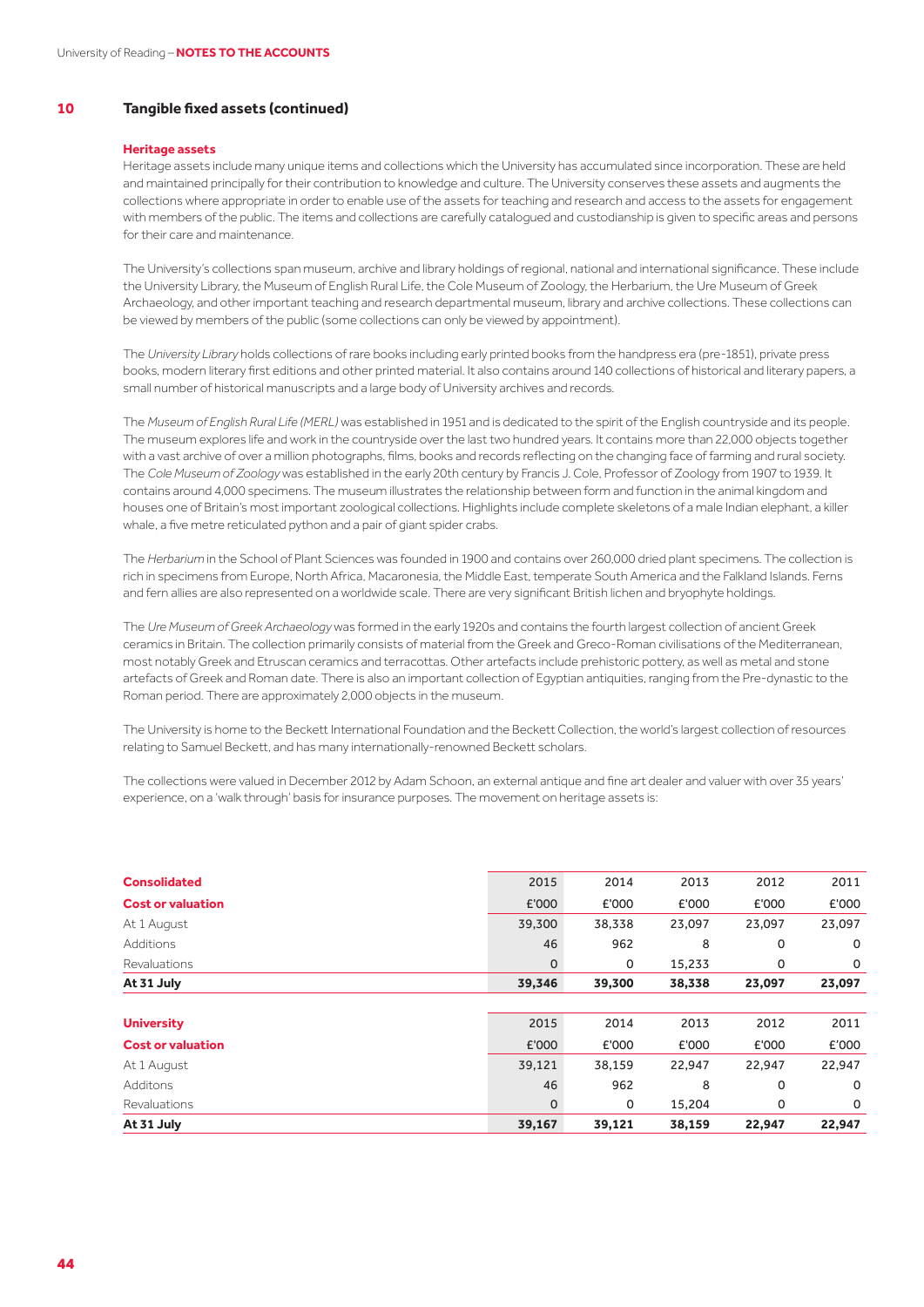## 10 Tangible fixed assets (continued)

### Heritage assets

Heritage assets include many unique items and collections which the University has accumulated since incorporation. These are held and maintained principally for their contribution to knowledge and culture. The University conserves these assets and augments the collections where appropriate in order to enable use of the assets for teaching and research and access to the assets for engagement with members of the public. The items and collections are carefully catalogued and custodianship is given to specific areas and persons for their care and maintenance.

The University's collections span museum, archive and library holdings of regional, national and international significance. These include the University Library, the Museum of English Rural Life, the Cole Museum of Zoology, the Herbarium, the Ure Museum of Greek Archaeology, and other important teaching and research departmental museum, library and archive collections. These collections can be viewed by members of the public (some collections can only be viewed by appointment).

The *University Library* holds collections of rare books including early printed books from the handpress era (pre-1851), private press books, modern literary first editions and other printed material. It also contains around 140 collections of historical and literary papers, a small number of historical manuscripts and a large body of University archives and records.

The *Museum of English Rural Life (MERL)* was established in 1951 and is dedicated to the spirit of the English countryside and its people. The museum explores life and work in the countryside over the last two hundred years. It contains more than 22,000 objects together with a vast archive of over a million photographs, films, books and records reflecting on the changing face of farming and rural society. The *Cole Museum of Zoology* was established in the early 20th century by Francis J. Cole, Professor of Zoology from 1907 to 1939. It contains around 4,000 specimens. The museum illustrates the relationship between form and function in the animal kingdom and houses one of Britain's most important zoological collections. Highlights include complete skeletons of a male Indian elephant, a killer whale, a five metre reticulated python and a pair of giant spider crabs.

The *Herbarium* in the School of Plant Sciences was founded in 1900 and contains over 260,000 dried plant specimens. The collection is rich in specimens from Europe, North Africa, Macaronesia, the Middle East, temperate South America and the Falkland Islands. Ferns and fern allies are also represented on a worldwide scale. There are very significant British lichen and bryophyte holdings.

The *Ure Museum of Greek Archaeology* was formed in the early 1920s and contains the fourth largest collection of ancient Greek ceramics in Britain. The collection primarily consists of material from the Greek and Greco-Roman civilisations of the Mediterranean, most notably Greek and Etruscan ceramics and terracottas. Other artefacts include prehistoric pottery, as well as metal and stone artefacts of Greek and Roman date. There is also an important collection of Egyptian antiquities, ranging from the Pre-dynastic to the Roman period. There are approximately 2,000 objects in the museum.

The University is home to the Beckett International Foundation and the Beckett Collection, the world's largest collection of resources relating to Samuel Beckett, and has many internationally-renowned Beckett scholars.

The collections were valued in December 2012 by Adam Schoon, an external antique and fine art dealer and valuer with over 35 years' experience, on a 'walk through' basis for insurance purposes. The movement on heritage assets is:

| **Consolidated** | 2015 | 2014 | 2013 | 2012 | 2011 |
|---|---|---|---|---|---|
| **Cost or valuation** | £'000 | £'000 | £'000 | £'000 | £'000 |
| At 1 August | 39,300 | 38,338 | 23,097 | 23,097 | 23,097 |
| Additions | 46 | 962 | 8 | 0 | 0 |
| Revaluations | 0 | 0 | 15,233 | 0 | 0 |
| **At 31 July** | **39,346** | **39,300** | **38,338** | **23,097** | **23,097** |

| **University** | 2015 | 2014 | 2013 | 2012 | 2011 |
|---|---|---|---|---|---|
| **Cost or valuation** | £'000 | £'000 | £'000 | £'000 | £'000 |
| At 1 August | 39,121 | 38,159 | 22,947 | 22,947 | 22,947 |
| Additons | 46 | 962 | 8 | 0 | 0 |
| Revaluations | 0 | 0 | 15,204 | 0 | 0 |
| **At 31 July** | **39,167** | **39,121** | **38,159** | **22,947** | **22,947** |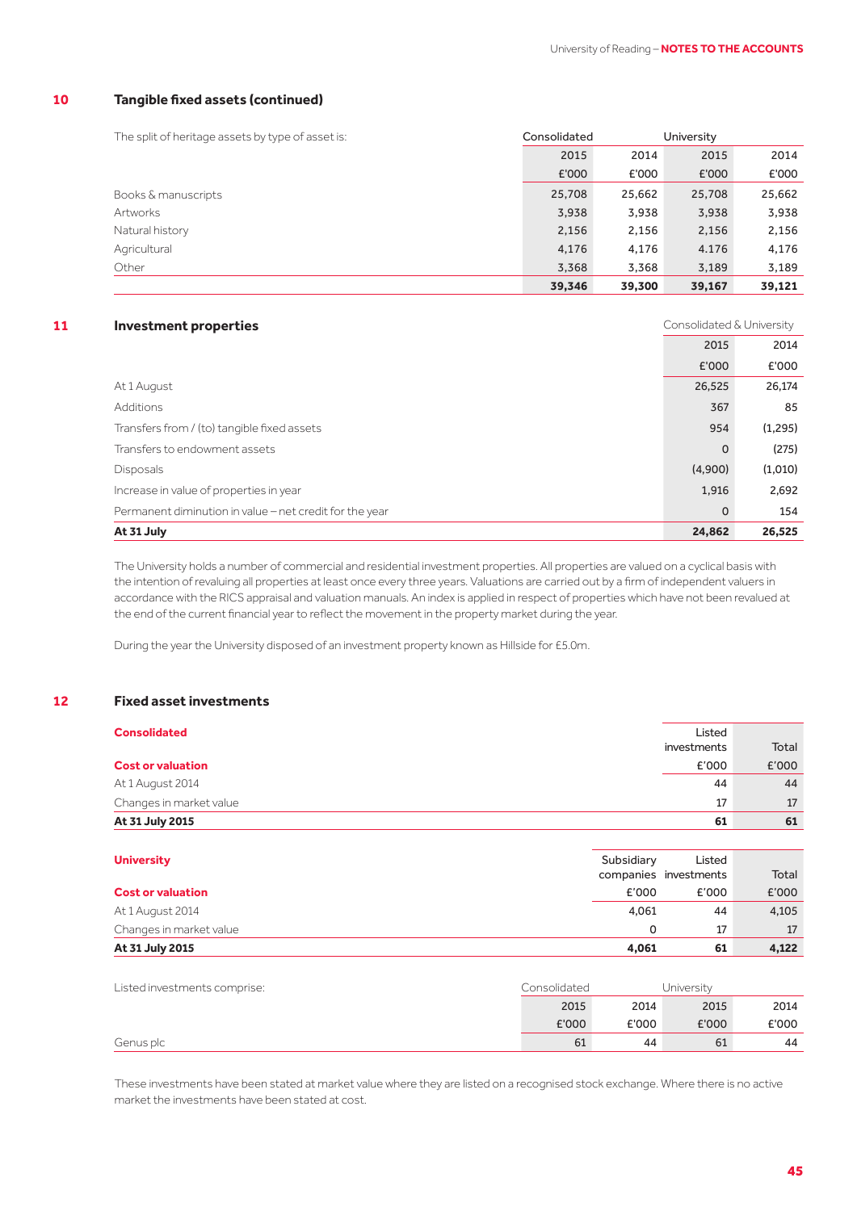## 10 Tangible fixed assets (continued)

| The split of heritage assets by type of asset is: | Consolidated | | University | |
|---|---|---|---|---|
| | 2015 | 2014 | 2015 | 2014 |
| | £'000 | £'000 | £'000 | £'000 |
| Books & manuscripts | 25,708 | 25,662 | 25,708 | 25,662 |
| Artworks | 3,938 | 3,938 | 3,938 | 3,938 |
| Natural history | 2,156 | 2,156 | 2,156 | 2,156 |
| Agricultural | 4,176 | 4,176 | 4.176 | 4,176 |
| Other | 3,368 | 3,368 | 3,189 | 3,189 |
| | **39,346** | **39,300** | **39,167** | **39,121** |

## 11 Investment properties

| | Consolidated & University | |
|---|---|---|
| | 2015 | 2014 |
| | £'000 | £'000 |
| At 1 August | 26,525 | 26,174 |
| Additions | 367 | 85 |
| Transfers from / (to) tangible fixed assets | 954 | (1,295) |
| Transfers to endowment assets | 0 | (275) |
| Disposals | (4,900) | (1,010) |
| Increase in value of properties in year | 1,916 | 2,692 |
| Permanent diminution in value – net credit for the year | 0 | 154 |
| **At 31 July** | **24,862** | **26,525** |

The University holds a number of commercial and residential investment properties. All properties are valued on a cyclical basis with the intention of revaluing all properties at least once every three years. Valuations are carried out by a firm of independent valuers in accordance with the RICS appraisal and valuation manuals. An index is applied in respect of properties which have not been revalued at the end of the current financial year to reflect the movement in the property market during the year.

During the year the University disposed of an investment property known as Hillside for £5.0m.

## 12 Fixed asset investments

| **Consolidated** | Listed investments | Total |
|---|---|---|
| **Cost or valuation** | £'000 | £'000 |
| At 1 August 2014 | 44 | 44 |
| Changes in market value | 17 | 17 |
| **At 31 July 2015** | **61** | **61** |

| **University** | Subsidiary companies | Listed investments | Total |
|---|---|---|---|
| **Cost or valuation** | £'000 | £'000 | £'000 |
| At 1 August 2014 | 4,061 | 44 | 4,105 |
| Changes in market value | 0 | 17 | 17 |
| **At 31 July 2015** | **4,061** | **61** | **4,122** |

| Listed investments comprise: | Consolidated | | University | |
|---|---|---|---|---|
| | 2015 | 2014 | 2015 | 2014 |
| | £'000 | £'000 | £'000 | £'000 |
| Genus plc | 61 | 44 | 61 | 44 |

These investments have been stated at market value where they are listed on a recognised stock exchange. Where there is no active market the investments have been stated at cost.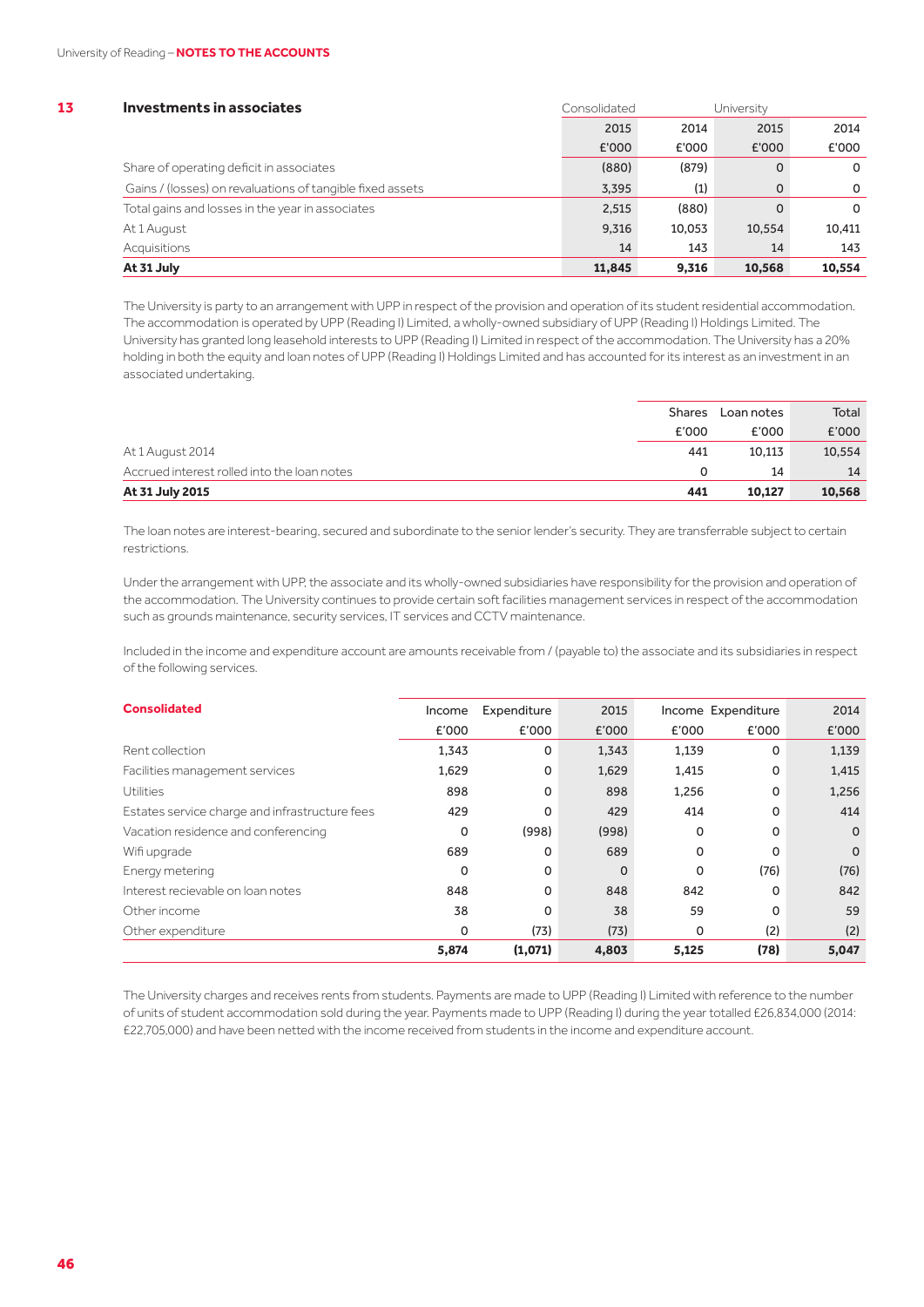## 13 Investments in associates

| | Consolidated | | University | |
|---|---|---|---|---|
| | 2015 | 2014 | 2015 | 2014 |
| | £'000 | £'000 | £'000 | £'000 |
| Share of operating deficit in associates | (880) | (879) | 0 | 0 |
| Gains / (losses) on revaluations of tangible fixed assets | 3,395 | (1) | 0 | 0 |
| Total gains and losses in the year in associates | 2,515 | (880) | 0 | 0 |
| At 1 August | 9,316 | 10,053 | 10,554 | 10,411 |
| Acquisitions | 14 | 143 | 14 | 143 |
| **At 31 July** | **11,845** | **9,316** | **10,568** | **10,554** |

The University is party to an arrangement with UPP in respect of the provision and operation of its student residential accommodation. The accommodation is operated by UPP (Reading I) Limited, a wholly-owned subsidiary of UPP (Reading I) Holdings Limited. The University has granted long leasehold interests to UPP (Reading I) Limited in respect of the accommodation. The University has a 20% holding in both the equity and loan notes of UPP (Reading I) Holdings Limited and has accounted for its interest as an investment in an associated undertaking.

| | Shares | Loan notes | Total |
|---|---|---|---|
| | £'000 | £'000 | £'000 |
| At 1 August 2014 | 441 | 10,113 | 10,554 |
| Accrued interest rolled into the loan notes | 0 | 14 | 14 |
| **At 31 July 2015** | **441** | **10,127** | **10,568** |

The loan notes are interest-bearing, secured and subordinate to the senior lender's security. They are transferrable subject to certain restrictions.

Under the arrangement with UPP, the associate and its wholly-owned subsidiaries have responsibility for the provision and operation of the accommodation. The University continues to provide certain soft facilities management services in respect of the accommodation such as grounds maintenance, security services, IT services and CCTV maintenance.

Included in the income and expenditure account are amounts receivable from / (payable to) the associate and its subsidiaries in respect of the following services.

| **Consolidated** | Income | Expenditure | 2015 | Income | Expenditure | 2014 |
|---|---|---|---|---|---|---|
| | £'000 | £'000 | £'000 | £'000 | £'000 | £'000 |
| Rent collection | 1,343 | 0 | 1,343 | 1,139 | 0 | 1,139 |
| Facilities management services | 1,629 | 0 | 1,629 | 1,415 | 0 | 1,415 |
| Utilities | 898 | 0 | 898 | 1,256 | 0 | 1,256 |
| Estates service charge and infrastructure fees | 429 | 0 | 429 | 414 | 0 | 414 |
| Vacation residence and conferencing | 0 | (998) | (998) | 0 | 0 | 0 |
| Wifi upgrade | 689 | 0 | 689 | 0 | 0 | 0 |
| Energy metering | 0 | 0 | 0 | 0 | (76) | (76) |
| Interest recievable on loan notes | 848 | 0 | 848 | 842 | 0 | 842 |
| Other income | 38 | 0 | 38 | 59 | 0 | 59 |
| Other expenditure | 0 | (73) | (73) | 0 | (2) | (2) |
| | **5,874** | **(1,071)** | **4,803** | **5,125** | **(78)** | **5,047** |

The University charges and receives rents from students. Payments are made to UPP (Reading I) Limited with reference to the number of units of student accommodation sold during the year. Payments made to UPP (Reading I) during the year totalled £26,834,000 (2014: £22,705,000) and have been netted with the income received from students in the income and expenditure account.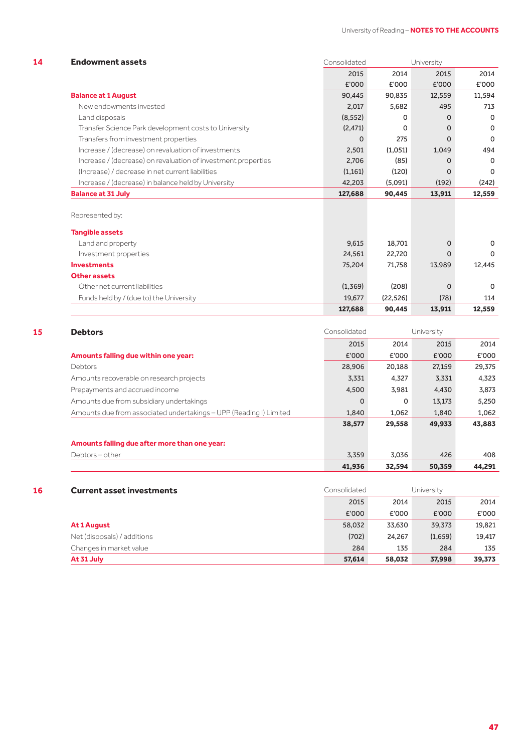## 14 Endowment assets

| | Consolidated | | University | |
|---|---|---|---|---|
| | 2015 | 2014 | 2015 | 2014 |
| | £'000 | £'000 | £'000 | £'000 |
| **Balance at 1 August** | 90,445 | 90,835 | 12,559 | 11,594 |
| New endowments invested | 2,017 | 5,682 | 495 | 713 |
| Land disposals | (8,552) | 0 | 0 | 0 |
| Transfer Science Park development costs to University | (2,471) | 0 | 0 | 0 |
| Transfers from investment properties | 0 | 275 | 0 | 0 |
| Increase / (decrease) on revaluation of investments | 2,501 | (1,051) | 1,049 | 494 |
| Increase / (decrease) on revaluation of investment properties | 2,706 | (85) | 0 | 0 |
| (Increase) / decrease in net current liabilities | (1,161) | (120) | 0 | 0 |
| Increase / (decrease) in balance held by University | 42,203 | (5,091) | (192) | (242) |
| **Balance at 31 July** | **127,688** | **90,445** | **13,911** | **12,559** |
| | | | | |
| Represented by: | | | | |
| **Tangible assets** | | | | |
| Land and property | 9,615 | 18,701 | 0 | 0 |
| Investment properties | 24,561 | 22,720 | 0 | 0 |
| **Investments** | 75,204 | 71,758 | 13,989 | 12,445 |
| **Other assets** | | | | |
| Other net current liabilities | (1,369) | (208) | 0 | 0 |
| Funds held by / (due to) the University | 19,677 | (22,526) | (78) | 114 |
| | **127,688** | **90,445** | **13,911** | **12,559** |

## 15 Debtors

| | Consolidated | | University | |
|---|---|---|---|---|
| | 2015 | 2014 | 2015 | 2014 |
| **Amounts falling due within one year:** | £'000 | £'000 | £'000 | £'000 |
| Debtors | 28,906 | 20,188 | 27,159 | 29,375 |
| Amounts recoverable on research projects | 3,331 | 4,327 | 3,331 | 4,323 |
| Prepayments and accrued income | 4,500 | 3,981 | 4,430 | 3,873 |
| Amounts due from subsidiary undertakings | 0 | 0 | 13,173 | 5,250 |
| Amounts due from associated undertakings – UPP (Reading I) Limited | 1,840 | 1,062 | 1,840 | 1,062 |
| | **38,577** | **29,558** | **49,933** | **43,883** |
| | | | | |
| **Amounts falling due after more than one year:** | | | | |
| Debtors – other | 3,359 | 3,036 | 426 | 408 |
| | **41,936** | **32,594** | **50,359** | **44,291** |

## 16 Current asset investments

| | Consolidated | | University | |
|---|---|---|---|---|
| | 2015 | 2014 | 2015 | 2014 |
| | £'000 | £'000 | £'000 | £'000 |
| **At 1 August** | 58,032 | 33,630 | 39,373 | 19,821 |
| Net (disposals) / additions | (702) | 24,267 | (1,659) | 19,417 |
| Changes in market value | 284 | 135 | 284 | 135 |
| **At 31 July** | **57,614** | **58,032** | **37,998** | **39,373** |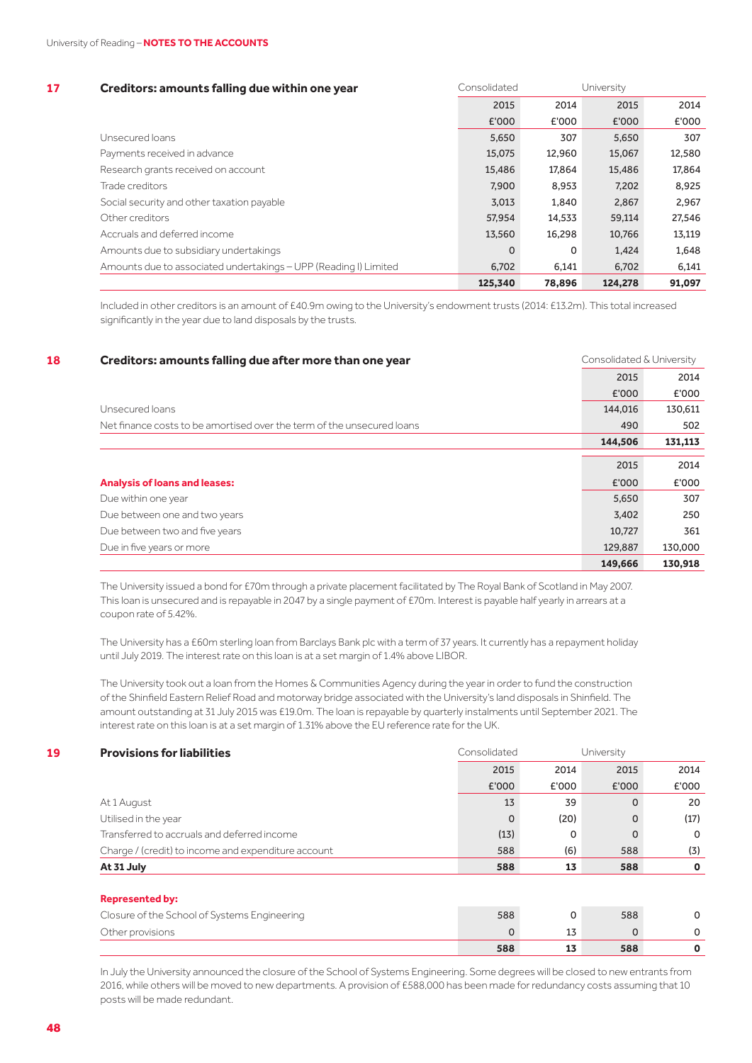## 17 Creditors: amounts falling due within one year

| | Consolidated | | University | |
|---|---|---|---|---|
| | 2015 | 2014 | 2015 | 2014 |
| | £'000 | £'000 | £'000 | £'000 |
| Unsecured loans | 5,650 | 307 | 5,650 | 307 |
| Payments received in advance | 15,075 | 12,960 | 15,067 | 12,580 |
| Research grants received on account | 15,486 | 17,864 | 15,486 | 17,864 |
| Trade creditors | 7,900 | 8,953 | 7,202 | 8,925 |
| Social security and other taxation payable | 3,013 | 1,840 | 2,867 | 2,967 |
| Other creditors | 57,954 | 14,533 | 59,114 | 27,546 |
| Accruals and deferred income | 13,560 | 16,298 | 10,766 | 13,119 |
| Amounts due to subsidiary undertakings | 0 | 0 | 1,424 | 1,648 |
| Amounts due to associated undertakings – UPP (Reading I) Limited | 6,702 | 6,141 | 6,702 | 6,141 |
| | **125,340** | **78,896** | **124,278** | **91,097** |

Included in other creditors is an amount of £40.9m owing to the University's endowment trusts (2014: £13.2m). This total increased significantly in the year due to land disposals by the trusts.

## 18 Creditors: amounts falling due after more than one year

| | Consolidated & University | |
|---|---|---|
| | 2015 | 2014 |
| | £'000 | £'000 |
| Unsecured loans | 144,016 | 130,611 |
| Net finance costs to be amortised over the term of the unsecured loans | 490 | 502 |
| | **144,506** | **131,113** |

| | 2015 | 2014 |
|---|---|---|
| **Analysis of loans and leases:** | £'000 | £'000 |
| Due within one year | 5,650 | 307 |
| Due between one and two years | 3,402 | 250 |
| Due between two and five years | 10,727 | 361 |
| Due in five years or more | 129,887 | 130,000 |
| | **149,666** | **130,918** |

The University issued a bond for £70m through a private placement facilitated by The Royal Bank of Scotland in May 2007. This loan is unsecured and is repayable in 2047 by a single payment of £70m. Interest is payable half yearly in arrears at a coupon rate of 5.42%.

The University has a £60m sterling loan from Barclays Bank plc with a term of 37 years. It currently has a repayment holiday until July 2019. The interest rate on this loan is at a set margin of 1.4% above LIBOR.

The University took out a loan from the Homes & Communities Agency during the year in order to fund the construction of the Shinfield Eastern Relief Road and motorway bridge associated with the University's land disposals in Shinfield. The amount outstanding at 31 July 2015 was £19.0m. The loan is repayable by quarterly instalments until September 2021. The interest rate on this loan is at a set margin of 1.31% above the EU reference rate for the UK.

## 19 Provisions for liabilities

| | Consolidated | | University | |
|---|---|---|---|---|
| | 2015 | 2014 | 2015 | 2014 |
| | £'000 | £'000 | £'000 | £'000 |
| At 1 August | 13 | 39 | 0 | 20 |
| Utilised in the year | 0 | (20) | 0 | (17) |
| Transferred to accruals and deferred income | (13) | 0 | 0 | 0 |
| Charge / (credit) to income and expenditure account | 588 | (6) | 588 | (3) |
| **At 31 July** | **588** | **13** | **588** | **0** |
| **Represented by:** | | | | |
| Closure of the School of Systems Engineering | 588 | 0 | 588 | 0 |
| Other provisions | 0 | 13 | 0 | 0 |
| | **588** | **13** | **588** | **0** |

In July the University announced the closure of the School of Systems Engineering. Some degrees will be closed to new entrants from 2016, while others will be moved to new departments. A provision of £588,000 has been made for redundancy costs assuming that 10 posts will be made redundant.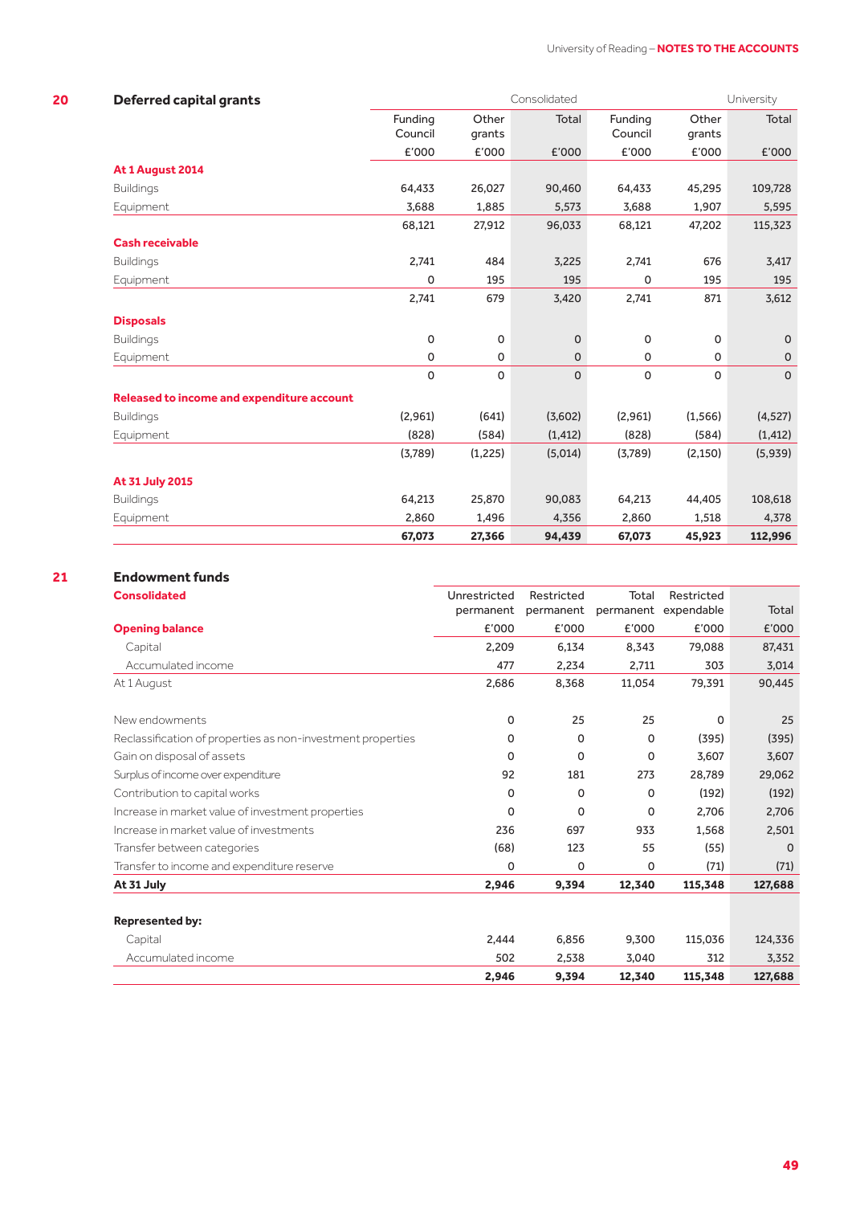## 20 Deferred capital grants

| | Consolidated | | | University | | |
|---|---|---|---|---|---|---|
| | Funding Council | Other grants | Total | Funding Council | Other grants | Total |
| | £'000 | £'000 | £'000 | £'000 | £'000 | £'000 |
| **At 1 August 2014** | | | | | | |
| Buildings | 64,433 | 26,027 | 90,460 | 64,433 | 45,295 | 109,728 |
| Equipment | 3,688 | 1,885 | 5,573 | 3,688 | 1,907 | 5,595 |
| | 68,121 | 27,912 | 96,033 | 68,121 | 47,202 | 115,323 |
| **Cash receivable** | | | | | | |
| Buildings | 2,741 | 484 | 3,225 | 2,741 | 676 | 3,417 |
| Equipment | 0 | 195 | 195 | 0 | 195 | 195 |
| | 2,741 | 679 | 3,420 | 2,741 | 871 | 3,612 |
| **Disposals** | | | | | | |
| Buildings | 0 | 0 | 0 | 0 | 0 | 0 |
| Equipment | 0 | 0 | 0 | 0 | 0 | 0 |
| | 0 | 0 | 0 | 0 | 0 | 0 |
| **Released to income and expenditure account** | | | | | | |
| Buildings | (2,961) | (641) | (3,602) | (2,961) | (1,566) | (4,527) |
| Equipment | (828) | (584) | (1,412) | (828) | (584) | (1,412) |
| | (3,789) | (1,225) | (5,014) | (3,789) | (2,150) | (5,939) |
| **At 31 July 2015** | | | | | | |
| Buildings | 64,213 | 25,870 | 90,083 | 64,213 | 44,405 | 108,618 |
| Equipment | 2,860 | 1,496 | 4,356 | 2,860 | 1,518 | 4,378 |
| | **67,073** | **27,366** | **94,439** | **67,073** | **45,923** | **112,996** |

## 21 Endowment funds

| **Consolidated** | Unrestricted permanent | Restricted permanent | Total permanent | Restricted expendable | Total |
|---|---|---|---|---|---|
| **Opening balance** | £'000 | £'000 | £'000 | £'000 | £'000 |
| Capital | 2,209 | 6,134 | 8,343 | 79,088 | 87,431 |
| Accumulated income | 477 | 2,234 | 2,711 | 303 | 3,014 |
| At 1 August | 2,686 | 8,368 | 11,054 | 79,391 | 90,445 |
| | | | | | |
| New endowments | 0 | 25 | 25 | 0 | 25 |
| Reclassification of properties as non-investment properties | 0 | 0 | 0 | (395) | (395) |
| Gain on disposal of assets | 0 | 0 | 0 | 3,607 | 3,607 |
| Surplus of income over expenditure | 92 | 181 | 273 | 28,789 | 29,062 |
| Contribution to capital works | 0 | 0 | 0 | (192) | (192) |
| Increase in market value of investment properties | 0 | 0 | 0 | 2,706 | 2,706 |
| Increase in market value of investments | 236 | 697 | 933 | 1,568 | 2,501 |
| Transfer between categories | (68) | 123 | 55 | (55) | 0 |
| Transfer to income and expenditure reserve | 0 | 0 | 0 | (71) | (71) |
| **At 31 July** | **2,946** | **9,394** | **12,340** | **115,348** | **127,688** |
| | | | | | |
| **Represented by:** | | | | | |
| Capital | 2,444 | 6,856 | 9,300 | 115,036 | 124,336 |
| Accumulated income | 502 | 2,538 | 3,040 | 312 | 3,352 |
| | **2,946** | **9,394** | **12,340** | **115,348** | **127,688** |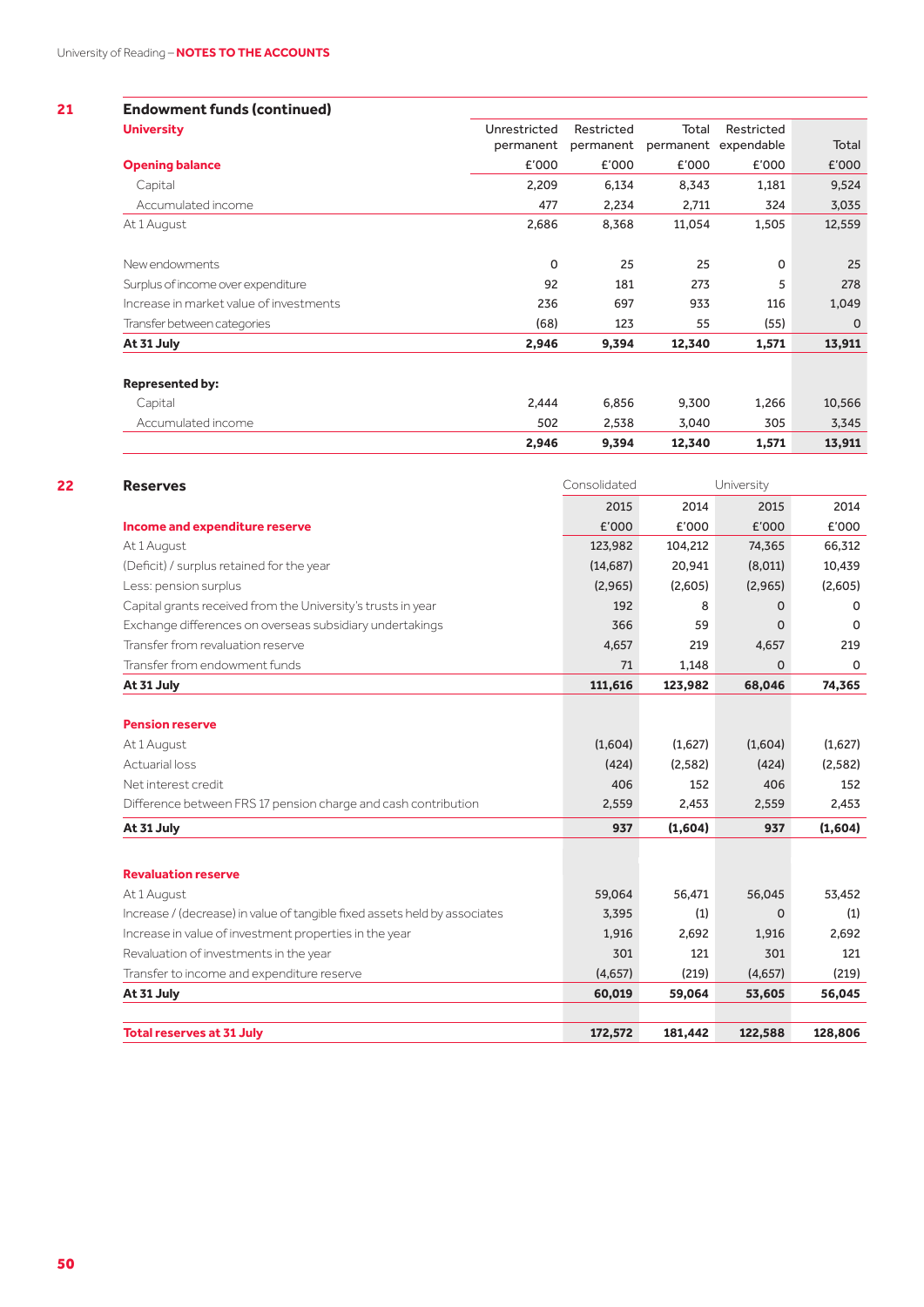## 21 Endowment funds (continued)

| University | Unrestricted permanent | Restricted permanent | Total permanent | Restricted expendable | Total |
|---|---|---|---|---|---|
| **Opening balance** | £'000 | £'000 | £'000 | £'000 | £'000 |
| Capital | 2,209 | 6,134 | 8,343 | 1,181 | 9,524 |
| Accumulated income | 477 | 2,234 | 2,711 | 324 | 3,035 |
| At 1 August | 2,686 | 8,368 | 11,054 | 1,505 | 12,559 |
| New endowments | 0 | 25 | 25 | 0 | 25 |
| Surplus of income over expenditure | 92 | 181 | 273 | 5 | 278 |
| Increase in market value of investments | 236 | 697 | 933 | 116 | 1,049 |
| Transfer between categories | (68) | 123 | 55 | (55) | 0 |
| **At 31 July** | **2,946** | **9,394** | **12,340** | **1,571** | **13,911** |
| **Represented by:** | | | | | |
| Capital | 2,444 | 6,856 | 9,300 | 1,266 | 10,566 |
| Accumulated income | 502 | 2,538 | 3,040 | 305 | 3,345 |
| | **2,946** | **9,394** | **12,340** | **1,571** | **13,911** |

## 22 Reserves

| | Consolidated | | University | |
|---|---|---|---|---|
| | 2015 | 2014 | 2015 | 2014 |
| **Income and expenditure reserve** | £'000 | £'000 | £'000 | £'000 |
| At 1 August | 123,982 | 104,212 | 74,365 | 66,312 |
| (Deficit) / surplus retained for the year | (14,687) | 20,941 | (8,011) | 10,439 |
| Less: pension surplus | (2,965) | (2,605) | (2,965) | (2,605) |
| Capital grants received from the University's trusts in year | 192 | 8 | 0 | 0 |
| Exchange differences on overseas subsidiary undertakings | 366 | 59 | 0 | 0 |
| Transfer from revaluation reserve | 4,657 | 219 | 4,657 | 219 |
| Transfer from endowment funds | 71 | 1,148 | 0 | 0 |
| **At 31 July** | **111,616** | **123,982** | **68,046** | **74,365** |
| **Pension reserve** | | | | |
| At 1 August | (1,604) | (1,627) | (1,604) | (1,627) |
| Actuarial loss | (424) | (2,582) | (424) | (2,582) |
| Net interest credit | 406 | 152 | 406 | 152 |
| Difference between FRS 17 pension charge and cash contribution | 2,559 | 2,453 | 2,559 | 2,453 |
| **At 31 July** | **937** | **(1,604)** | **937** | **(1,604)** |
| **Revaluation reserve** | | | | |
| At 1 August | 59,064 | 56,471 | 56,045 | 53,452 |
| Increase / (decrease) in value of tangible fixed assets held by associates | 3,395 | (1) | 0 | (1) |
| Increase in value of investment properties in the year | 1,916 | 2,692 | 1,916 | 2,692 |
| Revaluation of investments in the year | 301 | 121 | 301 | 121 |
| Transfer to income and expenditure reserve | (4,657) | (219) | (4,657) | (219) |
| **At 31 July** | **60,019** | **59,064** | **53,605** | **56,045** |
| **Total reserves at 31 July** | **172,572** | **181,442** | **122,588** | **128,806** |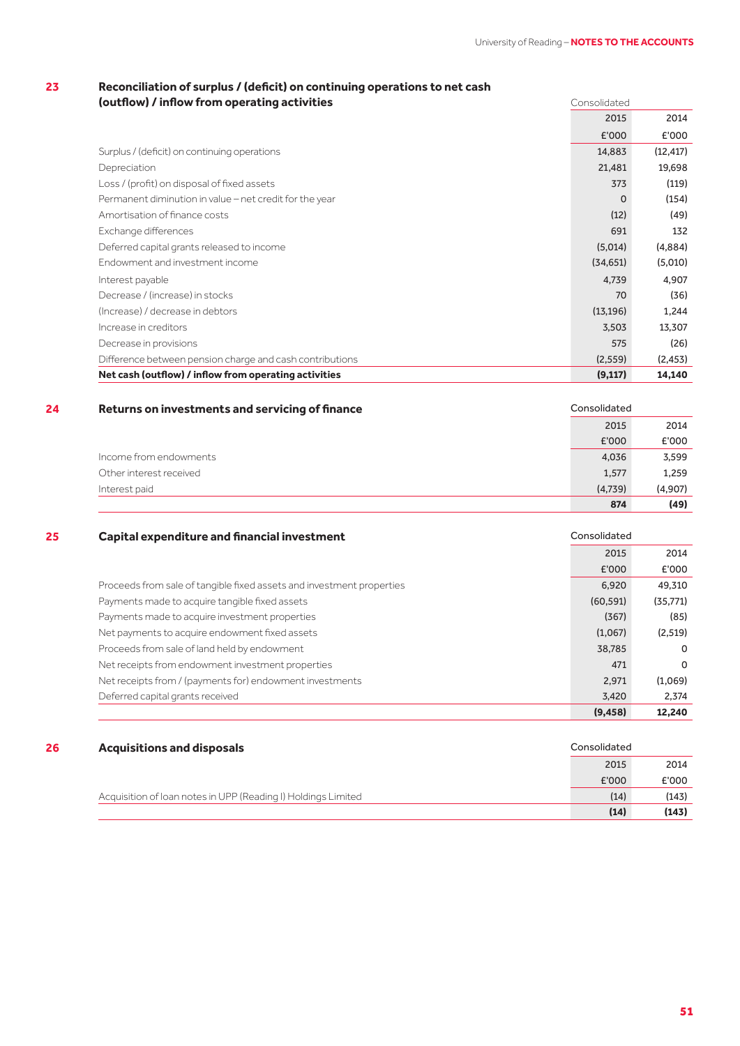## 23 Reconciliation of surplus / (deficit) on continuing operations to net cash (outflow) / inflow from operating activities

| | Consolidated | |
|---|---|---|
| | 2015 | 2014 |
| | £'000 | £'000 |
| Surplus / (deficit) on continuing operations | 14,883 | (12,417) |
| Depreciation | 21,481 | 19,698 |
| Loss / (profit) on disposal of fixed assets | 373 | (119) |
| Permanent diminution in value – net credit for the year | 0 | (154) |
| Amortisation of finance costs | (12) | (49) |
| Exchange differences | 691 | 132 |
| Deferred capital grants released to income | (5,014) | (4,884) |
| Endowment and investment income | (34,651) | (5,010) |
| Interest payable | 4,739 | 4,907 |
| Decrease / (increase) in stocks | 70 | (36) |
| (Increase) / decrease in debtors | (13,196) | 1,244 |
| Increase in creditors | 3,503 | 13,307 |
| Decrease in provisions | 575 | (26) |
| Difference between pension charge and cash contributions | (2,559) | (2,453) |
| **Net cash (outflow) / inflow from operating activities** | **(9,117)** | **14,140** |

## 24 Returns on investments and servicing of finance

| | Consolidated | |
|---|---|---|
| | 2015 | 2014 |
| | £'000 | £'000 |
| Income from endowments | 4,036 | 3,599 |
| Other interest received | 1,577 | 1,259 |
| Interest paid | (4,739) | (4,907) |
| | **874** | **(49)** |

## 25 Capital expenditure and financial investment

| | Consolidated | |
|---|---|---|
| | 2015 | 2014 |
| | £'000 | £'000 |
| Proceeds from sale of tangible fixed assets and investment properties | 6,920 | 49,310 |
| Payments made to acquire tangible fixed assets | (60,591) | (35,771) |
| Payments made to acquire investment properties | (367) | (85) |
| Net payments to acquire endowment fixed assets | (1,067) | (2,519) |
| Proceeds from sale of land held by endowment | 38,785 | 0 |
| Net receipts from endowment investment properties | 471 | 0 |
| Net receipts from / (payments for) endowment investments | 2,971 | (1,069) |
| Deferred capital grants received | 3,420 | 2,374 |
| | **(9,458)** | **12,240** |

## 26 Acquisitions and disposals

| | Consolidated | |
|---|---|---|
| | 2015 | 2014 |
| | £'000 | £'000 |
| Acquisition of loan notes in UPP (Reading I) Holdings Limited | (14) | (143) |
| | **(14)** | **(143)** |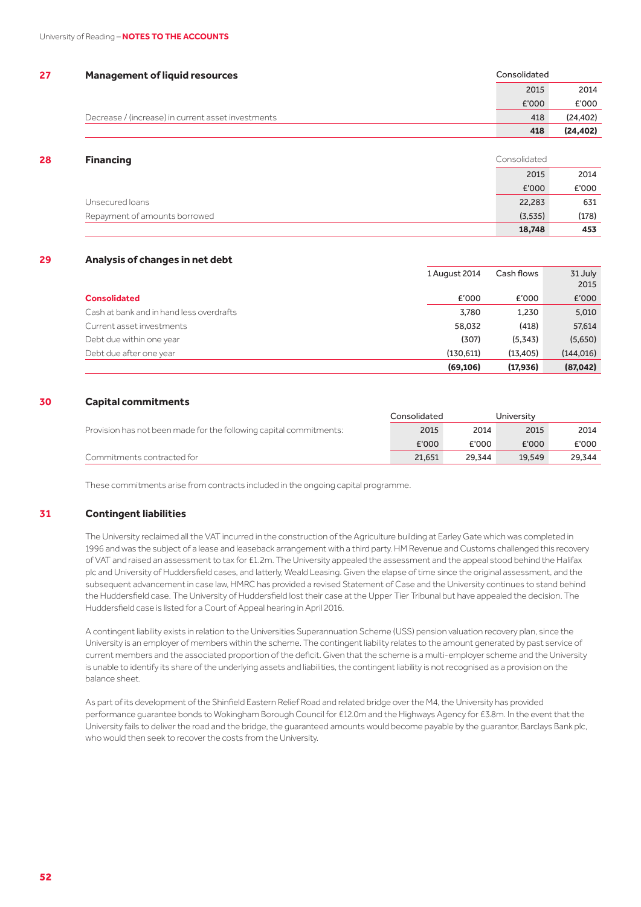## 27 Management of liquid resources

| | Consolidated | |
|---|---|---|
| | 2015 | 2014 |
| | £'000 | £'000 |
| Decrease / (increase) in current asset investments | 418 | (24,402) |
| | **418** | **(24,402)** |

## 28 Financing

| | Consolidated | |
|---|---|---|
| | 2015 | 2014 |
| | £'000 | £'000 |
| Unsecured loans | 22,283 | 631 |
| Repayment of amounts borrowed | (3,535) | (178) |
| | **18,748** | **453** |

## 29 Analysis of changes in net debt

| | 1 August 2014 | Cash flows | 31 July 2015 |
|---|---|---|---|
| **Consolidated** | £'000 | £'000 | £'000 |
| Cash at bank and in hand less overdrafts | 3,780 | 1,230 | 5,010 |
| Current asset investments | 58,032 | (418) | 57,614 |
| Debt due within one year | (307) | (5,343) | (5,650) |
| Debt due after one year | (130,611) | (13,405) | (144,016) |
| | **(69,106)** | **(17,936)** | **(87,042)** |

## 30 Capital commitments

| | Consolidated | | University | |
|---|---|---|---|---|
| Provision has not been made for the following capital commitments: | 2015 | 2014 | 2015 | 2014 |
| | £'000 | £'000 | £'000 | £'000 |
| Commitments contracted for | 21,651 | 29,344 | 19,549 | 29,344 |

These commitments arise from contracts included in the ongoing capital programme.

## 31 Contingent liabilities

The University reclaimed all the VAT incurred in the construction of the Agriculture building at Earley Gate which was completed in 1996 and was the subject of a lease and leaseback arrangement with a third party. HM Revenue and Customs challenged this recovery of VAT and raised an assessment to tax for £1.2m. The University appealed the assessment and the appeal stood behind the Halifax plc and University of Huddersfield cases, and latterly, Weald Leasing. Given the elapse of time since the original assessment, and the subsequent advancement in case law, HMRC has provided a revised Statement of Case and the University continues to stand behind the Huddersfield case. The University of Huddersfield lost their case at the Upper Tier Tribunal but have appealed the decision. The Huddersfield case is listed for a Court of Appeal hearing in April 2016.

A contingent liability exists in relation to the Universities Superannuation Scheme (USS) pension valuation recovery plan, since the University is an employer of members within the scheme. The contingent liability relates to the amount generated by past service of current members and the associated proportion of the deficit. Given that the scheme is a multi-employer scheme and the University is unable to identify its share of the underlying assets and liabilities, the contingent liability is not recognised as a provision on the balance sheet.

As part of its development of the Shinfield Eastern Relief Road and related bridge over the M4, the University has provided performance guarantee bonds to Wokingham Borough Council for £12.0m and the Highways Agency for £3.8m. In the event that the University fails to deliver the road and the bridge, the guaranteed amounts would become payable by the guarantor, Barclays Bank plc, who would then seek to recover the costs from the University.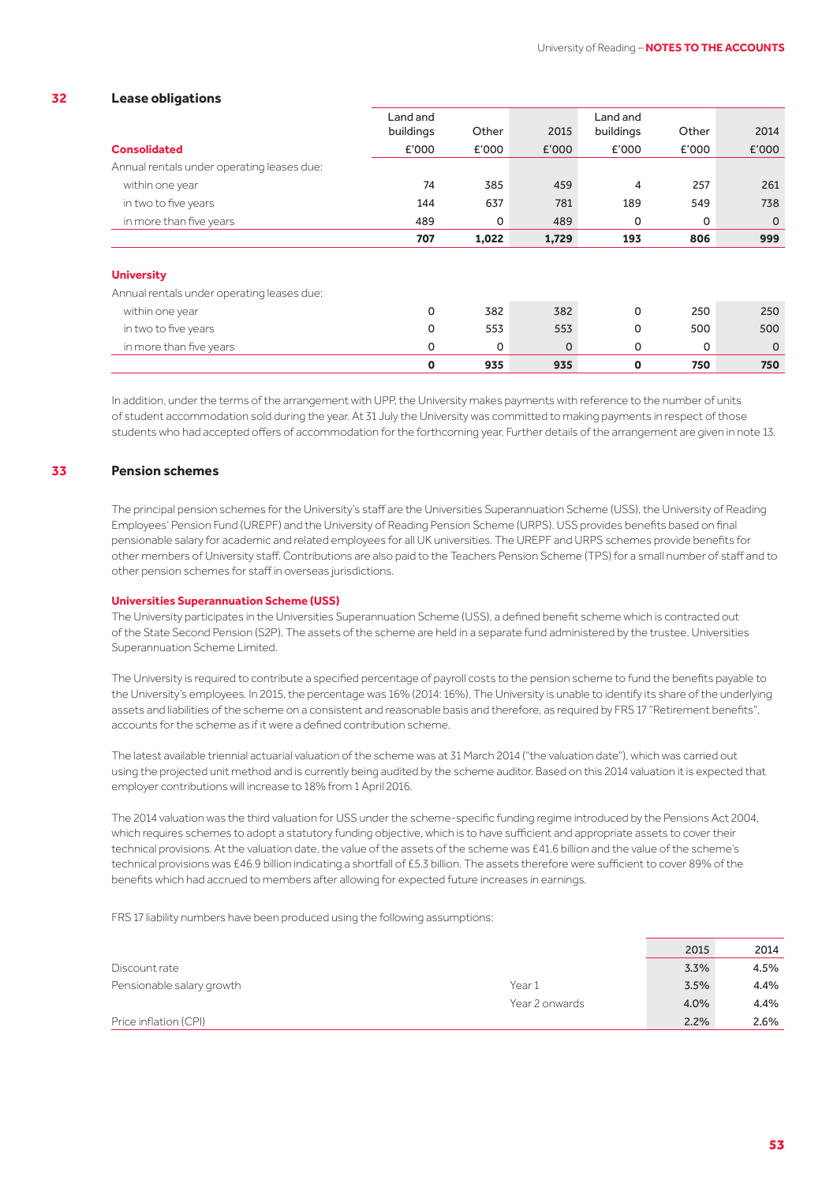## 32 Lease obligations

| Consolidated | Land and buildings £'000 | Other £'000 | 2015 £'000 | Land and buildings £'000 | Other £'000 | 2014 £'000 |
|---|---|---|---|---|---|---|
| Annual rentals under operating leases due: | | | | | | |
| within one year | 74 | 385 | 459 | 4 | 257 | 261 |
| in two to five years | 144 | 637 | 781 | 189 | 549 | 738 |
| in more than five years | 489 | 0 | 489 | 0 | 0 | 0 |
| | **707** | **1,022** | **1,729** | **193** | **806** | **999** |

| University | Land and buildings £'000 | Other £'000 | 2015 £'000 | Land and buildings £'000 | Other £'000 | 2014 £'000 |
|---|---|---|---|---|---|---|
| Annual rentals under operating leases due: | | | | | | |
| within one year | 0 | 382 | 382 | 0 | 250 | 250 |
| in two to five years | 0 | 553 | 553 | 0 | 500 | 500 |
| in more than five years | 0 | 0 | 0 | 0 | 0 | 0 |
| | **0** | **935** | **935** | **0** | **750** | **750** |

In addition, under the terms of the arrangement with UPP, the University makes payments with reference to the number of units of student accommodation sold during the year. At 31 July the University was committed to making payments in respect of those students who had accepted offers of accommodation for the forthcoming year. Further details of the arrangement are given in note 13.

## 33 Pension schemes

The principal pension schemes for the University's staff are the Universities Superannuation Scheme (USS), the University of Reading Employees' Pension Fund (UREPF) and the University of Reading Pension Scheme (URPS). USS provides benefits based on final pensionable salary for academic and related employees for all UK universities. The UREPF and URPS schemes provide benefits for other members of University staff. Contributions are also paid to the Teachers Pension Scheme (TPS) for a small number of staff and to other pension schemes for staff in overseas jurisdictions.

### Universities Superannuation Scheme (USS)

The University participates in the Universities Superannuation Scheme (USS), a defined benefit scheme which is contracted out of the State Second Pension (S2P). The assets of the scheme are held in a separate fund administered by the trustee, Universities Superannuation Scheme Limited.

The University is required to contribute a specified percentage of payroll costs to the pension scheme to fund the benefits payable to the University's employees. In 2015, the percentage was 16% (2014: 16%). The University is unable to identify its share of the underlying assets and liabilities of the scheme on a consistent and reasonable basis and therefore, as required by FRS 17 "Retirement benefits", accounts for the scheme as if it were a defined contribution scheme.

The latest available triennial actuarial valuation of the scheme was at 31 March 2014 ("the valuation date"), which was carried out using the projected unit method and is currently being audited by the scheme auditor. Based on this 2014 valuation it is expected that employer contributions will increase to 18% from 1 April 2016.

The 2014 valuation was the third valuation for USS under the scheme-specific funding regime introduced by the Pensions Act 2004, which requires schemes to adopt a statutory funding objective, which is to have sufficient and appropriate assets to cover their technical provisions. At the valuation date, the value of the assets of the scheme was £41.6 billion and the value of the scheme's technical provisions was £46.9 billion indicating a shortfall of £5.3 billion. The assets therefore were sufficient to cover 89% of the benefits which had accrued to members after allowing for expected future increases in earnings.

FRS 17 liability numbers have been produced using the following assumptions:

| | | 2015 | 2014 |
|---|---|---|---|
| Discount rate | | 3.3% | 4.5% |
| Pensionable salary growth | Year 1 | 3.5% | 4.4% |
| | Year 2 onwards | 4.0% | 4.4% |
| Price inflation (CPI) | | 2.2% | 2.6% |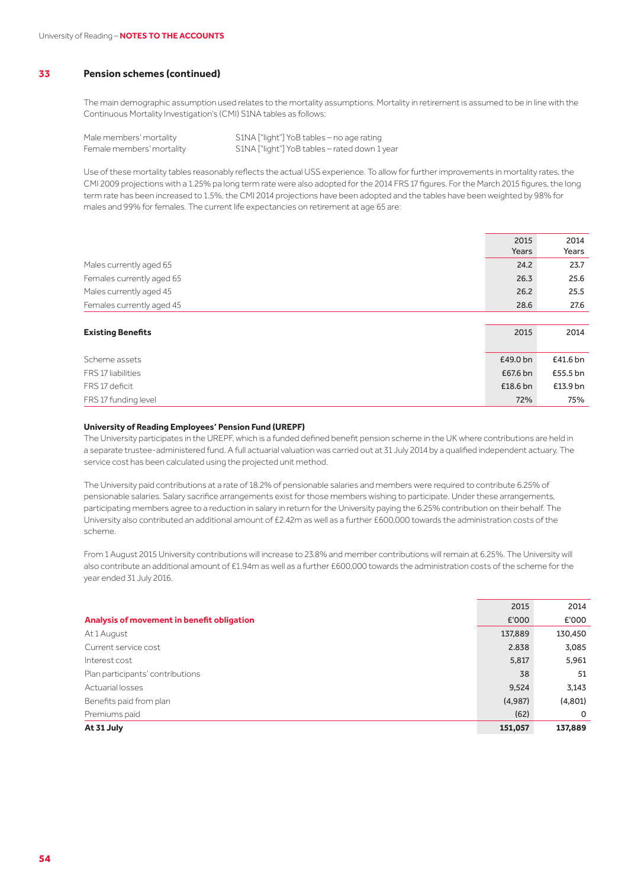## 33 Pension schemes (continued)

The main demographic assumption used relates to the mortality assumptions. Mortality in retirement is assumed to be in line with the Continuous Mortality Investigation's (CMI) S1NA tables as follows:

| | |
|---|---|
| Male members' mortality | S1NA ["light"] YoB tables – no age rating |
| Female members' mortality | S1NA ["light"] YoB tables – rated down 1 year |

Use of these mortality tables reasonably reflects the actual USS experience. To allow for further improvements in mortality rates, the CMI 2009 projections with a 1.25% pa long term rate were also adopted for the 2014 FRS 17 figures. For the March 2015 figures, the long term rate has been increased to 1.5%, the CMI 2014 projections have been adopted and the tables have been weighted by 98% for males and 99% for females. The current life expectancies on retirement at age 65 are:

| | 2015 Years | 2014 Years |
|---|---|---|
| Males currently aged 65 | 24.2 | 23.7 |
| Females currently aged 65 | 26.3 | 25.6 |
| Males currently aged 45 | 26.2 | 25.5 |
| Females currently aged 45 | 28.6 | 27.6 |

| **Existing Benefits** | 2015 | 2014 |
|---|---|---|
| Scheme assets | £49.0 bn | £41.6 bn |
| FRS 17 liabilities | £67.6 bn | £55.5 bn |
| FRS 17 deficit | £18.6 bn | £13.9 bn |
| FRS 17 funding level | 72% | 75% |

### University of Reading Employees' Pension Fund (UREPF)

The University participates in the UREPF, which is a funded defined benefit pension scheme in the UK where contributions are held in a separate trustee-administered fund. A full actuarial valuation was carried out at 31 July 2014 by a qualified independent actuary. The service cost has been calculated using the projected unit method.

The University paid contributions at a rate of 18.2% of pensionable salaries and members were required to contribute 6.25% of pensionable salaries. Salary sacrifice arrangements exist for those members wishing to participate. Under these arrangements, participating members agree to a reduction in salary in return for the University paying the 6.25% contribution on their behalf. The University also contributed an additional amount of £2.42m as well as a further £600,000 towards the administration costs of the scheme.

From 1 August 2015 University contributions will increase to 23.8% and member contributions will remain at 6.25%. The University will also contribute an additional amount of £1.94m as well as a further £600,000 towards the administration costs of the scheme for the year ended 31 July 2016.

| **Analysis of movement in benefit obligation** | 2015 £'000 | 2014 £'000 |
|---|---|---|
| At 1 August | 137,889 | 130,450 |
| Current service cost | 2.838 | 3,085 |
| Interest cost | 5,817 | 5,961 |
| Plan participants' contributions | 38 | 51 |
| Actuarial losses | 9,524 | 3,143 |
| Benefits paid from plan | (4,987) | (4,801) |
| Premiums paid | (62) | 0 |
| **At 31 July** | **151,057** | **137,889** |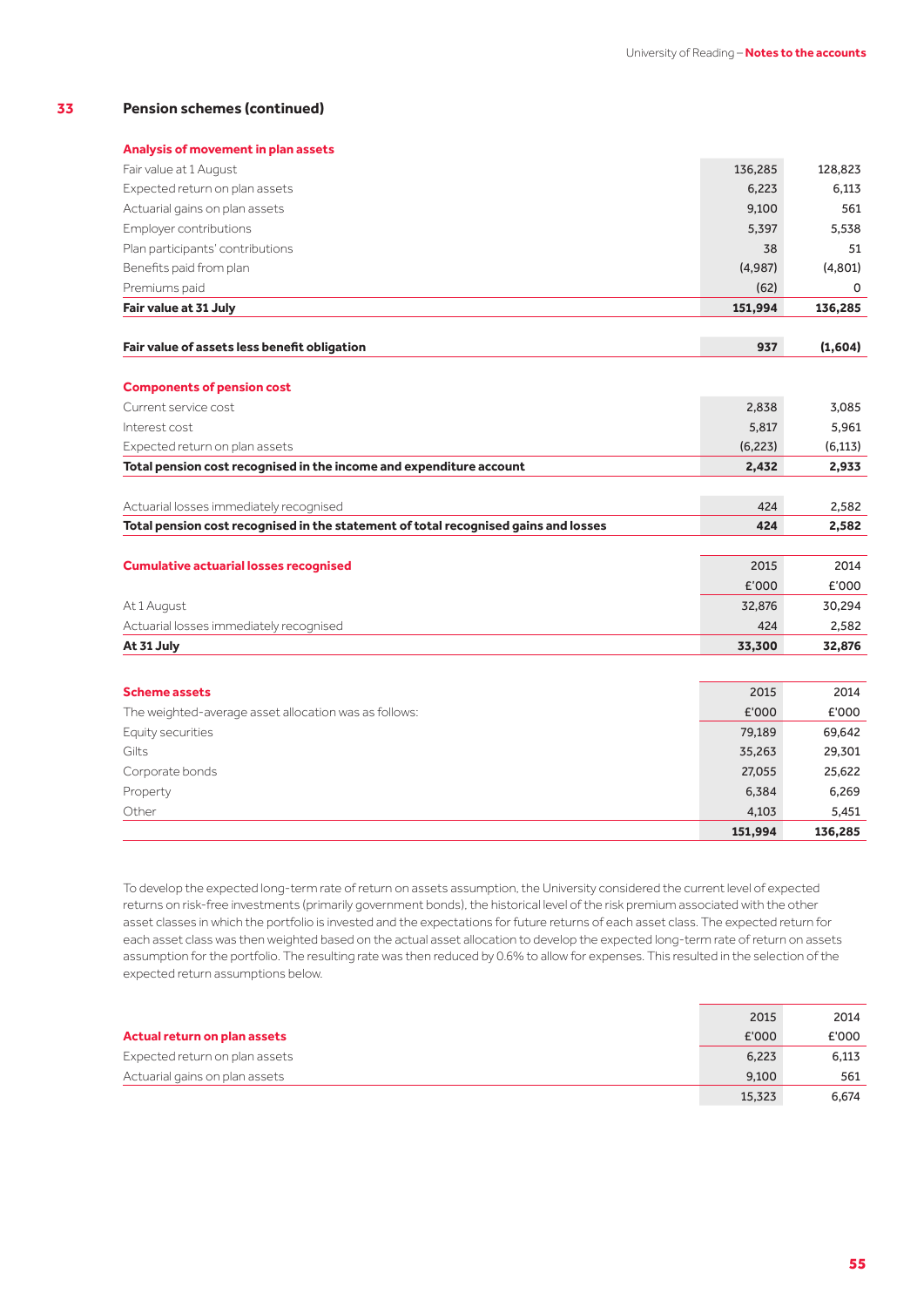## 33 Pension schemes (continued)

| Analysis of movement in plan assets | | |
|---|---|---|
| Fair value at 1 August | 136,285 | 128,823 |
| Expected return on plan assets | 6,223 | 6,113 |
| Actuarial gains on plan assets | 9,100 | 561 |
| Employer contributions | 5,397 | 5,538 |
| Plan participants' contributions | 38 | 51 |
| Benefits paid from plan | (4,987) | (4,801) |
| Premiums paid | (62) | 0 |
| **Fair value at 31 July** | **151,994** | **136,285** |

| | | |
|---|---|---|
| **Fair value of assets less benefit obligation** | **937** | **(1,604)** |

| Components of pension cost | | |
|---|---|---|
| Current service cost | 2,838 | 3,085 |
| Interest cost | 5,817 | 5,961 |
| Expected return on plan assets | (6,223) | (6,113) |
| **Total pension cost recognised in the income and expenditure account** | **2,432** | **2,933** |

| | | |
|---|---|---|
| Actuarial losses immediately recognised | 424 | 2,582 |
| **Total pension cost recognised in the statement of total recognised gains and losses** | **424** | **2,582** |

| Cumulative actuarial losses recognised | 2015 | 2014 |
|---|---|---|
| | £'000 | £'000 |
| At 1 August | 32,876 | 30,294 |
| Actuarial losses immediately recognised | 424 | 2,582 |
| **At 31 July** | **33,300** | **32,876** |

| Scheme assets | 2015 | 2014 |
|---|---|---|
| The weighted-average asset allocation was as follows: | £'000 | £'000 |
| Equity securities | 79,189 | 69,642 |
| Gilts | 35,263 | 29,301 |
| Corporate bonds | 27,055 | 25,622 |
| Property | 6,384 | 6,269 |
| Other | 4,103 | 5,451 |
| | **151,994** | **136,285** |

To develop the expected long-term rate of return on assets assumption, the University considered the current level of expected returns on risk-free investments (primarily government bonds), the historical level of the risk premium associated with the other asset classes in which the portfolio is invested and the expectations for future returns of each asset class. The expected return for each asset class was then weighted based on the actual asset allocation to develop the expected long-term rate of return on assets assumption for the portfolio. The resulting rate was then reduced by 0.6% to allow for expenses. This resulted in the selection of the expected return assumptions below.

| | 2015 | 2014 |
|---|---|---|
| **Actual return on plan assets** | £'000 | £'000 |
| Expected return on plan assets | 6,223 | 6,113 |
| Actuarial gains on plan assets | 9,100 | 561 |
| | 15,323 | 6,674 |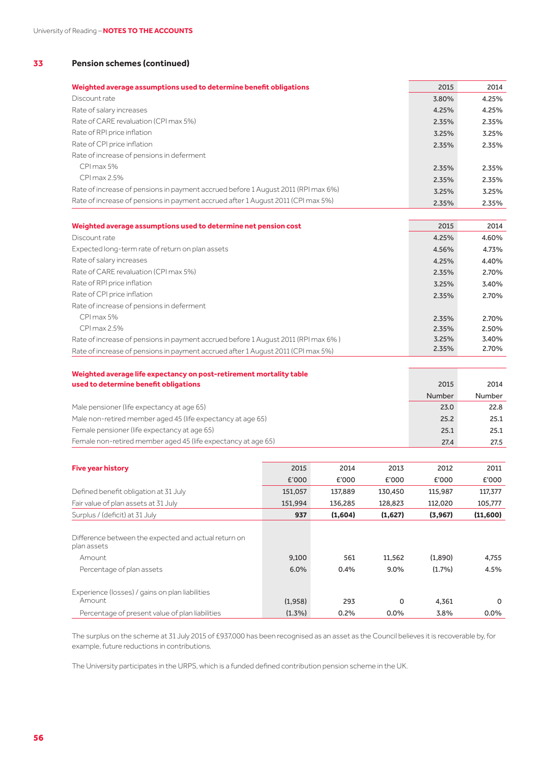## 33 Pension schemes (continued)

| Weighted average assumptions used to determine benefit obligations | 2015 | 2014 |
|---|---|---|
| Discount rate | 3.80% | 4.25% |
| Rate of salary increases | 4.25% | 4.25% |
| Rate of CARE revaluation (CPI max 5%) | 2.35% | 2.35% |
| Rate of RPI price inflation | 3.25% | 3.25% |
| Rate of CPI price inflation | 2.35% | 2.35% |
| Rate of increase of pensions in deferment | | |
| CPI max 5% | 2.35% | 2.35% |
| CPI max 2.5% | 2.35% | 2.35% |
| Rate of increase of pensions in payment accrued before 1 August 2011 (RPI max 6%) | 3.25% | 3.25% |
| Rate of increase of pensions in payment accrued after 1 August 2011 (CPI max 5%) | 2.35% | 2.35% |

| Weighted average assumptions used to determine net pension cost | 2015 | 2014 |
|---|---|---|
| Discount rate | 4.25% | 4.60% |
| Expected long-term rate of return on plan assets | 4.56% | 4.73% |
| Rate of salary increases | 4.25% | 4.40% |
| Rate of CARE revaluation (CPI max 5%) | 2.35% | 2.70% |
| Rate of RPI price inflation | 3.25% | 3.40% |
| Rate of CPI price inflation | 2.35% | 2.70% |
| Rate of increase of pensions in deferment | | |
| CPI max 5% | 2.35% | 2.70% |
| CPI max 2.5% | 2.35% | 2.50% |
| Rate of increase of pensions in payment accrued before 1 August 2011 (RPI max 6% ) | 3.25% | 3.40% |
| Rate of increase of pensions in payment accrued after 1 August 2011 (CPI max 5%) | 2.35% | 2.70% |

| Weighted average life expectancy on post-retirement mortality table used to determine benefit obligations | 2015 | 2014 |
|---|---|---|
| | Number | Number |
| Male pensioner (life expectancy at age 65) | 23.0 | 22.8 |
| Male non-retired member aged 45 (life expectancy at age 65) | 25.2 | 25.1 |
| Female pensioner (life expectancy at age 65) | 25.1 | 25.1 |
| Female non-retired member aged 45 (life expectancy at age 65) | 27.4 | 27.5 |

| Five year history | 2015 | 2014 | 2013 | 2012 | 2011 |
|---|---|---|---|---|---|
| | £'000 | £'000 | £'000 | £'000 | £'000 |
| Defined benefit obligation at 31 July | 151,057 | 137,889 | 130,450 | 115,987 | 117,377 |
| Fair value of plan assets at 31 July | 151,994 | 136,285 | 128,823 | 112,020 | 105,777 |
| **Surplus / (deficit) at 31 July** | **937** | **(1,604)** | **(1,627)** | **(3,967)** | **(11,600)** |
| Difference between the expected and actual return on plan assets | | | | | |
| Amount | 9,100 | 561 | 11,562 | (1,890) | 4,755 |
| Percentage of plan assets | 6.0% | 0.4% | 9.0% | (1.7%) | 4.5% |
| Experience (losses) / gains on plan liabilities | | | | | |
| Amount | (1,958) | 293 | 0 | 4,361 | 0 |
| Percentage of present value of plan liabilities | (1.3%) | 0.2% | 0.0% | 3.8% | 0.0% |

The surplus on the scheme at 31 July 2015 of £937,000 has been recognised as an asset as the Council believes it is recoverable by, for example, future reductions in contributions.

The University participates in the URPS, which is a funded defined contribution pension scheme in the UK.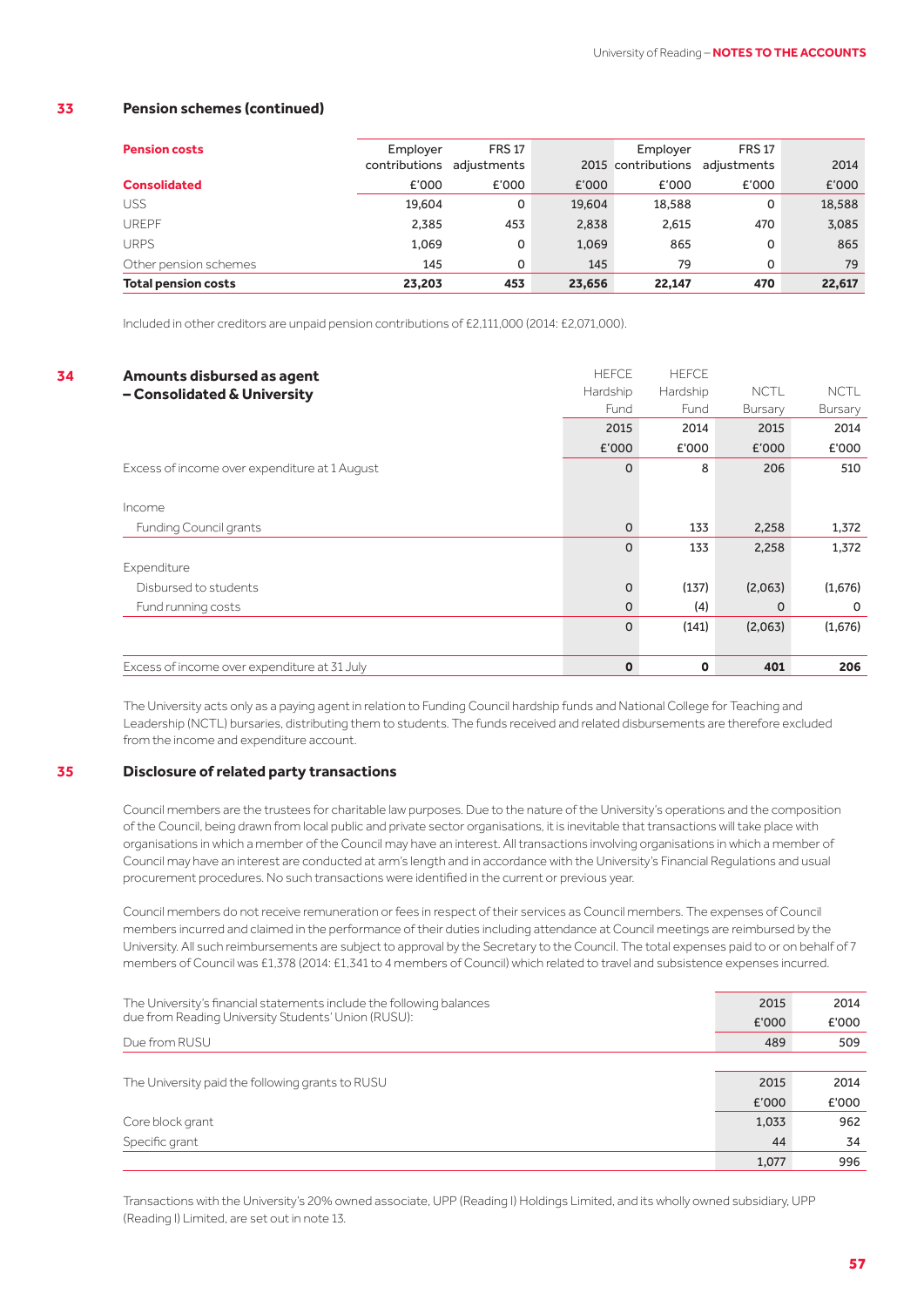## 33 Pension schemes (continued)

| Pension costs | Employer contributions | FRS 17 adjustments | 2015 | Employer contributions | FRS 17 adjustments | 2014 |
|---|---|---|---|---|---|---|
| **Consolidated** | £'000 | £'000 | £'000 | £'000 | £'000 | £'000 |
| USS | 19,604 | 0 | 19,604 | 18,588 | 0 | 18,588 |
| UREPF | 2,385 | 453 | 2,838 | 2,615 | 470 | 3,085 |
| URPS | 1,069 | 0 | 1,069 | 865 | 0 | 865 |
| Other pension schemes | 145 | 0 | 145 | 79 | 0 | 79 |
| **Total pension costs** | **23,203** | **453** | **23,656** | **22,147** | **470** | **22,617** |

Included in other creditors are unpaid pension contributions of £2,111,000 (2014: £2,071,000).

## 34 Amounts disbursed as agent – Consolidated & University

| | HEFCE Hardship Fund 2015 | HEFCE Hardship Fund 2014 | NCTL Bursary 2015 | NCTL Bursary 2014 |
|---|---|---|---|---|
| | £'000 | £'000 | £'000 | £'000 |
| Excess of income over expenditure at 1 August | 0 | 8 | 206 | 510 |
| Income | | | | |
| Funding Council grants | 0 | 133 | 2,258 | 1,372 |
| | 0 | 133 | 2,258 | 1,372 |
| Expenditure | | | | |
| Disbursed to students | 0 | (137) | (2,063) | (1,676) |
| Fund running costs | 0 | (4) | 0 | 0 |
| | 0 | (141) | (2,063) | (1,676) |
| Excess of income over expenditure at 31 July | **0** | **0** | **401** | **206** |

The University acts only as a paying agent in relation to Funding Council hardship funds and National College for Teaching and Leadership (NCTL) bursaries, distributing them to students. The funds received and related disbursements are therefore excluded from the income and expenditure account.

## 35 Disclosure of related party transactions

Council members are the trustees for charitable law purposes. Due to the nature of the University's operations and the composition of the Council, being drawn from local public and private sector organisations, it is inevitable that transactions will take place with organisations in which a member of the Council may have an interest. All transactions involving organisations in which a member of Council may have an interest are conducted at arm's length and in accordance with the University's Financial Regulations and usual procurement procedures. No such transactions were identified in the current or previous year.

Council members do not receive remuneration or fees in respect of their services as Council members. The expenses of Council members incurred and claimed in the performance of their duties including attendance at Council meetings are reimbursed by the University. All such reimbursements are subject to approval by the Secretary to the Council. The total expenses paid to or on behalf of 7 members of Council was £1,378 (2014: £1,341 to 4 members of Council) which related to travel and subsistence expenses incurred.

| The University's financial statements include the following balances due from Reading University Students' Union (RUSU): | 2015 | 2014 |
|---|---|---|
| | £'000 | £'000 |
| Due from RUSU | 489 | 509 |

| The University paid the following grants to RUSU | 2015 | 2014 |
|---|---|---|
| | £'000 | £'000 |
| Core block grant | 1,033 | 962 |
| Specific grant | 44 | 34 |
| | 1,077 | 996 |

Transactions with the University's 20% owned associate, UPP (Reading I) Holdings Limited, and its wholly owned subsidiary, UPP (Reading I) Limited, are set out in note 13.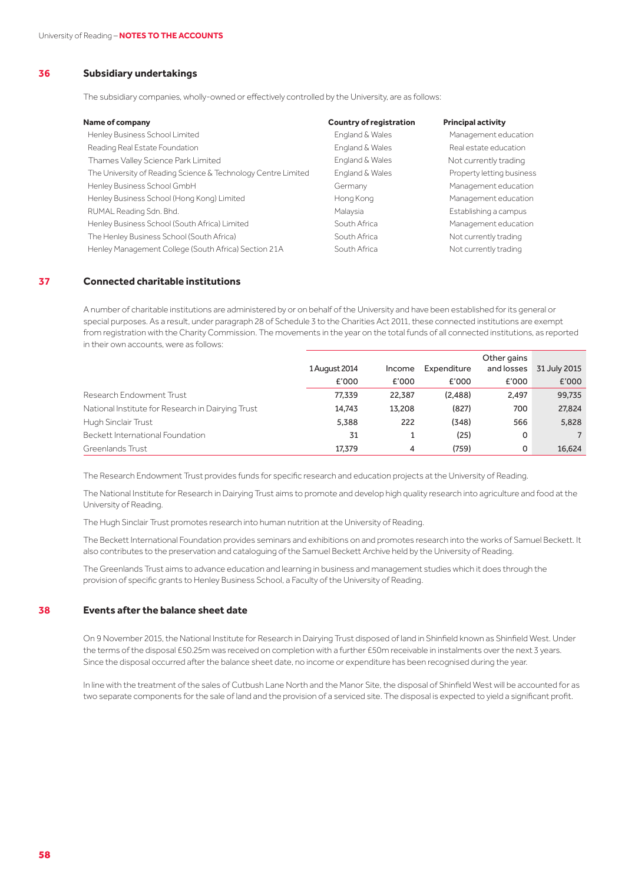## 36 Subsidiary undertakings

The subsidiary companies, wholly-owned or effectively controlled by the University, are as follows:

| Name of company | Country of registration | Principal activity |
|---|---|---|
| Henley Business School Limited | England & Wales | Management education |
| Reading Real Estate Foundation | England & Wales | Real estate education |
| Thames Valley Science Park Limited | England & Wales | Not currently trading |
| The University of Reading Science & Technology Centre Limited | England & Wales | Property letting business |
| Henley Business School GmbH | Germany | Management education |
| Henley Business School (Hong Kong) Limited | Hong Kong | Management education |
| RUMAL Reading Sdn. Bhd. | Malaysia | Establishing a campus |
| Henley Business School (South Africa) Limited | South Africa | Management education |
| The Henley Business School (South Africa) | South Africa | Not currently trading |
| Henley Management College (South Africa) Section 21A | South Africa | Not currently trading |

## 37 Connected charitable institutions

A number of charitable institutions are administered by or on behalf of the University and have been established for its general or special purposes. As a result, under paragraph 28 of Schedule 3 to the Charities Act 2011, these connected institutions are exempt from registration with the Charity Commission. The movements in the year on the total funds of all connected institutions, as reported in their own accounts, were as follows:

| | 1 August 2014 | Income | Expenditure | Other gains and losses | 31 July 2015 |
|---|---|---|---|---|---|
| | £'000 | £'000 | £'000 | £'000 | £'000 |
| Research Endowment Trust | 77,339 | 22,387 | (2,488) | 2,497 | 99,735 |
| National Institute for Research in Dairying Trust | 14,743 | 13,208 | (827) | 700 | 27,824 |
| Hugh Sinclair Trust | 5,388 | 222 | (348) | 566 | 5,828 |
| Beckett International Foundation | 31 | 1 | (25) | 0 | 7 |
| Greenlands Trust | 17,379 | 4 | (759) | 0 | 16,624 |

The Research Endowment Trust provides funds for specific research and education projects at the University of Reading.

The National Institute for Research in Dairying Trust aims to promote and develop high quality research into agriculture and food at the University of Reading.

The Hugh Sinclair Trust promotes research into human nutrition at the University of Reading.

The Beckett International Foundation provides seminars and exhibitions on and promotes research into the works of Samuel Beckett. It also contributes to the preservation and cataloguing of the Samuel Beckett Archive held by the University of Reading.

The Greenlands Trust aims to advance education and learning in business and management studies which it does through the provision of specific grants to Henley Business School, a Faculty of the University of Reading.

## 38 Events after the balance sheet date

On 9 November 2015, the National Institute for Research in Dairying Trust disposed of land in Shinfield known as Shinfield West. Under the terms of the disposal £50.25m was received on completion with a further £50m receivable in instalments over the next 3 years. Since the disposal occurred after the balance sheet date, no income or expenditure has been recognised during the year.

In line with the treatment of the sales of Cutbush Lane North and the Manor Site, the disposal of Shinfield West will be accounted for as two separate components for the sale of land and the provision of a serviced site. The disposal is expected to yield a significant profit.